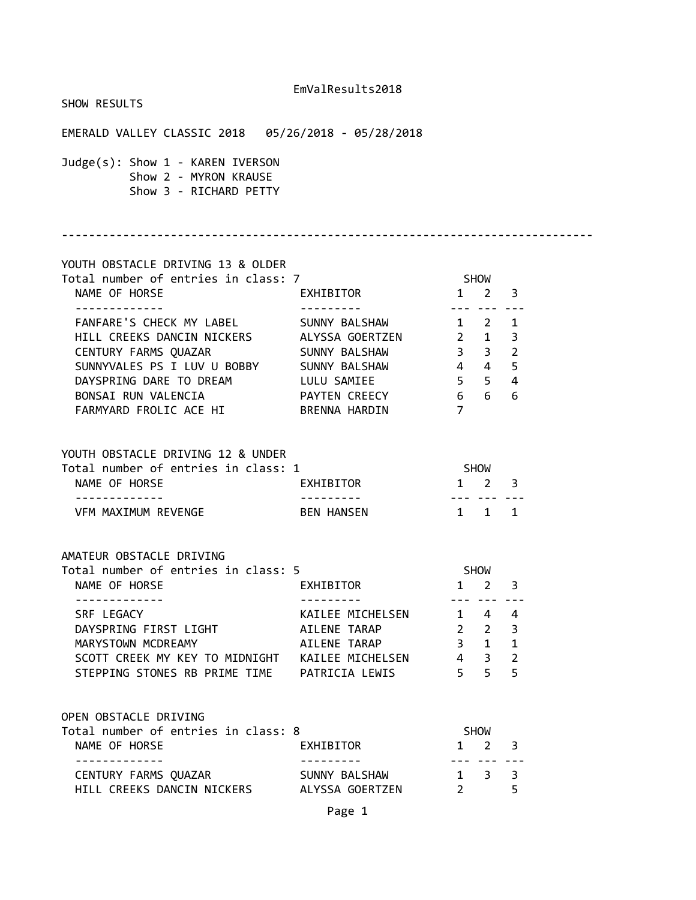EmValResults2018

SHOW RESULTS

EMERALD VALLEY CLASSIC 2018   05/26/2018 - 05/28/2018

Judge(s): Show 1 - KAREN IVERSON
Show 2 - MYRON KRAUSE
Show 3 - RICHARD PETTY

---

## YOUTH OBSTACLE DRIVING 13 & OLDER

Total number of entries in class: 7

| NAME OF HORSE | EXHIBITOR | SHOW 1 | SHOW 2 | SHOW 3 |
|---|---|---|---|---|
| FANFARE'S CHECK MY LABEL | SUNNY BALSHAW | 1 | 2 | 1 |
| HILL CREEKS DANCIN NICKERS | ALYSSA GOERTZEN | 2 | 1 | 3 |
| CENTURY FARMS QUAZAR | SUNNY BALSHAW | 3 | 3 | 2 |
| SUNNYVALES PS I LUV U BOBBY | SUNNY BALSHAW | 4 | 4 | 5 |
| DAYSPRING DARE TO DREAM | LULU SAMIEE | 5 | 5 | 4 |
| BONSAI RUN VALENCIA | PAYTEN CREECY | 6 | 6 | 6 |
| FARMYARD FROLIC ACE HI | BRENNA HARDIN | 7 | | |

## YOUTH OBSTACLE DRIVING 12 & UNDER

Total number of entries in class: 1

| NAME OF HORSE | EXHIBITOR | SHOW 1 | SHOW 2 | SHOW 3 |
|---|---|---|---|---|
| VFM MAXIMUM REVENGE | BEN HANSEN | 1 | 1 | 1 |

## AMATEUR OBSTACLE DRIVING

Total number of entries in class: 5

| NAME OF HORSE | EXHIBITOR | SHOW 1 | SHOW 2 | SHOW 3 |
|---|---|---|---|---|
| SRF LEGACY | KAILEE MICHELSEN | 1 | 4 | 4 |
| DAYSPRING FIRST LIGHT | AILENE TARAP | 2 | 2 | 3 |
| MARYSTOWN MCDREAMY | AILENE TARAP | 3 | 1 | 1 |
| SCOTT CREEK MY KEY TO MIDNIGHT | KAILEE MICHELSEN | 4 | 3 | 2 |
| STEPPING STONES RB PRIME TIME | PATRICIA LEWIS | 5 | 5 | 5 |

## OPEN OBSTACLE DRIVING

Total number of entries in class: 8

| NAME OF HORSE | EXHIBITOR | SHOW 1 | SHOW 2 | SHOW 3 |
|---|---|---|---|---|
| CENTURY FARMS QUAZAR | SUNNY BALSHAW | 1 | 3 | 3 |
| HILL CREEKS DANCIN NICKERS | ALYSSA GOERTZEN | 2 | | 5 |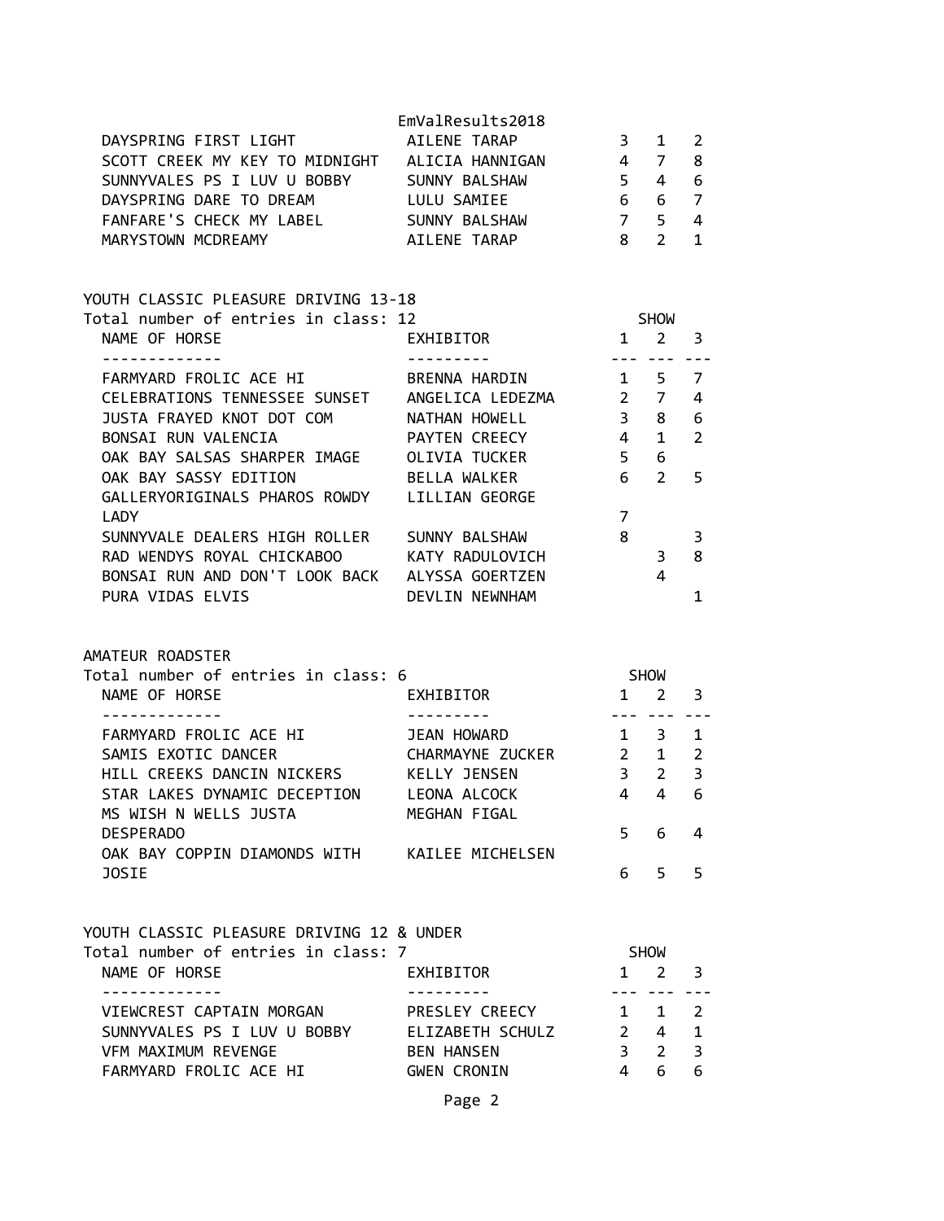| NAME OF HORSE | EXHIBITOR | 1 | 2 | 3 |
| --- | --- | --- | --- | --- |
| DAYSPRING FIRST LIGHT | AILENE TARAP | 3 | 1 | 2 |
| SCOTT CREEK MY KEY TO MIDNIGHT | ALICIA HANNIGAN | 4 | 7 | 8 |
| SUNNYVALES PS I LUV U BOBBY | SUNNY BALSHAW | 5 | 4 | 6 |
| DAYSPRING DARE TO DREAM | LULU SAMIEE | 6 | 6 | 7 |
| FANFARE'S CHECK MY LABEL | SUNNY BALSHAW | 7 | 5 | 4 |
| MARYSTOWN MCDREAMY | AILENE TARAP | 8 | 2 | 1 |

YOUTH CLASSIC PLEASURE DRIVING 13-18

Total number of entries in class: 12

| NAME OF HORSE | EXHIBITOR | SHOW 1 | 2 | 3 |
| --- | --- | --- | --- | --- |
| FARMYARD FROLIC ACE HI | BRENNA HARDIN | 1 | 5 | 7 |
| CELEBRATIONS TENNESSEE SUNSET | ANGELICA LEDEZMA | 2 | 7 | 4 |
| JUSTA FRAYED KNOT DOT COM | NATHAN HOWELL | 3 | 8 | 6 |
| BONSAI RUN VALENCIA | PAYTEN CREECY | 4 | 1 | 2 |
| OAK BAY SALSAS SHARPER IMAGE | OLIVIA TUCKER | 5 | 6 | |
| OAK BAY SASSY EDITION | BELLA WALKER | 6 | 2 | 5 |
| GALLERYORIGINALS PHAROS ROWDY LADY | LILLIAN GEORGE | 7 | | |
| SUNNYVALE DEALERS HIGH ROLLER | SUNNY BALSHAW | 8 | | 3 |
| RAD WENDYS ROYAL CHICKABOO | KATY RADULOVICH | | 3 | 8 |
| BONSAI RUN AND DON'T LOOK BACK | ALYSSA GOERTZEN | | 4 | |
| PURA VIDAS ELVIS | DEVLIN NEWNHAM | | | 1 |

AMATEUR ROADSTER

Total number of entries in class: 6

| NAME OF HORSE | EXHIBITOR | SHOW 1 | 2 | 3 |
| --- | --- | --- | --- | --- |
| FARMYARD FROLIC ACE HI | JEAN HOWARD | 1 | 3 | 1 |
| SAMIS EXOTIC DANCER | CHARMAYNE ZUCKER | 2 | 1 | 2 |
| HILL CREEKS DANCIN NICKERS | KELLY JENSEN | 3 | 2 | 3 |
| STAR LAKES DYNAMIC DECEPTION | LEONA ALCOCK | 4 | 4 | 6 |
| MS WISH N WELLS JUSTA DESPERADO | MEGHAN FIGAL | 5 | 6 | 4 |
| OAK BAY COPPIN DIAMONDS WITH JOSIE | KAILEE MICHELSEN | 6 | 5 | 5 |

YOUTH CLASSIC PLEASURE DRIVING 12 & UNDER

Total number of entries in class: 7

| NAME OF HORSE | EXHIBITOR | SHOW 1 | 2 | 3 |
| --- | --- | --- | --- | --- |
| VIEWCREST CAPTAIN MORGAN | PRESLEY CREECY | 1 | 1 | 2 |
| SUNNYVALES PS I LUV U BOBBY | ELIZABETH SCHULZ | 2 | 4 | 1 |
| VFM MAXIMUM REVENGE | BEN HANSEN | 3 | 2 | 3 |
| FARMYARD FROLIC ACE HI | GWEN CRONIN | 4 | 6 | 6 |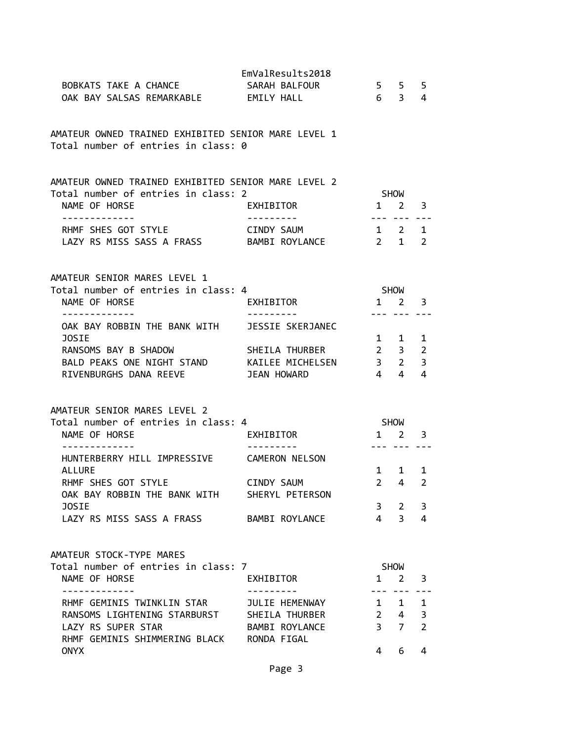| NAME OF HORSE | EXHIBITOR | 1 | 2 | 3 |
|---|---|---|---|---|
| BOBKATS TAKE A CHANCE | SARAH BALFOUR | 5 | 5 | 5 |
| OAK BAY SALSAS REMARKABLE | EMILY HALL | 6 | 3 | 4 |

## AMATEUR OWNED TRAINED EXHIBITED SENIOR MARE LEVEL 1

Total number of entries in class: 0

## AMATEUR OWNED TRAINED EXHIBITED SENIOR MARE LEVEL 2

Total number of entries in class: 2

| NAME OF HORSE | EXHIBITOR | SHOW 1 | SHOW 2 | SHOW 3 |
|---|---|---|---|---|
| RHMF SHES GOT STYLE | CINDY SAUM | 1 | 2 | 1 |
| LAZY RS MISS SASS A FRASS | BAMBI ROYLANCE | 2 | 1 | 2 |

## AMATEUR SENIOR MARES LEVEL 1

Total number of entries in class: 4

| NAME OF HORSE | EXHIBITOR | SHOW 1 | SHOW 2 | SHOW 3 |
|---|---|---|---|---|
| OAK BAY ROBBIN THE BANK WITH JOSIE | JESSIE SKERJANEC | 1 | 1 | 1 |
| RANSOMS BAY B SHADOW | SHEILA THURBER | 2 | 3 | 2 |
| BALD PEAKS ONE NIGHT STAND | KAILEE MICHELSEN | 3 | 2 | 3 |
| RIVENBURGHS DANA REEVE | JEAN HOWARD | 4 | 4 | 4 |

## AMATEUR SENIOR MARES LEVEL 2

Total number of entries in class: 4

| NAME OF HORSE | EXHIBITOR | SHOW 1 | SHOW 2 | SHOW 3 |
|---|---|---|---|---|
| HUNTERBERRY HILL IMPRESSIVE ALLURE | CAMERON NELSON | 1 | 1 | 1 |
| RHMF SHES GOT STYLE | CINDY SAUM | 2 | 4 | 2 |
| OAK BAY ROBBIN THE BANK WITH JOSIE | SHERYL PETERSON | 3 | 2 | 3 |
| LAZY RS MISS SASS A FRASS | BAMBI ROYLANCE | 4 | 3 | 4 |

## AMATEUR STOCK-TYPE MARES

Total number of entries in class: 7

| NAME OF HORSE | EXHIBITOR | SHOW 1 | SHOW 2 | SHOW 3 |
|---|---|---|---|---|
| RHMF GEMINIS TWINKLIN STAR | JULIE HEMENWAY | 1 | 1 | 1 |
| RANSOMS LIGHTENING STARBURST | SHEILA THURBER | 2 | 4 | 3 |
| LAZY RS SUPER STAR | BAMBI ROYLANCE | 3 | 7 | 2 |
| RHMF GEMINIS SHIMMERING BLACK ONYX | RONDA FIGAL | 4 | 6 | 4 |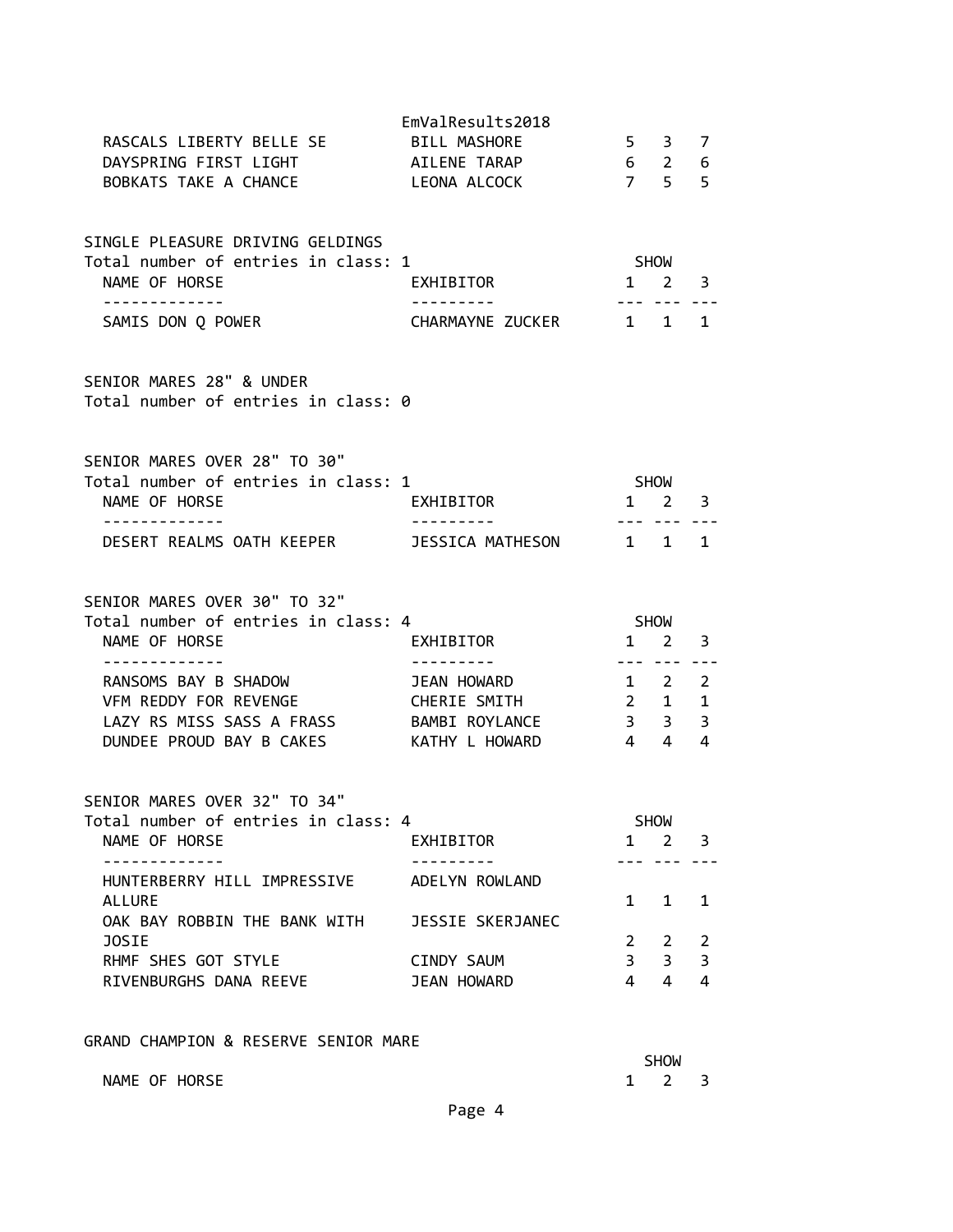| NAME OF HORSE | EXHIBITOR | 1 | 2 | 3 |
| --- | --- | --- | --- | --- |
| RASCALS LIBERTY BELLE SE | BILL MASHORE | 5 | 3 | 7 |
| DAYSPRING FIRST LIGHT | AILENE TARAP | 6 | 2 | 6 |
| BOBKATS TAKE A CHANCE | LEONA ALCOCK | 7 | 5 | 5 |

SINGLE PLEASURE DRIVING GELDINGS
Total number of entries in class: 1

| NAME OF HORSE | EXHIBITOR | SHOW 1 | 2 | 3 |
| --- | --- | --- | --- | --- |
| SAMIS DON Q POWER | CHARMAYNE ZUCKER | 1 | 1 | 1 |

SENIOR MARES 28" & UNDER
Total number of entries in class: 0

SENIOR MARES OVER 28" TO 30"
Total number of entries in class: 1

| NAME OF HORSE | EXHIBITOR | SHOW 1 | 2 | 3 |
| --- | --- | --- | --- | --- |
| DESERT REALMS OATH KEEPER | JESSICA MATHESON | 1 | 1 | 1 |

SENIOR MARES OVER 30" TO 32"
Total number of entries in class: 4

| NAME OF HORSE | EXHIBITOR | SHOW 1 | 2 | 3 |
| --- | --- | --- | --- | --- |
| RANSOMS BAY B SHADOW | JEAN HOWARD | 1 | 2 | 2 |
| VFM REDDY FOR REVENGE | CHERIE SMITH | 2 | 1 | 1 |
| LAZY RS MISS SASS A FRASS | BAMBI ROYLANCE | 3 | 3 | 3 |
| DUNDEE PROUD BAY B CAKES | KATHY L HOWARD | 4 | 4 | 4 |

SENIOR MARES OVER 32" TO 34"
Total number of entries in class: 4

| NAME OF HORSE | EXHIBITOR | SHOW 1 | 2 | 3 |
| --- | --- | --- | --- | --- |
| HUNTERBERRY HILL IMPRESSIVE ALLURE | ADELYN ROWLAND | 1 | 1 | 1 |
| OAK BAY ROBBIN THE BANK WITH JOSIE | JESSIE SKERJANEC | 2 | 2 | 2 |
| RHMF SHES GOT STYLE | CINDY SAUM | 3 | 3 | 3 |
| RIVENBURGHS DANA REEVE | JEAN HOWARD | 4 | 4 | 4 |

GRAND CHAMPION & RESERVE SENIOR MARE

| NAME OF HORSE | SHOW 1 | 2 | 3 |
| --- | --- | --- | --- |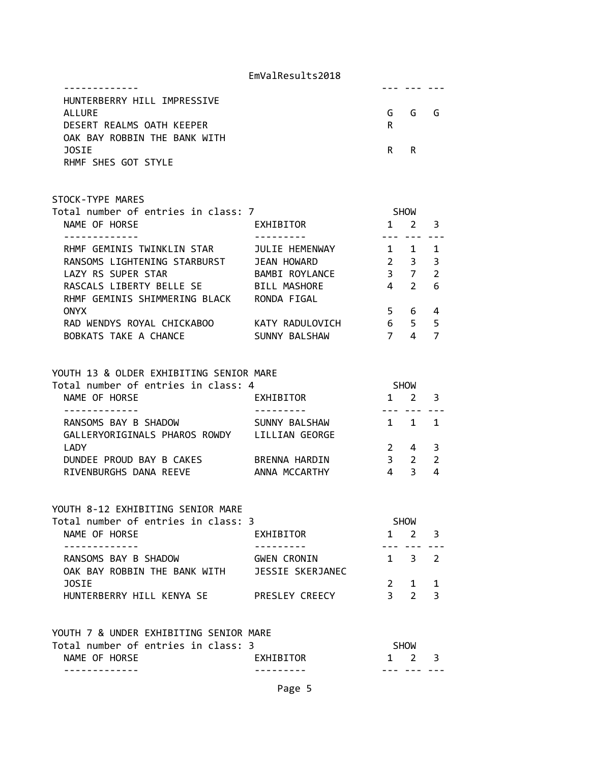| NAME OF HORSE | EXHIBITOR | 1 | 2 | 3 |
|---|---|---|---|---|
| HUNTERBERRY HILL IMPRESSIVE ALLURE | | G | G | G |
| DESERT REALMS OATH KEEPER | | R | | |
| OAK BAY ROBBIN THE BANK WITH JOSIE | | R | R | |
| RHMF SHES GOT STYLE | | | | |

## STOCK-TYPE MARES

Total number of entries in class: 7

| NAME OF HORSE | EXHIBITOR | SHOW 1 | 2 | 3 |
|---|---|---|---|---|
| RHMF GEMINIS TWINKLIN STAR | JULIE HEMENWAY | 1 | 1 | 1 |
| RANSOMS LIGHTENING STARBURST | JEAN HOWARD | 2 | 3 | 3 |
| LAZY RS SUPER STAR | BAMBI ROYLANCE | 3 | 7 | 2 |
| RASCALS LIBERTY BELLE SE | BILL MASHORE | 4 | 2 | 6 |
| RHMF GEMINIS SHIMMERING BLACK ONYX | RONDA FIGAL | 5 | 6 | 4 |
| RAD WENDYS ROYAL CHICKABOO | KATY RADULOVICH | 6 | 5 | 5 |
| BOBKATS TAKE A CHANCE | SUNNY BALSHAW | 7 | 4 | 7 |

## YOUTH 13 & OLDER EXHIBITING SENIOR MARE

Total number of entries in class: 4

| NAME OF HORSE | EXHIBITOR | SHOW 1 | 2 | 3 |
|---|---|---|---|---|
| RANSOMS BAY B SHADOW | SUNNY BALSHAW | 1 | 1 | 1 |
| GALLERYORIGINALS PHAROS ROWDY LADY | LILLIAN GEORGE | 2 | 4 | 3 |
| DUNDEE PROUD BAY B CAKES | BRENNA HARDIN | 3 | 2 | 2 |
| RIVENBURGHS DANA REEVE | ANNA MCCARTHY | 4 | 3 | 4 |

## YOUTH 8-12 EXHIBITING SENIOR MARE

Total number of entries in class: 3

| NAME OF HORSE | EXHIBITOR | SHOW 1 | 2 | 3 |
|---|---|---|---|---|
| RANSOMS BAY B SHADOW | GWEN CRONIN | 1 | 3 | 2 |
| OAK BAY ROBBIN THE BANK WITH JOSIE | JESSIE SKERJANEC | 2 | 1 | 1 |
| HUNTERBERRY HILL KENYA SE | PRESLEY CREECY | 3 | 2 | 3 |

## YOUTH 7 & UNDER EXHIBITING SENIOR MARE

Total number of entries in class: 3

| NAME OF HORSE | EXHIBITOR | SHOW 1 | 2 | 3 |
|---|---|---|---|---|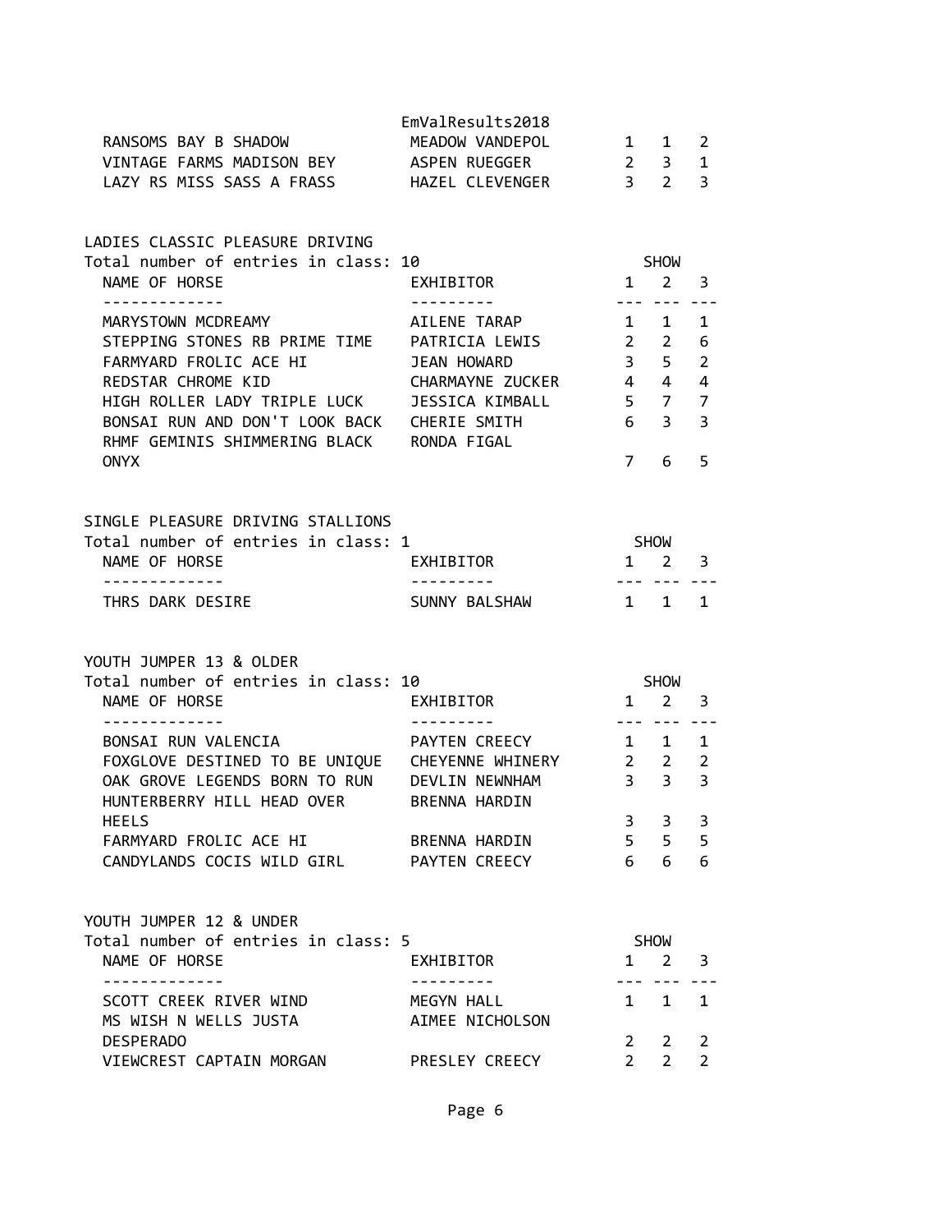| NAME OF HORSE | EXHIBITOR | 1 | 2 | 3 |
|---|---|---|---|---|
| RANSOMS BAY B SHADOW | MEADOW VANDEPOL | 1 | 1 | 2 |
| VINTAGE FARMS MADISON BEY | ASPEN RUEGGER | 2 | 3 | 1 |
| LAZY RS MISS SASS A FRASS | HAZEL CLEVENGER | 3 | 2 | 3 |

## LADIES CLASSIC PLEASURE DRIVING

Total number of entries in class: 10

| NAME OF HORSE | EXHIBITOR | SHOW 1 | SHOW 2 | SHOW 3 |
|---|---|---|---|---|
| MARYSTOWN MCDREAMY | AILENE TARAP | 1 | 1 | 1 |
| STEPPING STONES RB PRIME TIME | PATRICIA LEWIS | 2 | 2 | 6 |
| FARMYARD FROLIC ACE HI | JEAN HOWARD | 3 | 5 | 2 |
| REDSTAR CHROME KID | CHARMAYNE ZUCKER | 4 | 4 | 4 |
| HIGH ROLLER LADY TRIPLE LUCK | JESSICA KIMBALL | 5 | 7 | 7 |
| BONSAI RUN AND DON'T LOOK BACK | CHERIE SMITH | 6 | 3 | 3 |
| RHMF GEMINIS SHIMMERING BLACK ONYX | RONDA FIGAL | 7 | 6 | 5 |

## SINGLE PLEASURE DRIVING STALLIONS

Total number of entries in class: 1

| NAME OF HORSE | EXHIBITOR | SHOW 1 | SHOW 2 | SHOW 3 |
|---|---|---|---|---|
| THRS DARK DESIRE | SUNNY BALSHAW | 1 | 1 | 1 |

## YOUTH JUMPER 13 & OLDER

Total number of entries in class: 10

| NAME OF HORSE | EXHIBITOR | SHOW 1 | SHOW 2 | SHOW 3 |
|---|---|---|---|---|
| BONSAI RUN VALENCIA | PAYTEN CREECY | 1 | 1 | 1 |
| FOXGLOVE DESTINED TO BE UNIQUE | CHEYENNE WHINERY | 2 | 2 | 2 |
| OAK GROVE LEGENDS BORN TO RUN | DEVLIN NEWNHAM | 3 | 3 | 3 |
| HUNTERBERRY HILL HEAD OVER HEELS | BRENNA HARDIN | 3 | 3 | 3 |
| FARMYARD FROLIC ACE HI | BRENNA HARDIN | 5 | 5 | 5 |
| CANDYLANDS COCIS WILD GIRL | PAYTEN CREECY | 6 | 6 | 6 |

## YOUTH JUMPER 12 & UNDER

Total number of entries in class: 5

| NAME OF HORSE | EXHIBITOR | SHOW 1 | SHOW 2 | SHOW 3 |
|---|---|---|---|---|
| SCOTT CREEK RIVER WIND | MEGYN HALL | 1 | 1 | 1 |
| MS WISH N WELLS JUSTA DESPERADO | AIMEE NICHOLSON | 2 | 2 | 2 |
| VIEWCREST CAPTAIN MORGAN | PRESLEY CREECY | 2 | 2 | 2 |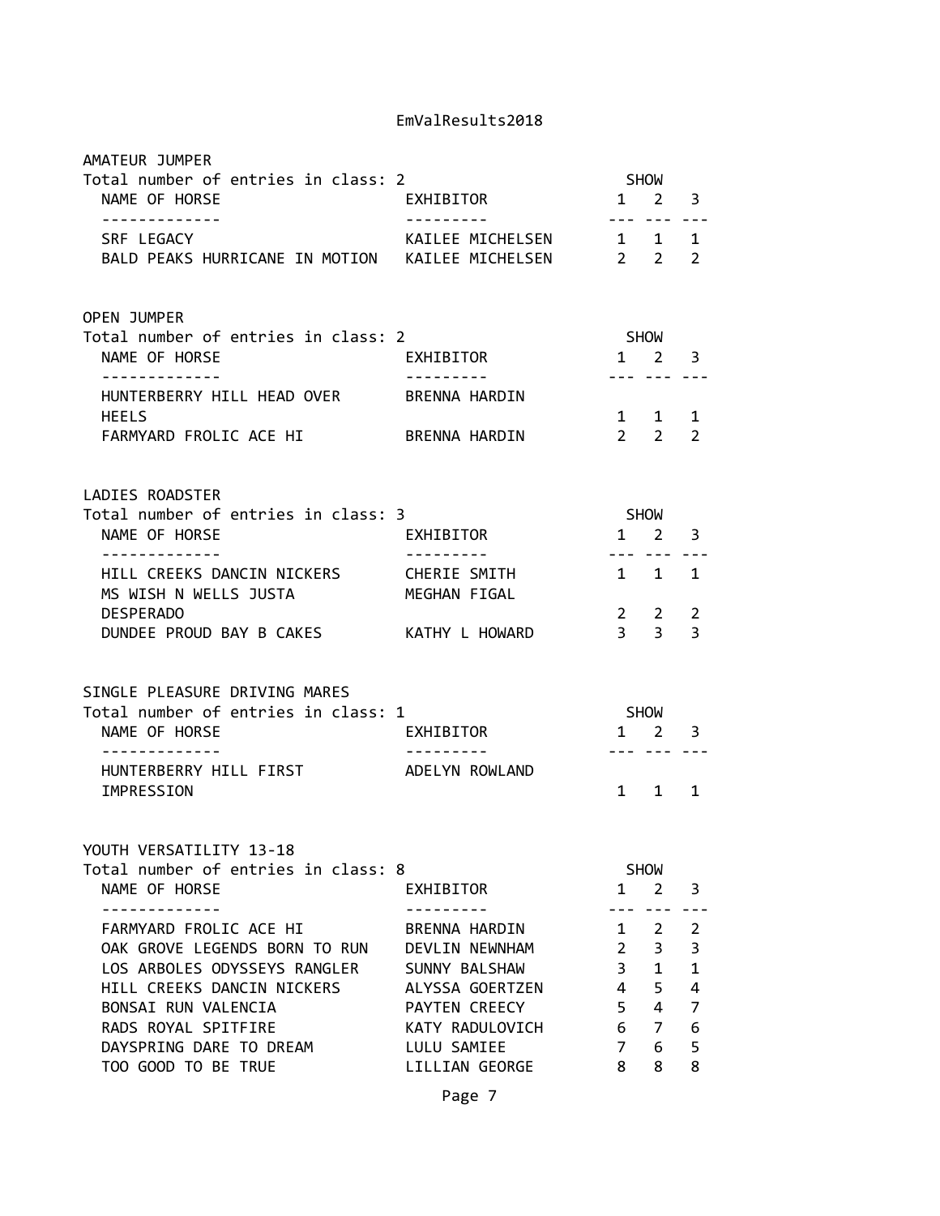## AMATEUR JUMPER

Total number of entries in class: 2

| NAME OF HORSE | EXHIBITOR | SHOW 1 | SHOW 2 | SHOW 3 |
|---|---|---|---|---|
| SRF LEGACY | KAILEE MICHELSEN | 1 | 1 | 1 |
| BALD PEAKS HURRICANE IN MOTION | KAILEE MICHELSEN | 2 | 2 | 2 |

## OPEN JUMPER

Total number of entries in class: 2

| NAME OF HORSE | EXHIBITOR | SHOW 1 | SHOW 2 | SHOW 3 |
|---|---|---|---|---|
| HUNTERBERRY HILL HEAD OVER HEELS | BRENNA HARDIN | 1 | 1 | 1 |
| FARMYARD FROLIC ACE HI | BRENNA HARDIN | 2 | 2 | 2 |

## LADIES ROADSTER

Total number of entries in class: 3

| NAME OF HORSE | EXHIBITOR | SHOW 1 | SHOW 2 | SHOW 3 |
|---|---|---|---|---|
| HILL CREEKS DANCIN NICKERS | CHERIE SMITH | 1 | 1 | 1 |
| MS WISH N WELLS JUSTA DESPERADO | MEGHAN FIGAL | 2 | 2 | 2 |
| DUNDEE PROUD BAY B CAKES | KATHY L HOWARD | 3 | 3 | 3 |

## SINGLE PLEASURE DRIVING MARES

Total number of entries in class: 1

| NAME OF HORSE | EXHIBITOR | SHOW 1 | SHOW 2 | SHOW 3 |
|---|---|---|---|---|
| HUNTERBERRY HILL FIRST IMPRESSION | ADELYN ROWLAND | 1 | 1 | 1 |

## YOUTH VERSATILITY 13-18

Total number of entries in class: 8

| NAME OF HORSE | EXHIBITOR | SHOW 1 | SHOW 2 | SHOW 3 |
|---|---|---|---|---|
| FARMYARD FROLIC ACE HI | BRENNA HARDIN | 1 | 2 | 2 |
| OAK GROVE LEGENDS BORN TO RUN | DEVLIN NEWNHAM | 2 | 3 | 3 |
| LOS ARBOLES ODYSSEYS RANGLER | SUNNY BALSHAW | 3 | 1 | 1 |
| HILL CREEKS DANCIN NICKERS | ALYSSA GOERTZEN | 4 | 5 | 4 |
| BONSAI RUN VALENCIA | PAYTEN CREECY | 5 | 4 | 7 |
| RADS ROYAL SPITFIRE | KATY RADULOVICH | 6 | 7 | 6 |
| DAYSPRING DARE TO DREAM | LULU SAMIEE | 7 | 6 | 5 |
| TOO GOOD TO BE TRUE | LILLIAN GEORGE | 8 | 8 | 8 |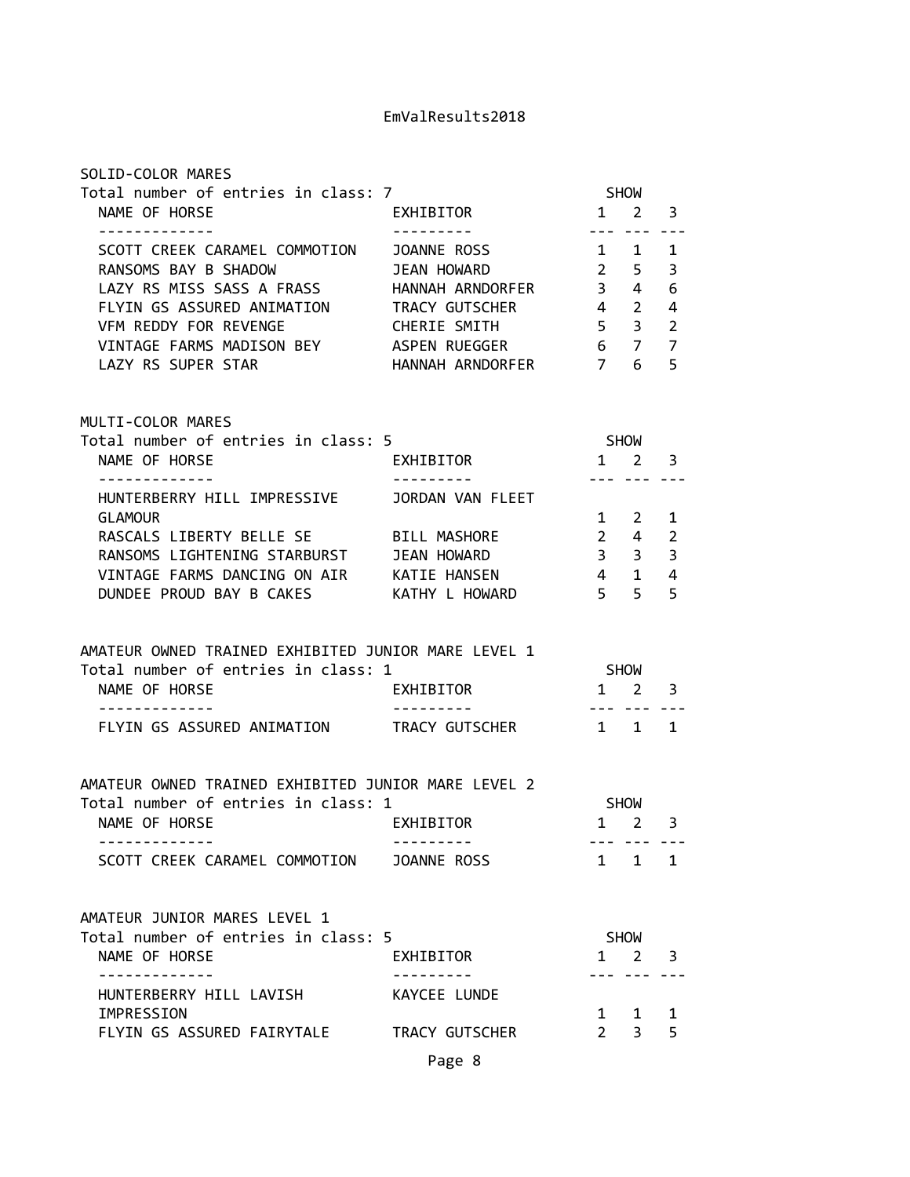SOLID-COLOR MARES

Total number of entries in class: 7

| NAME OF HORSE | EXHIBITOR | SHOW 1 | 2 | 3 |
|---|---|---|---|---|
| SCOTT CREEK CARAMEL COMMOTION | JOANNE ROSS | 1 | 1 | 1 |
| RANSOMS BAY B SHADOW | JEAN HOWARD | 2 | 5 | 3 |
| LAZY RS MISS SASS A FRASS | HANNAH ARNDORFER | 3 | 4 | 6 |
| FLYIN GS ASSURED ANIMATION | TRACY GUTSCHER | 4 | 2 | 4 |
| VFM REDDY FOR REVENGE | CHERIE SMITH | 5 | 3 | 2 |
| VINTAGE FARMS MADISON BEY | ASPEN RUEGGER | 6 | 7 | 7 |
| LAZY RS SUPER STAR | HANNAH ARNDORFER | 7 | 6 | 5 |

MULTI-COLOR MARES

Total number of entries in class: 5

| NAME OF HORSE | EXHIBITOR | SHOW 1 | 2 | 3 |
|---|---|---|---|---|
| HUNTERBERRY HILL IMPRESSIVE GLAMOUR | JORDAN VAN FLEET | 1 | 2 | 1 |
| RASCALS LIBERTY BELLE SE | BILL MASHORE | 2 | 4 | 2 |
| RANSOMS LIGHTENING STARBURST | JEAN HOWARD | 3 | 3 | 3 |
| VINTAGE FARMS DANCING ON AIR | KATIE HANSEN | 4 | 1 | 4 |
| DUNDEE PROUD BAY B CAKES | KATHY L HOWARD | 5 | 5 | 5 |

AMATEUR OWNED TRAINED EXHIBITED JUNIOR MARE LEVEL 1

Total number of entries in class: 1

| NAME OF HORSE | EXHIBITOR | SHOW 1 | 2 | 3 |
|---|---|---|---|---|
| FLYIN GS ASSURED ANIMATION | TRACY GUTSCHER | 1 | 1 | 1 |

AMATEUR OWNED TRAINED EXHIBITED JUNIOR MARE LEVEL 2

Total number of entries in class: 1

| NAME OF HORSE | EXHIBITOR | SHOW 1 | 2 | 3 |
|---|---|---|---|---|
| SCOTT CREEK CARAMEL COMMOTION | JOANNE ROSS | 1 | 1 | 1 |

AMATEUR JUNIOR MARES LEVEL 1

Total number of entries in class: 5

| NAME OF HORSE | EXHIBITOR | SHOW 1 | 2 | 3 |
|---|---|---|---|---|
| HUNTERBERRY HILL LAVISH IMPRESSION | KAYCEE LUNDE | 1 | 1 | 1 |
| FLYIN GS ASSURED FAIRYTALE | TRACY GUTSCHER | 2 | 3 | 5 |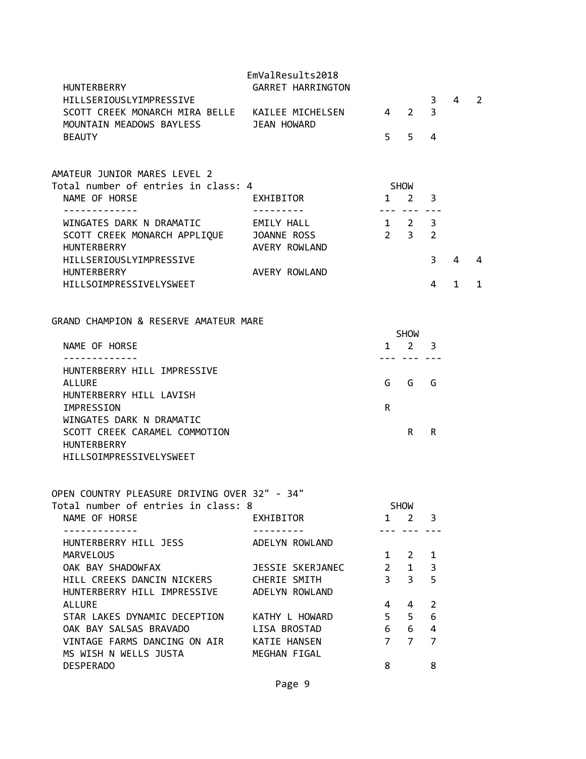| | | | | |
|---|---|---|---|---|
| HUNTERBERRY HILLSERIOUSLYIMPRESSIVE | GARRET HARRINGTON | | | 3 4 2 |
| SCOTT CREEK MONARCH MIRA BELLE | KAILEE MICHELSEN | 4 | 2 | 3 |
| MOUNTAIN MEADOWS BAYLESS BEAUTY | JEAN HOWARD | 5 | 5 | 4 |

## AMATEUR JUNIOR MARES LEVEL 2

Total number of entries in class: 4

| NAME OF HORSE | EXHIBITOR | SHOW 1 | 2 | 3 |
|---|---|---|---|---|
| WINGATES DARK N DRAMATIC | EMILY HALL | 1 | 2 | 3 |
| SCOTT CREEK MONARCH APPLIQUE | JOANNE ROSS | 2 | 3 | 2 |
| HUNTERBERRY HILLSERIOUSLYIMPRESSIVE | AVERY ROWLAND | | | 3 4 4 |
| HUNTERBERRY HILLSOIMPRESSIVELYSWEET | AVERY ROWLAND | | | 4 1 1 |

## GRAND CHAMPION & RESERVE AMATEUR MARE

| NAME OF HORSE | SHOW 1 | 2 | 3 |
|---|---|---|---|
| HUNTERBERRY HILL IMPRESSIVE ALLURE | G | G | G |
| HUNTERBERRY HILL LAVISH IMPRESSION | R | | |
| WINGATES DARK N DRAMATIC | | | |
| SCOTT CREEK CARAMEL COMMOTION | | R | R |
| HUNTERBERRY HILLSOIMPRESSIVELYSWEET | | | |

## OPEN COUNTRY PLEASURE DRIVING OVER 32" - 34"

Total number of entries in class: 8

| NAME OF HORSE | EXHIBITOR | SHOW 1 | 2 | 3 |
|---|---|---|---|---|
| HUNTERBERRY HILL JESS MARVELOUS | ADELYN ROWLAND | 1 | 2 | 1 |
| OAK BAY SHADOWFAX | JESSIE SKERJANEC | 2 | 1 | 3 |
| HILL CREEKS DANCIN NICKERS | CHERIE SMITH | 3 | 3 | 5 |
| HUNTERBERRY HILL IMPRESSIVE ALLURE | ADELYN ROWLAND | 4 | 4 | 2 |
| STAR LAKES DYNAMIC DECEPTION | KATHY L HOWARD | 5 | 5 | 6 |
| OAK BAY SALSAS BRAVADO | LISA BROSTAD | 6 | 6 | 4 |
| VINTAGE FARMS DANCING ON AIR | KATIE HANSEN | 7 | 7 | 7 |
| MS WISH N WELLS JUSTA DESPERADO | MEGHAN FIGAL | 8 | | 8 |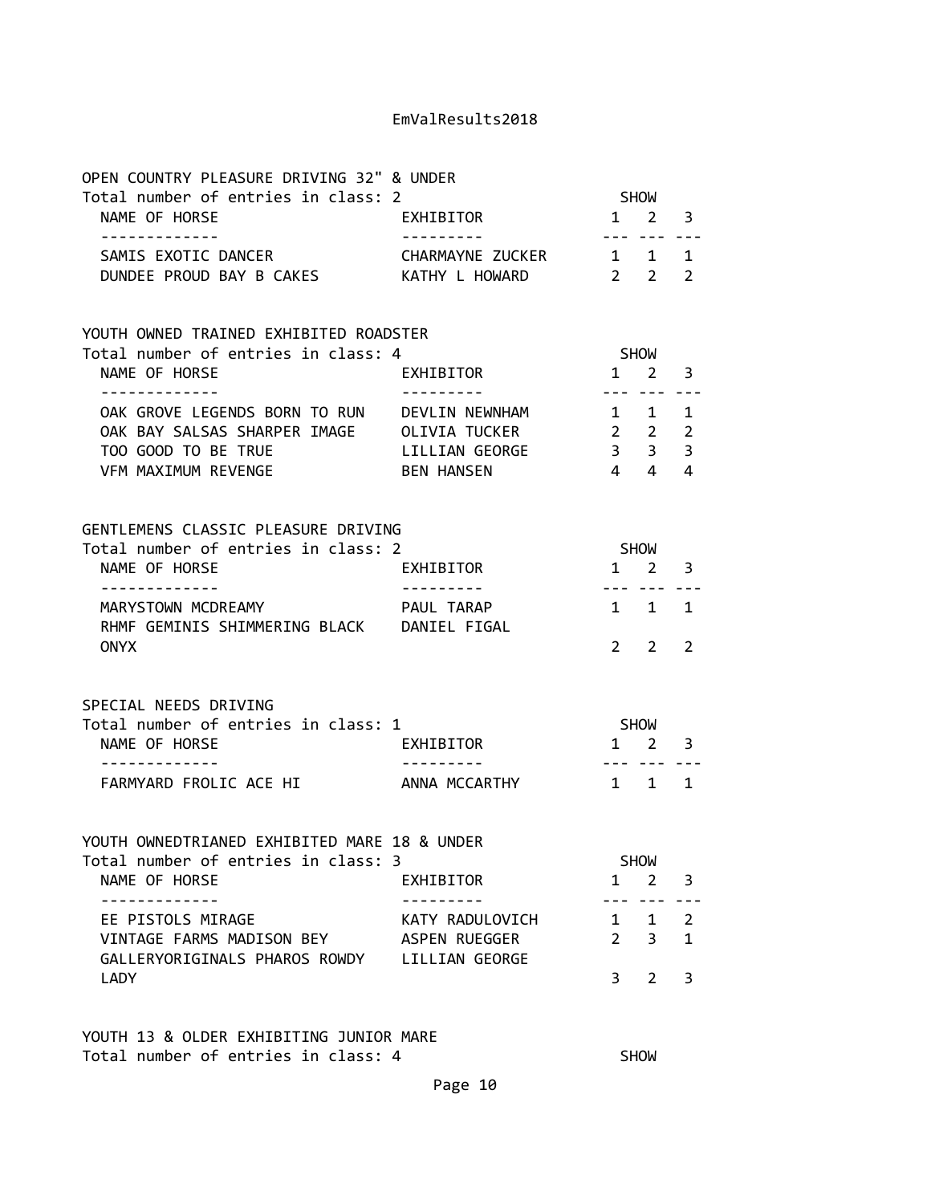## OPEN COUNTRY PLEASURE DRIVING 32" & UNDER

Total number of entries in class: 2

| NAME OF HORSE | EXHIBITOR | SHOW 1 | SHOW 2 | SHOW 3 |
|---|---|---|---|---|
| SAMIS EXOTIC DANCER | CHARMAYNE ZUCKER | 1 | 1 | 1 |
| DUNDEE PROUD BAY B CAKES | KATHY L HOWARD | 2 | 2 | 2 |

## YOUTH OWNED TRAINED EXHIBITED ROADSTER

Total number of entries in class: 4

| NAME OF HORSE | EXHIBITOR | SHOW 1 | SHOW 2 | SHOW 3 |
|---|---|---|---|---|
| OAK GROVE LEGENDS BORN TO RUN | DEVLIN NEWNHAM | 1 | 1 | 1 |
| OAK BAY SALSAS SHARPER IMAGE | OLIVIA TUCKER | 2 | 2 | 2 |
| TOO GOOD TO BE TRUE | LILLIAN GEORGE | 3 | 3 | 3 |
| VFM MAXIMUM REVENGE | BEN HANSEN | 4 | 4 | 4 |

## GENTLEMENS CLASSIC PLEASURE DRIVING

Total number of entries in class: 2

| NAME OF HORSE | EXHIBITOR | SHOW 1 | SHOW 2 | SHOW 3 |
|---|---|---|---|---|
| MARYSTOWN MCDREAMY | PAUL TARAP | 1 | 1 | 1 |
| RHMF GEMINIS SHIMMERING BLACK ONYX | DANIEL FIGAL | 2 | 2 | 2 |

## SPECIAL NEEDS DRIVING

Total number of entries in class: 1

| NAME OF HORSE | EXHIBITOR | SHOW 1 | SHOW 2 | SHOW 3 |
|---|---|---|---|---|
| FARMYARD FROLIC ACE HI | ANNA MCCARTHY | 1 | 1 | 1 |

## YOUTH OWNEDTRIANED EXHIBITED MARE 18 & UNDER

Total number of entries in class: 3

| NAME OF HORSE | EXHIBITOR | SHOW 1 | SHOW 2 | SHOW 3 |
|---|---|---|---|---|
| EE PISTOLS MIRAGE | KATY RADULOVICH | 1 | 1 | 2 |
| VINTAGE FARMS MADISON BEY | ASPEN RUEGGER | 2 | 3 | 1 |
| GALLERYORIGINALS PHAROS ROWDY LADY | LILLIAN GEORGE | 3 | 2 | 3 |

## YOUTH 13 & OLDER EXHIBITING JUNIOR MARE

Total number of entries in class: 4 SHOW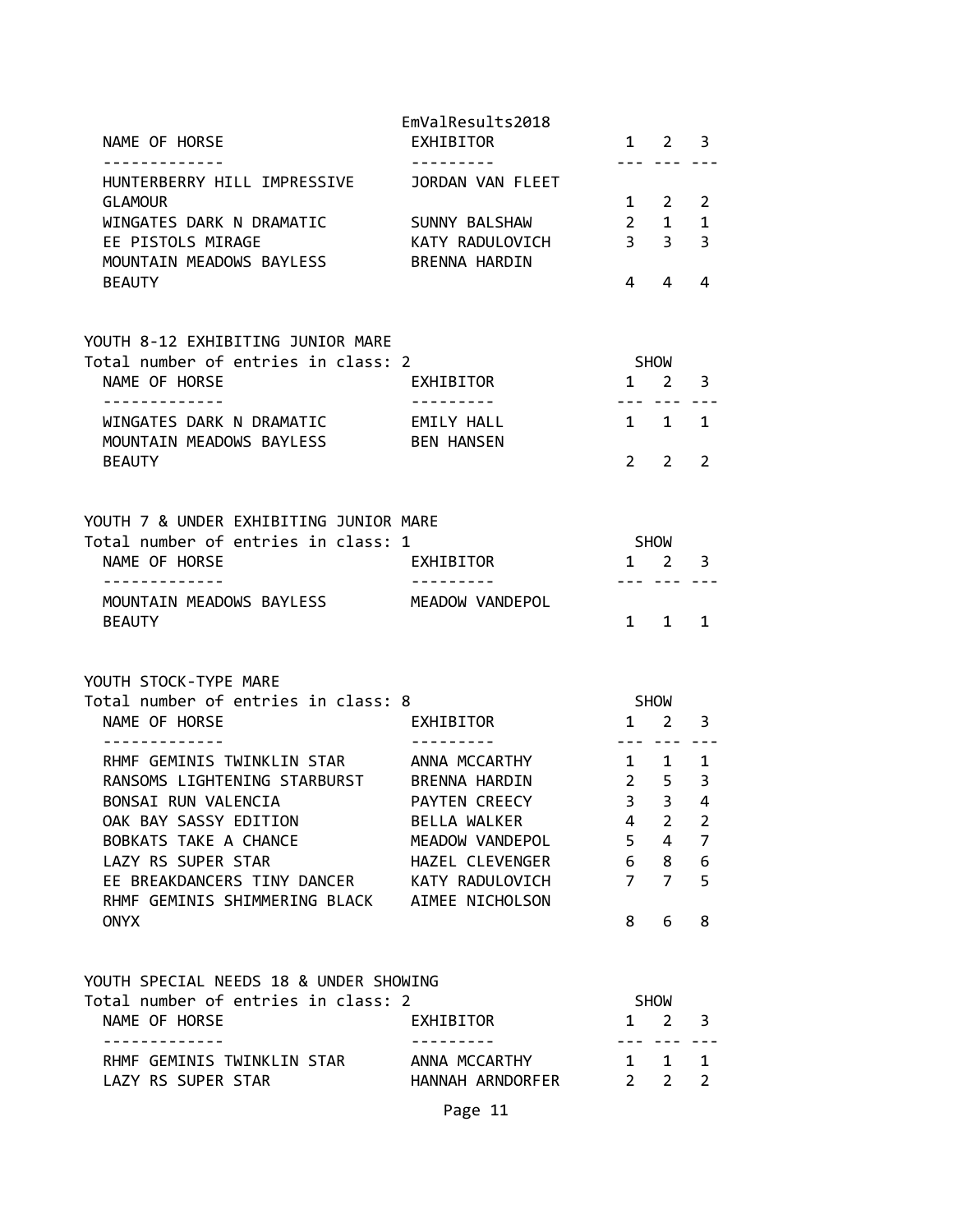| NAME OF HORSE | EXHIBITOR | 1 | 2 | 3 |
|---|---|---|---|---|
| HUNTERBERRY HILL IMPRESSIVE GLAMOUR | JORDAN VAN FLEET | 1 | 2 | 2 |
| WINGATES DARK N DRAMATIC | SUNNY BALSHAW | 2 | 1 | 1 |
| EE PISTOLS MIRAGE | KATY RADULOVICH | 3 | 3 | 3 |
| MOUNTAIN MEADOWS BAYLESS BEAUTY | BRENNA HARDIN | 4 | 4 | 4 |

YOUTH 8-12 EXHIBITING JUNIOR MARE

Total number of entries in class: 2

| NAME OF HORSE | EXHIBITOR | SHOW 1 | 2 | 3 |
|---|---|---|---|---|
| WINGATES DARK N DRAMATIC | EMILY HALL | 1 | 1 | 1 |
| MOUNTAIN MEADOWS BAYLESS BEAUTY | BEN HANSEN | 2 | 2 | 2 |

YOUTH 7 & UNDER EXHIBITING JUNIOR MARE

Total number of entries in class: 1

| NAME OF HORSE | EXHIBITOR | SHOW 1 | 2 | 3 |
|---|---|---|---|---|
| MOUNTAIN MEADOWS BAYLESS BEAUTY | MEADOW VANDEPOL | 1 | 1 | 1 |

YOUTH STOCK-TYPE MARE

Total number of entries in class: 8

| NAME OF HORSE | EXHIBITOR | SHOW 1 | 2 | 3 |
|---|---|---|---|---|
| RHMF GEMINIS TWINKLIN STAR | ANNA MCCARTHY | 1 | 1 | 1 |
| RANSOMS LIGHTENING STARBURST | BRENNA HARDIN | 2 | 5 | 3 |
| BONSAI RUN VALENCIA | PAYTEN CREECY | 3 | 3 | 4 |
| OAK BAY SASSY EDITION | BELLA WALKER | 4 | 2 | 2 |
| BOBKATS TAKE A CHANCE | MEADOW VANDEPOL | 5 | 4 | 7 |
| LAZY RS SUPER STAR | HAZEL CLEVENGER | 6 | 8 | 6 |
| EE BREAKDANCERS TINY DANCER | KATY RADULOVICH | 7 | 7 | 5 |
| RHMF GEMINIS SHIMMERING BLACK ONYX | AIMEE NICHOLSON | 8 | 6 | 8 |

YOUTH SPECIAL NEEDS 18 & UNDER SHOWING

Total number of entries in class: 2

| NAME OF HORSE | EXHIBITOR | SHOW 1 | 2 | 3 |
|---|---|---|---|---|
| RHMF GEMINIS TWINKLIN STAR | ANNA MCCARTHY | 1 | 1 | 1 |
| LAZY RS SUPER STAR | HANNAH ARNDORFER | 2 | 2 | 2 |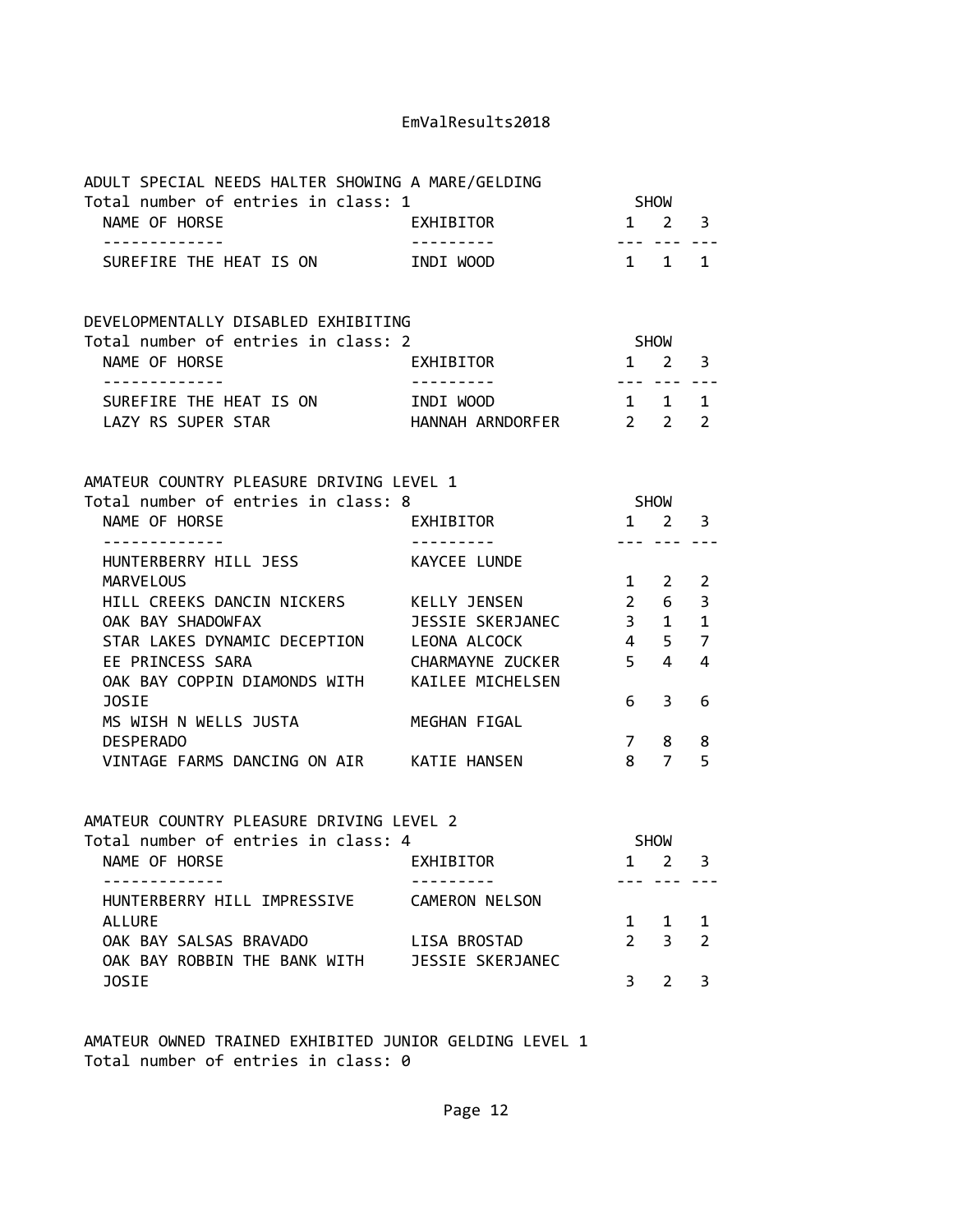ADULT SPECIAL NEEDS HALTER SHOWING A MARE/GELDING
Total number of entries in class: 1

| NAME OF HORSE | EXHIBITOR | SHOW 1 | SHOW 2 | SHOW 3 |
|---|---|---|---|---|
| SUREFIRE THE HEAT IS ON | INDI WOOD | 1 | 1 | 1 |

DEVELOPMENTALLY DISABLED EXHIBITING
Total number of entries in class: 2

| NAME OF HORSE | EXHIBITOR | SHOW 1 | SHOW 2 | SHOW 3 |
|---|---|---|---|---|
| SUREFIRE THE HEAT IS ON | INDI WOOD | 1 | 1 | 1 |
| LAZY RS SUPER STAR | HANNAH ARNDORFER | 2 | 2 | 2 |

AMATEUR COUNTRY PLEASURE DRIVING LEVEL 1
Total number of entries in class: 8

| NAME OF HORSE | EXHIBITOR | SHOW 1 | SHOW 2 | SHOW 3 |
|---|---|---|---|---|
| HUNTERBERRY HILL JESS MARVELOUS | KAYCEE LUNDE | 1 | 2 | 2 |
| HILL CREEKS DANCIN NICKERS | KELLY JENSEN | 2 | 6 | 3 |
| OAK BAY SHADOWFAX | JESSIE SKERJANEC | 3 | 1 | 1 |
| STAR LAKES DYNAMIC DECEPTION | LEONA ALCOCK | 4 | 5 | 7 |
| EE PRINCESS SARA | CHARMAYNE ZUCKER | 5 | 4 | 4 |
| OAK BAY COPPIN DIAMONDS WITH JOSIE | KAILEE MICHELSEN | 6 | 3 | 6 |
| MS WISH N WELLS JUSTA DESPERADO | MEGHAN FIGAL | 7 | 8 | 8 |
| VINTAGE FARMS DANCING ON AIR | KATIE HANSEN | 8 | 7 | 5 |

AMATEUR COUNTRY PLEASURE DRIVING LEVEL 2
Total number of entries in class: 4

| NAME OF HORSE | EXHIBITOR | SHOW 1 | SHOW 2 | SHOW 3 |
|---|---|---|---|---|
| HUNTERBERRY HILL IMPRESSIVE ALLURE | CAMERON NELSON | 1 | 1 | 1 |
| OAK BAY SALSAS BRAVADO | LISA BROSTAD | 2 | 3 | 2 |
| OAK BAY ROBBIN THE BANK WITH JOSIE | JESSIE SKERJANEC | 3 | 2 | 3 |

AMATEUR OWNED TRAINED EXHIBITED JUNIOR GELDING LEVEL 1
Total number of entries in class: 0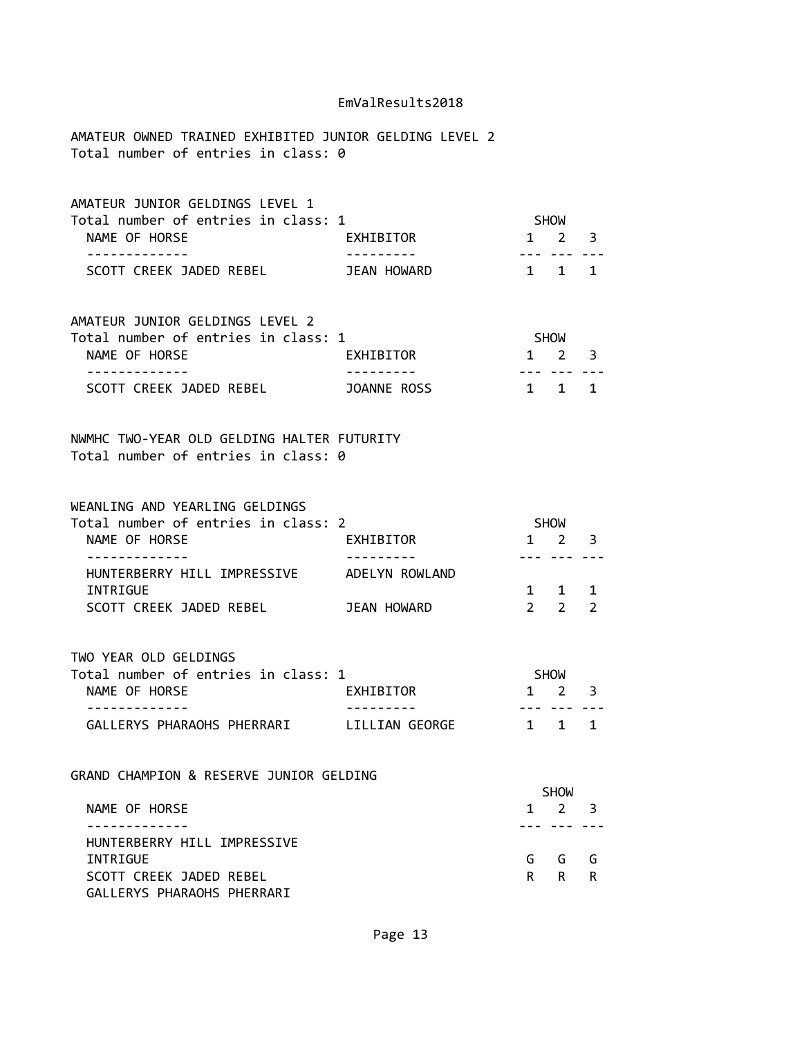AMATEUR OWNED TRAINED EXHIBITED JUNIOR GELDING LEVEL 2
Total number of entries in class: 0

AMATEUR JUNIOR GELDINGS LEVEL 1
Total number of entries in class: 1

| NAME OF HORSE | EXHIBITOR | SHOW 1 | SHOW 2 | SHOW 3 |
|---|---|---|---|---|
| SCOTT CREEK JADED REBEL | JEAN HOWARD | 1 | 1 | 1 |

AMATEUR JUNIOR GELDINGS LEVEL 2
Total number of entries in class: 1

| NAME OF HORSE | EXHIBITOR | SHOW 1 | SHOW 2 | SHOW 3 |
|---|---|---|---|---|
| SCOTT CREEK JADED REBEL | JOANNE ROSS | 1 | 1 | 1 |

NWMHC TWO-YEAR OLD GELDING HALTER FUTURITY
Total number of entries in class: 0

WEANLING AND YEARLING GELDINGS
Total number of entries in class: 2

| NAME OF HORSE | EXHIBITOR | SHOW 1 | SHOW 2 | SHOW 3 |
|---|---|---|---|---|
| HUNTERBERRY HILL IMPRESSIVE INTRIGUE | ADELYN ROWLAND | 1 | 1 | 1 |
| SCOTT CREEK JADED REBEL | JEAN HOWARD | 2 | 2 | 2 |

TWO YEAR OLD GELDINGS
Total number of entries in class: 1

| NAME OF HORSE | EXHIBITOR | SHOW 1 | SHOW 2 | SHOW 3 |
|---|---|---|---|---|
| GALLERYS PHARAOHS PHERRARI | LILLIAN GEORGE | 1 | 1 | 1 |

GRAND CHAMPION & RESERVE JUNIOR GELDING

| NAME OF HORSE | SHOW 1 | SHOW 2 | SHOW 3 |
|---|---|---|---|
| HUNTERBERRY HILL IMPRESSIVE INTRIGUE | G | G | G |
| SCOTT CREEK JADED REBEL | R | R | R |
| GALLERYS PHARAOHS PHERRARI | | | |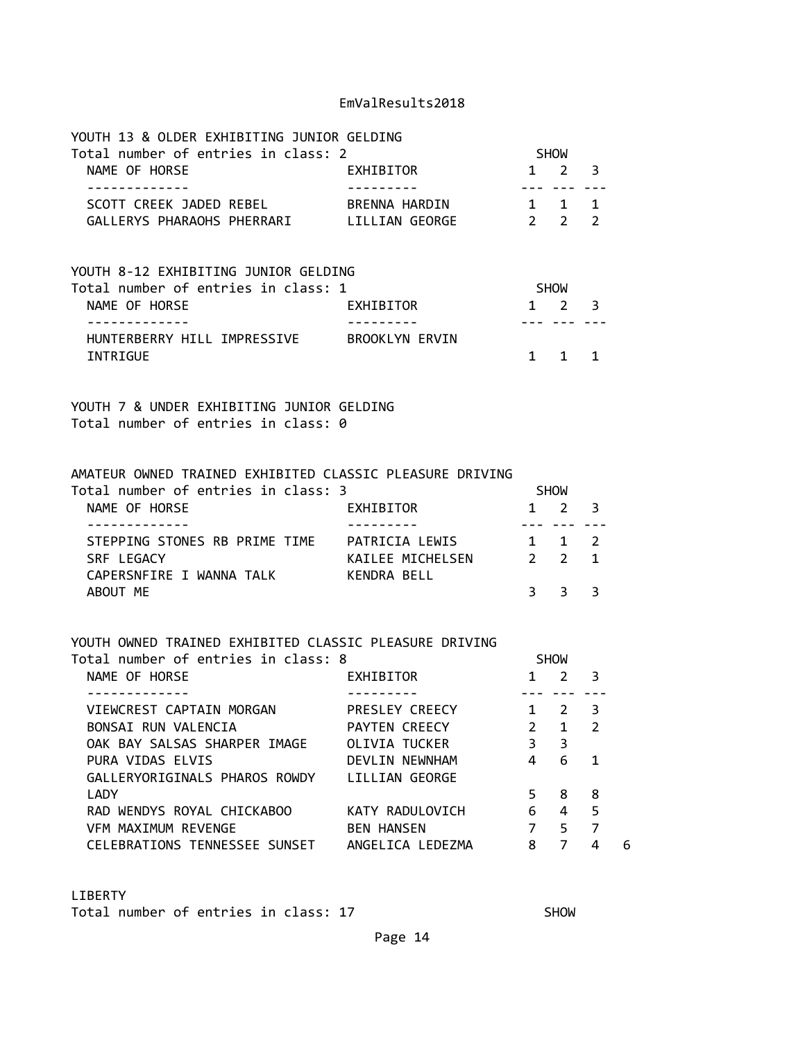### YOUTH 13 & OLDER EXHIBITING JUNIOR GELDING

Total number of entries in class: 2

| NAME OF HORSE | EXHIBITOR | SHOW 1 | 2 | 3 |
|---|---|---|---|---|
| SCOTT CREEK JADED REBEL | BRENNA HARDIN | 1 | 1 | 1 |
| GALLERYS PHARAOHS PHERRARI | LILLIAN GEORGE | 2 | 2 | 2 |

### YOUTH 8-12 EXHIBITING JUNIOR GELDING

Total number of entries in class: 1

| NAME OF HORSE | EXHIBITOR | SHOW 1 | 2 | 3 |
|---|---|---|---|---|
| HUNTERBERRY HILL IMPRESSIVE INTRIGUE | BROOKLYN ERVIN | 1 | 1 | 1 |

### YOUTH 7 & UNDER EXHIBITING JUNIOR GELDING

Total number of entries in class: 0

### AMATEUR OWNED TRAINED EXHIBITED CLASSIC PLEASURE DRIVING

Total number of entries in class: 3

| NAME OF HORSE | EXHIBITOR | SHOW 1 | 2 | 3 |
|---|---|---|---|---|
| STEPPING STONES RB PRIME TIME | PATRICIA LEWIS | 1 | 1 | 2 |
| SRF LEGACY | KAILEE MICHELSEN | 2 | 2 | 1 |
| CAPERSNFIRE I WANNA TALK ABOUT ME | KENDRA BELL | 3 | 3 | 3 |

### YOUTH OWNED TRAINED EXHIBITED CLASSIC PLEASURE DRIVING

Total number of entries in class: 8

| NAME OF HORSE | EXHIBITOR | SHOW 1 | 2 | 3 | |
|---|---|---|---|---|---|
| VIEWCREST CAPTAIN MORGAN | PRESLEY CREECY | 1 | 2 | 3 | |
| BONSAI RUN VALENCIA | PAYTEN CREECY | 2 | 1 | 2 | |
| OAK BAY SALSAS SHARPER IMAGE | OLIVIA TUCKER | 3 | 3 | | |
| PURA VIDAS ELVIS | DEVLIN NEWNHAM | 4 | 6 | 1 | |
| GALLERYORIGINALS PHAROS ROWDY LADY | LILLIAN GEORGE | 5 | 8 | 8 | |
| RAD WENDYS ROYAL CHICKABOO | KATY RADULOVICH | 6 | 4 | 5 | |
| VFM MAXIMUM REVENGE | BEN HANSEN | 7 | 5 | 7 | |
| CELEBRATIONS TENNESSEE SUNSET | ANGELICA LEDEZMA | 8 | 7 | 4 | 6 |

### LIBERTY

Total number of entries in class: 17 SHOW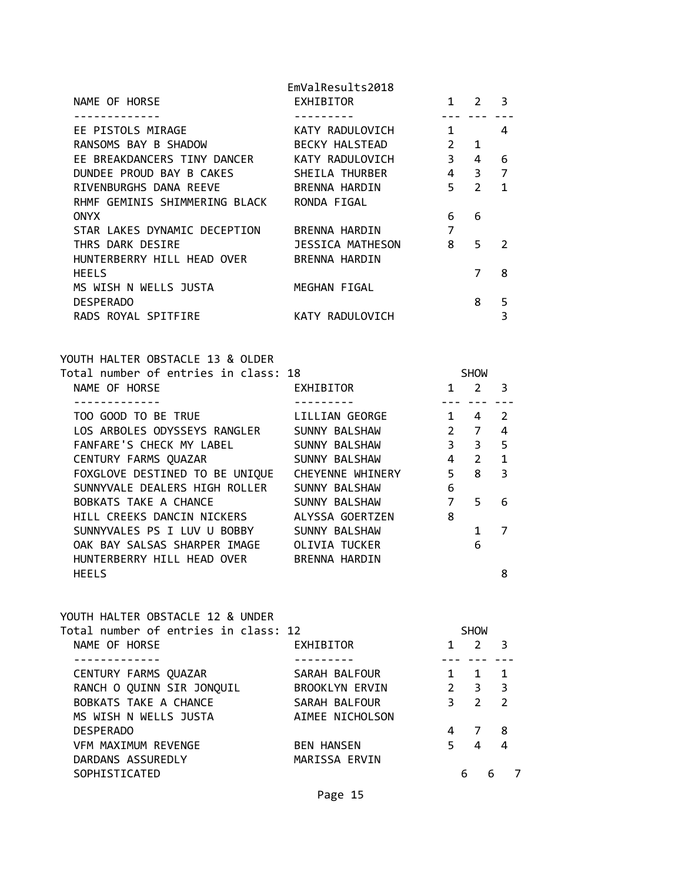| NAME OF HORSE | EXHIBITOR | 1 | 2 | 3 |
|---|---|---|---|---|
| EE PISTOLS MIRAGE | KATY RADULOVICH | 1 | | 4 |
| RANSOMS BAY B SHADOW | BECKY HALSTEAD | 2 | 1 | |
| EE BREAKDANCERS TINY DANCER | KATY RADULOVICH | 3 | 4 | 6 |
| DUNDEE PROUD BAY B CAKES | SHEILA THURBER | 4 | 3 | 7 |
| RIVENBURGHS DANA REEVE | BRENNA HARDIN | 5 | 2 | 1 |
| RHMF GEMINIS SHIMMERING BLACK ONYX | RONDA FIGAL | 6 | 6 | |
| STAR LAKES DYNAMIC DECEPTION | BRENNA HARDIN | 7 | | |
| THRS DARK DESIRE | JESSICA MATHESON | 8 | 5 | 2 |
| HUNTERBERRY HILL HEAD OVER HEELS | BRENNA HARDIN | | 7 | 8 |
| MS WISH N WELLS JUSTA DESPERADO | MEGHAN FIGAL | | 8 | 5 |
| RADS ROYAL SPITFIRE | KATY RADULOVICH | | | 3 |

YOUTH HALTER OBSTACLE 13 & OLDER

Total number of entries in class: 18

| NAME OF HORSE | EXHIBITOR | SHOW 1 | 2 | 3 |
|---|---|---|---|---|
| TOO GOOD TO BE TRUE | LILLIAN GEORGE | 1 | 4 | 2 |
| LOS ARBOLES ODYSSEYS RANGLER | SUNNY BALSHAW | 2 | 7 | 4 |
| FANFARE'S CHECK MY LABEL | SUNNY BALSHAW | 3 | 3 | 5 |
| CENTURY FARMS QUAZAR | SUNNY BALSHAW | 4 | 2 | 1 |
| FOXGLOVE DESTINED TO BE UNIQUE | CHEYENNE WHINERY | 5 | 8 | 3 |
| SUNNYVALE DEALERS HIGH ROLLER | SUNNY BALSHAW | 6 | | |
| BOBKATS TAKE A CHANCE | SUNNY BALSHAW | 7 | 5 | 6 |
| HILL CREEKS DANCIN NICKERS | ALYSSA GOERTZEN | 8 | | |
| SUNNYVALES PS I LUV U BOBBY | SUNNY BALSHAW | | 1 | 7 |
| OAK BAY SALSAS SHARPER IMAGE | OLIVIA TUCKER | | 6 | |
| HUNTERBERRY HILL HEAD OVER HEELS | BRENNA HARDIN | | | 8 |

YOUTH HALTER OBSTACLE 12 & UNDER

Total number of entries in class: 12

| NAME OF HORSE | EXHIBITOR | SHOW 1 | 2 | 3 |
|---|---|---|---|---|
| CENTURY FARMS QUAZAR | SARAH BALFOUR | 1 | 1 | 1 |
| RANCH O QUINN SIR JONQUIL | BROOKLYN ERVIN | 2 | 3 | 3 |
| BOBKATS TAKE A CHANCE | SARAH BALFOUR | 3 | 2 | 2 |
| MS WISH N WELLS JUSTA DESPERADO | AIMEE NICHOLSON | 4 | 7 | 8 |
| VFM MAXIMUM REVENGE | BEN HANSEN | 5 | 4 | 4 |
| DARDANS ASSUREDLY SOPHISTICATED | MARISSA ERVIN | 6 | 6 | 7 |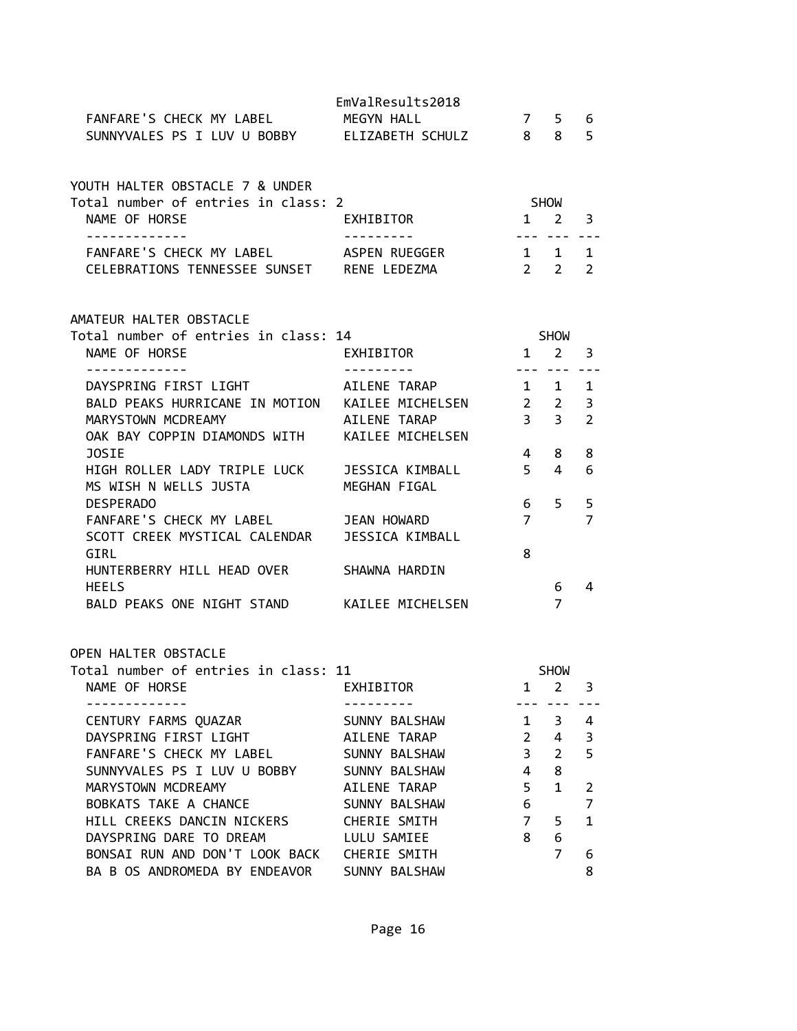| NAME OF HORSE | EXHIBITOR | 1 | 2 | 3 |
|---|---|---|---|---|
| FANFARE'S CHECK MY LABEL | MEGYN HALL | 7 | 5 | 6 |
| SUNNYVALES PS I LUV U BOBBY | ELIZABETH SCHULZ | 8 | 8 | 5 |

YOUTH HALTER OBSTACLE 7 & UNDER

Total number of entries in class: 2

| NAME OF HORSE | EXHIBITOR | SHOW 1 | 2 | 3 |
|---|---|---|---|---|
| FANFARE'S CHECK MY LABEL | ASPEN RUEGGER | 1 | 1 | 1 |
| CELEBRATIONS TENNESSEE SUNSET | RENE LEDEZMA | 2 | 2 | 2 |

AMATEUR HALTER OBSTACLE

Total number of entries in class: 14

| NAME OF HORSE | EXHIBITOR | SHOW 1 | 2 | 3 |
|---|---|---|---|---|
| DAYSPRING FIRST LIGHT | AILENE TARAP | 1 | 1 | 1 |
| BALD PEAKS HURRICANE IN MOTION | KAILEE MICHELSEN | 2 | 2 | 3 |
| MARYSTOWN MCDREAMY | AILENE TARAP | 3 | 3 | 2 |
| OAK BAY COPPIN DIAMONDS WITH JOSIE | KAILEE MICHELSEN | 4 | 8 | 8 |
| HIGH ROLLER LADY TRIPLE LUCK | JESSICA KIMBALL | 5 | 4 | 6 |
| MS WISH N WELLS JUSTA DESPERADO | MEGHAN FIGAL | 6 | 5 | 5 |
| FANFARE'S CHECK MY LABEL | JEAN HOWARD | 7 | | 7 |
| SCOTT CREEK MYSTICAL CALENDAR GIRL | JESSICA KIMBALL | 8 | | |
| HUNTERBERRY HILL HEAD OVER HEELS | SHAWNA HARDIN | | 6 | 4 |
| BALD PEAKS ONE NIGHT STAND | KAILEE MICHELSEN | | 7 | |

OPEN HALTER OBSTACLE

Total number of entries in class: 11

| NAME OF HORSE | EXHIBITOR | SHOW 1 | 2 | 3 |
|---|---|---|---|---|
| CENTURY FARMS QUAZAR | SUNNY BALSHAW | 1 | 3 | 4 |
| DAYSPRING FIRST LIGHT | AILENE TARAP | 2 | 4 | 3 |
| FANFARE'S CHECK MY LABEL | SUNNY BALSHAW | 3 | 2 | 5 |
| SUNNYVALES PS I LUV U BOBBY | SUNNY BALSHAW | 4 | 8 | |
| MARYSTOWN MCDREAMY | AILENE TARAP | 5 | 1 | 2 |
| BOBKATS TAKE A CHANCE | SUNNY BALSHAW | 6 | | 7 |
| HILL CREEKS DANCIN NICKERS | CHERIE SMITH | 7 | 5 | 1 |
| DAYSPRING DARE TO DREAM | LULU SAMIEE | 8 | 6 | |
| BONSAI RUN AND DON'T LOOK BACK | CHERIE SMITH | | 7 | 6 |
| BA B OS ANDROMEDA BY ENDEAVOR | SUNNY BALSHAW | | | 8 |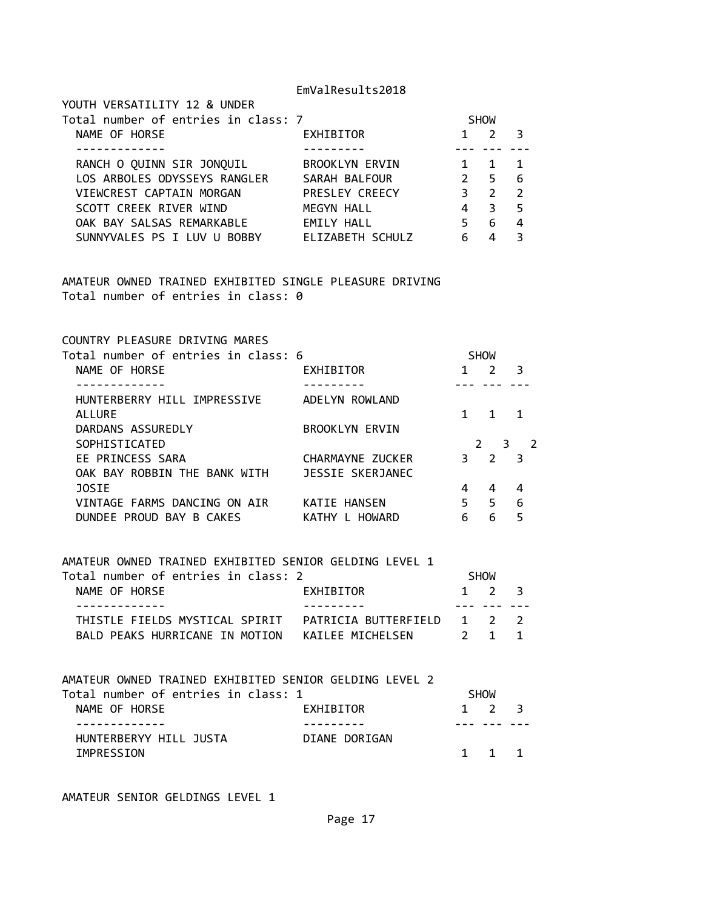## YOUTH VERSATILITY 12 & UNDER

Total number of entries in class: 7

| NAME OF HORSE | EXHIBITOR | SHOW 1 | 2 | 3 |
|---|---|---|---|---|
| RANCH O QUINN SIR JONQUIL | BROOKLYN ERVIN | 1 | 1 | 1 |
| LOS ARBOLES ODYSSEYS RANGLER | SARAH BALFOUR | 2 | 5 | 6 |
| VIEWCREST CAPTAIN MORGAN | PRESLEY CREECY | 3 | 2 | 2 |
| SCOTT CREEK RIVER WIND | MEGYN HALL | 4 | 3 | 5 |
| OAK BAY SALSAS REMARKABLE | EMILY HALL | 5 | 6 | 4 |
| SUNNYVALES PS I LUV U BOBBY | ELIZABETH SCHULZ | 6 | 4 | 3 |

## AMATEUR OWNED TRAINED EXHIBITED SINGLE PLEASURE DRIVING

Total number of entries in class: 0

## COUNTRY PLEASURE DRIVING MARES

Total number of entries in class: 6

| NAME OF HORSE | EXHIBITOR | SHOW 1 | 2 | 3 |
|---|---|---|---|---|
| HUNTERBERRY HILL IMPRESSIVE ALLURE | ADELYN ROWLAND | 1 | 1 | 1 |
| DARDANS ASSUREDLY SOPHISTICATED | BROOKLYN ERVIN | 2 | 3 | 2 |
| EE PRINCESS SARA | CHARMAYNE ZUCKER | 3 | 2 | 3 |
| OAK BAY ROBBIN THE BANK WITH JOSIE | JESSIE SKERJANEC | 4 | 4 | 4 |
| VINTAGE FARMS DANCING ON AIR | KATIE HANSEN | 5 | 5 | 6 |
| DUNDEE PROUD BAY B CAKES | KATHY L HOWARD | 6 | 6 | 5 |

## AMATEUR OWNED TRAINED EXHIBITED SENIOR GELDING LEVEL 1

Total number of entries in class: 2

| NAME OF HORSE | EXHIBITOR | SHOW 1 | 2 | 3 |
|---|---|---|---|---|
| THISTLE FIELDS MYSTICAL SPIRIT | PATRICIA BUTTERFIELD | 1 | 2 | 2 |
| BALD PEAKS HURRICANE IN MOTION | KAILEE MICHELSEN | 2 | 1 | 1 |

## AMATEUR OWNED TRAINED EXHIBITED SENIOR GELDING LEVEL 2

Total number of entries in class: 1

| NAME OF HORSE | EXHIBITOR | SHOW 1 | 2 | 3 |
|---|---|---|---|---|
| HUNTERBERYY HILL JUSTA IMPRESSION | DIANE DORIGAN | 1 | 1 | 1 |

## AMATEUR SENIOR GELDINGS LEVEL 1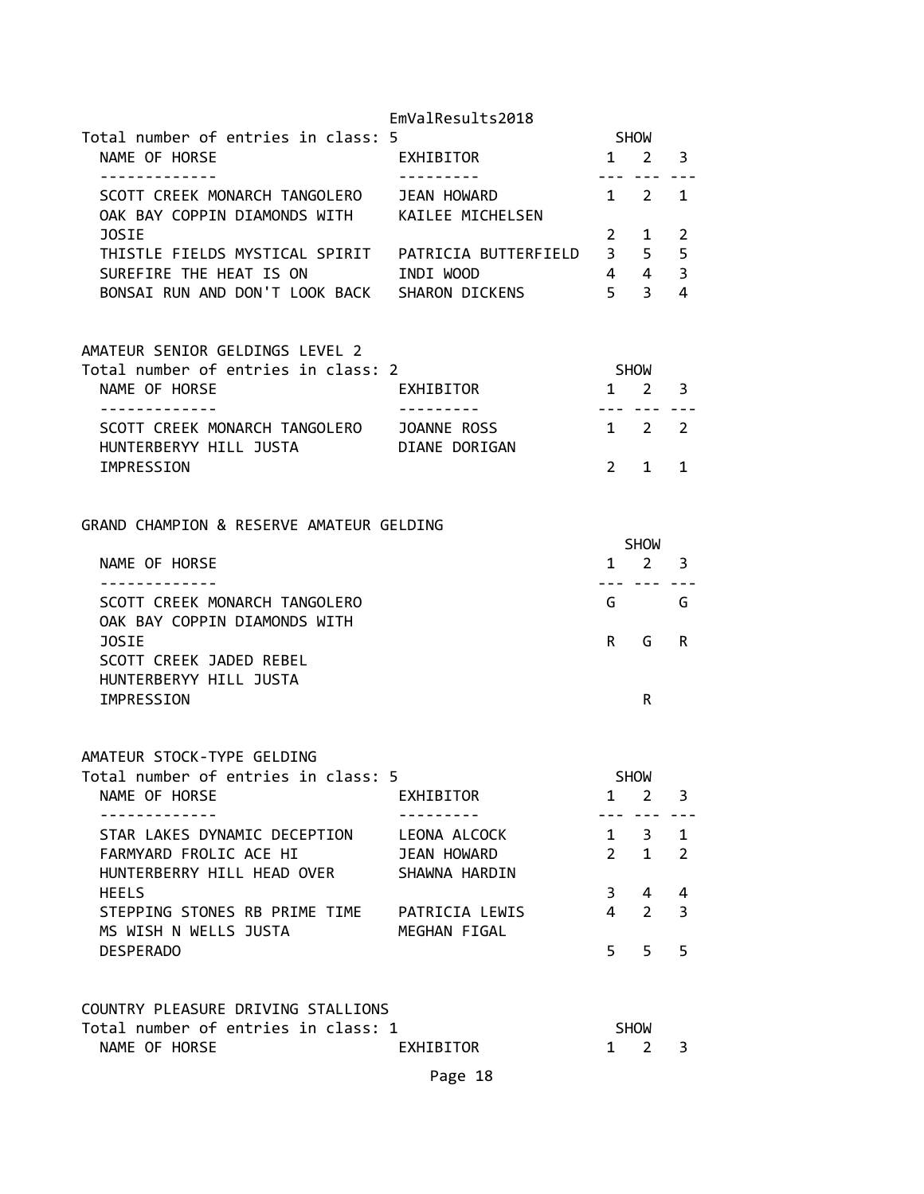Total number of entries in class: 5

| NAME OF HORSE | EXHIBITOR | SHOW 1 | 2 | 3 |
|---|---|---|---|---|
| SCOTT CREEK MONARCH TANGOLERO | JEAN HOWARD | 1 | 2 | 1 |
| OAK BAY COPPIN DIAMONDS WITH JOSIE | KAILEE MICHELSEN | 2 | 1 | 2 |
| THISTLE FIELDS MYSTICAL SPIRIT | PATRICIA BUTTERFIELD | 3 | 5 | 5 |
| SUREFIRE THE HEAT IS ON | INDI WOOD | 4 | 4 | 3 |
| BONSAI RUN AND DON'T LOOK BACK | SHARON DICKENS | 5 | 3 | 4 |

AMATEUR SENIOR GELDINGS LEVEL 2

Total number of entries in class: 2

| NAME OF HORSE | EXHIBITOR | SHOW 1 | 2 | 3 |
|---|---|---|---|---|
| SCOTT CREEK MONARCH TANGOLERO | JOANNE ROSS | 1 | 2 | 2 |
| HUNTERBERYY HILL JUSTA IMPRESSION | DIANE DORIGAN | 2 | 1 | 1 |

GRAND CHAMPION & RESERVE AMATEUR GELDING

| NAME OF HORSE | SHOW 1 | 2 | 3 |
|---|---|---|---|
| SCOTT CREEK MONARCH TANGOLERO | G | | G |
| OAK BAY COPPIN DIAMONDS WITH JOSIE | R | G | R |
| SCOTT CREEK JADED REBEL | | | |
| HUNTERBERYY HILL JUSTA IMPRESSION | | R | |

AMATEUR STOCK-TYPE GELDING

Total number of entries in class: 5

| NAME OF HORSE | EXHIBITOR | SHOW 1 | 2 | 3 |
|---|---|---|---|---|
| STAR LAKES DYNAMIC DECEPTION | LEONA ALCOCK | 1 | 3 | 1 |
| FARMYARD FROLIC ACE HI | JEAN HOWARD | 2 | 1 | 2 |
| HUNTERBERRY HILL HEAD OVER HEELS | SHAWNA HARDIN | 3 | 4 | 4 |
| STEPPING STONES RB PRIME TIME | PATRICIA LEWIS | 4 | 2 | 3 |
| MS WISH N WELLS JUSTA DESPERADO | MEGHAN FIGAL | 5 | 5 | 5 |

COUNTRY PLEASURE DRIVING STALLIONS

Total number of entries in class: 1

| NAME OF HORSE | EXHIBITOR | SHOW 1 | 2 | 3 |
|---|---|---|---|---|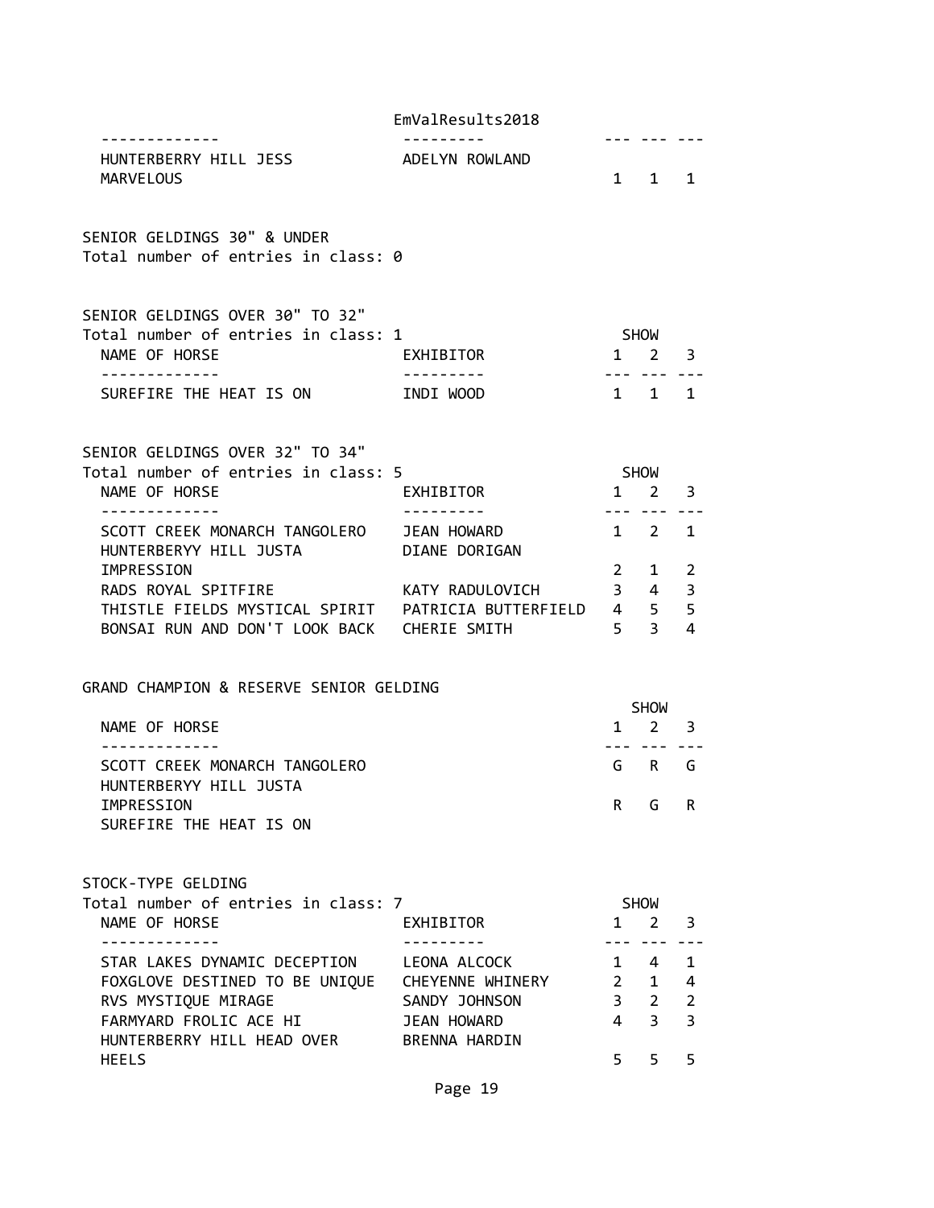| NAME OF HORSE | EXHIBITOR | 1 | 2 | 3 |
| --- | --- | --- | --- | --- |
| HUNTERBERRY HILL JESS MARVELOUS | ADELYN ROWLAND | 1 | 1 | 1 |

SENIOR GELDINGS 30" & UNDER
Total number of entries in class: 0

SENIOR GELDINGS OVER 30" TO 32"
Total number of entries in class: 1

| NAME OF HORSE | EXHIBITOR | SHOW 1 | 2 | 3 |
| --- | --- | --- | --- | --- |
| SUREFIRE THE HEAT IS ON | INDI WOOD | 1 | 1 | 1 |

SENIOR GELDINGS OVER 32" TO 34"
Total number of entries in class: 5

| NAME OF HORSE | EXHIBITOR | SHOW 1 | 2 | 3 |
| --- | --- | --- | --- | --- |
| SCOTT CREEK MONARCH TANGOLERO | JEAN HOWARD | 1 | 2 | 1 |
| HUNTERBERYY HILL JUSTA IMPRESSION | DIANE DORIGAN | 2 | 1 | 2 |
| RADS ROYAL SPITFIRE | KATY RADULOVICH | 3 | 4 | 3 |
| THISTLE FIELDS MYSTICAL SPIRIT | PATRICIA BUTTERFIELD | 4 | 5 | 5 |
| BONSAI RUN AND DON'T LOOK BACK | CHERIE SMITH | 5 | 3 | 4 |

GRAND CHAMPION & RESERVE SENIOR GELDING

| NAME OF HORSE | SHOW 1 | 2 | 3 |
| --- | --- | --- | --- |
| SCOTT CREEK MONARCH TANGOLERO | G | R | G |
| HUNTERBERYY HILL JUSTA IMPRESSION | R | G | R |
| SUREFIRE THE HEAT IS ON | | | |

STOCK-TYPE GELDING
Total number of entries in class: 7

| NAME OF HORSE | EXHIBITOR | SHOW 1 | 2 | 3 |
| --- | --- | --- | --- | --- |
| STAR LAKES DYNAMIC DECEPTION | LEONA ALCOCK | 1 | 4 | 1 |
| FOXGLOVE DESTINED TO BE UNIQUE | CHEYENNE WHINERY | 2 | 1 | 4 |
| RVS MYSTIQUE MIRAGE | SANDY JOHNSON | 3 | 2 | 2 |
| FARMYARD FROLIC ACE HI | JEAN HOWARD | 4 | 3 | 3 |
| HUNTERBERRY HILL HEAD OVER HEELS | BRENNA HARDIN | 5 | 5 | 5 |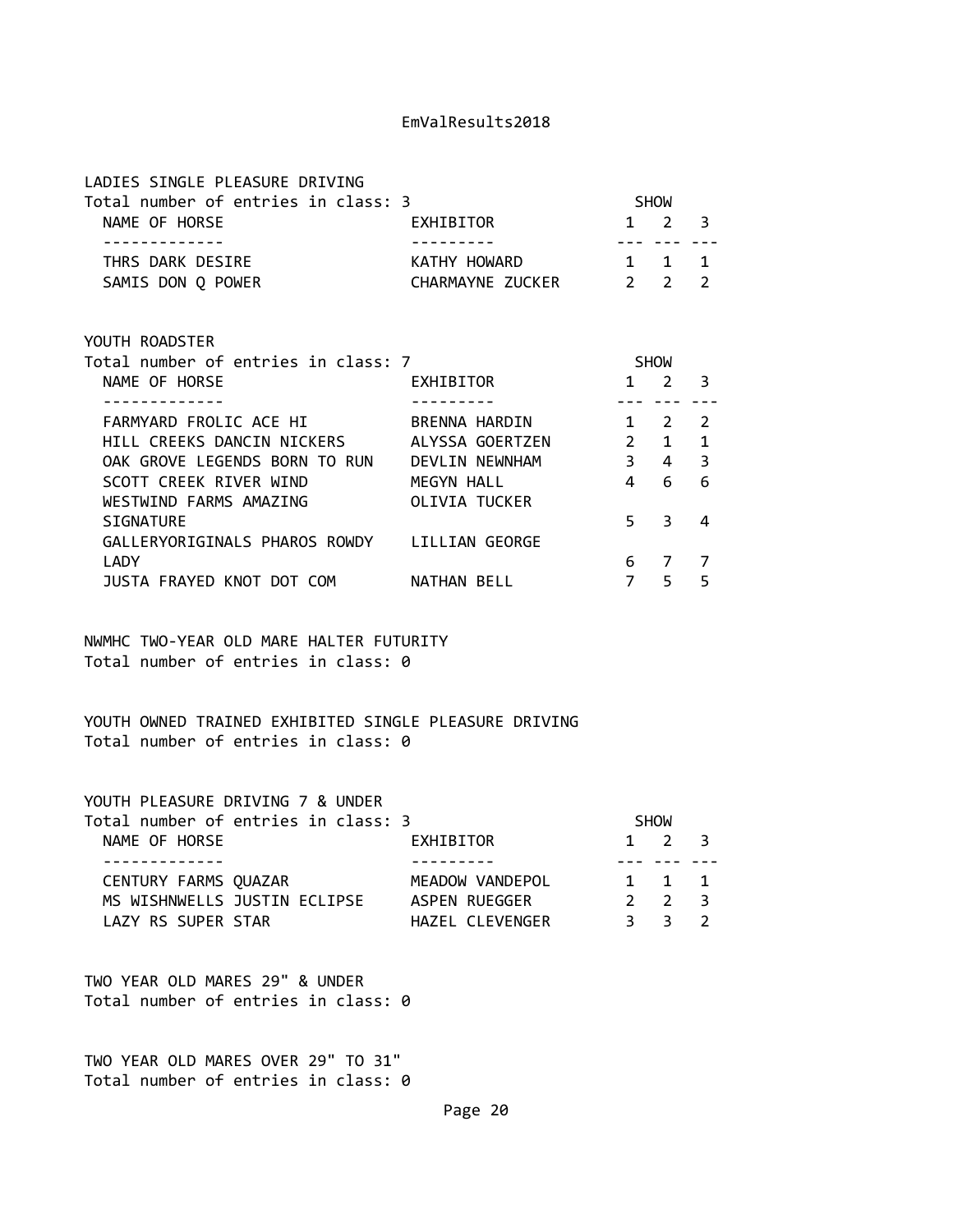## LADIES SINGLE PLEASURE DRIVING

Total number of entries in class: 3

| NAME OF HORSE | EXHIBITOR | SHOW 1 | SHOW 2 | SHOW 3 |
|---|---|---|---|---|
| THRS DARK DESIRE | KATHY HOWARD | 1 | 1 | 1 |
| SAMIS DON Q POWER | CHARMAYNE ZUCKER | 2 | 2 | 2 |

## YOUTH ROADSTER

Total number of entries in class: 7

| NAME OF HORSE | EXHIBITOR | SHOW 1 | SHOW 2 | SHOW 3 |
|---|---|---|---|---|
| FARMYARD FROLIC ACE HI | BRENNA HARDIN | 1 | 2 | 2 |
| HILL CREEKS DANCIN NICKERS | ALYSSA GOERTZEN | 2 | 1 | 1 |
| OAK GROVE LEGENDS BORN TO RUN | DEVLIN NEWNHAM | 3 | 4 | 3 |
| SCOTT CREEK RIVER WIND | MEGYN HALL | 4 | 6 | 6 |
| WESTWIND FARMS AMAZING SIGNATURE | OLIVIA TUCKER | 5 | 3 | 4 |
| GALLERYORIGINALS PHAROS ROWDY LADY | LILLIAN GEORGE | 6 | 7 | 7 |
| JUSTA FRAYED KNOT DOT COM | NATHAN BELL | 7 | 5 | 5 |

## NWMHC TWO-YEAR OLD MARE HALTER FUTURITY

Total number of entries in class: 0

## YOUTH OWNED TRAINED EXHIBITED SINGLE PLEASURE DRIVING

Total number of entries in class: 0

## YOUTH PLEASURE DRIVING 7 & UNDER

Total number of entries in class: 3

| NAME OF HORSE | EXHIBITOR | SHOW 1 | SHOW 2 | SHOW 3 |
|---|---|---|---|---|
| CENTURY FARMS QUAZAR | MEADOW VANDEPOL | 1 | 1 | 1 |
| MS WISHNWELLS JUSTIN ECLIPSE | ASPEN RUEGGER | 2 | 2 | 3 |
| LAZY RS SUPER STAR | HAZEL CLEVENGER | 3 | 3 | 2 |

## TWO YEAR OLD MARES 29" & UNDER

Total number of entries in class: 0

## TWO YEAR OLD MARES OVER 29" TO 31"

Total number of entries in class: 0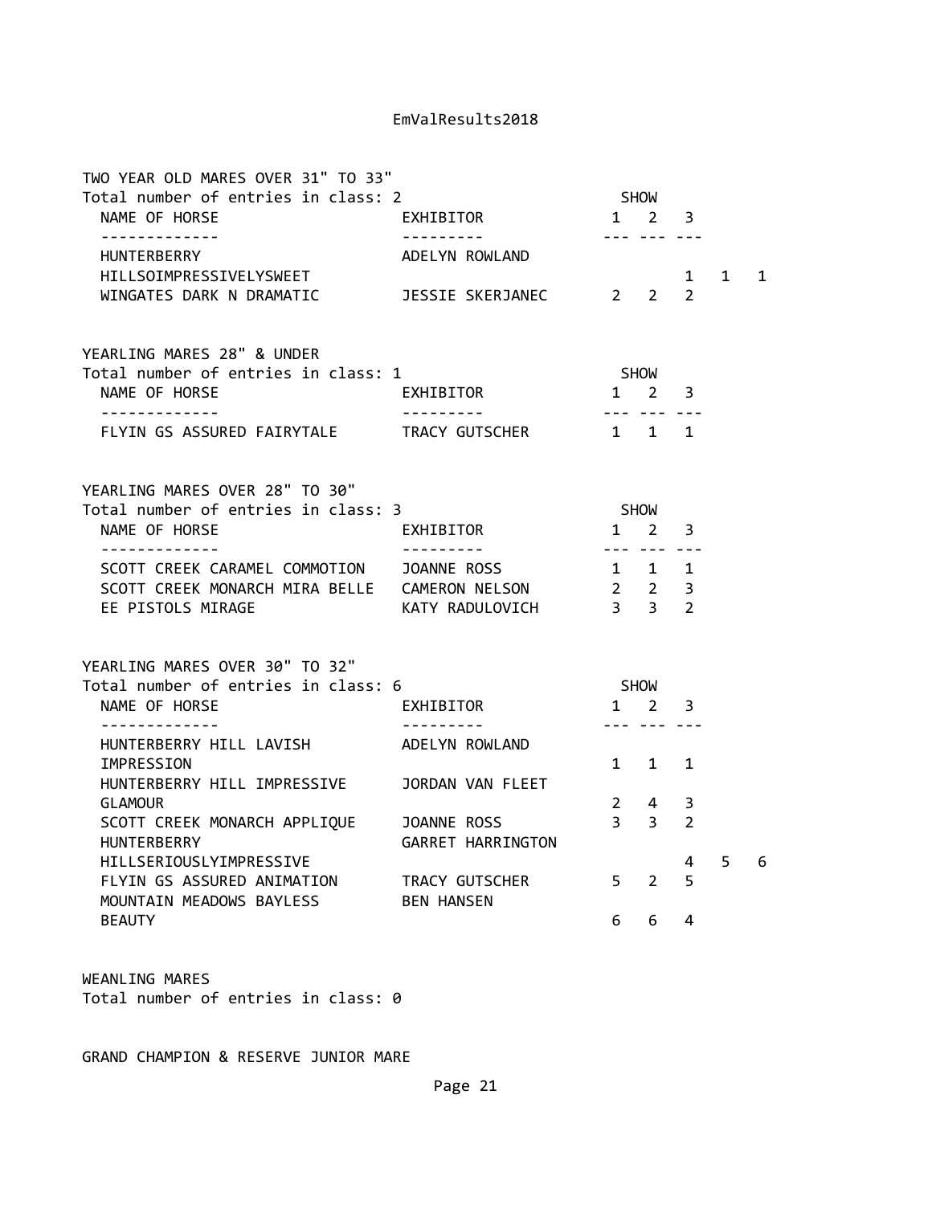TWO YEAR OLD MARES OVER 31" TO 33"

Total number of entries in class: 2

| NAME OF HORSE | EXHIBITOR | SHOW 1 | 2 | 3 |
|---|---|---|---|---|
| HUNTERBERRY HILLSOIMPRESSIVELYSWEET | ADELYN ROWLAND | 1 | 1 | 1 |
| WINGATES DARK N DRAMATIC | JESSIE SKERJANEC | 2 | 2 | 2 |

YEARLING MARES 28" & UNDER

Total number of entries in class: 1

| NAME OF HORSE | EXHIBITOR | SHOW 1 | 2 | 3 |
|---|---|---|---|---|
| FLYIN GS ASSURED FAIRYTALE | TRACY GUTSCHER | 1 | 1 | 1 |

YEARLING MARES OVER 28" TO 30"

Total number of entries in class: 3

| NAME OF HORSE | EXHIBITOR | SHOW 1 | 2 | 3 |
|---|---|---|---|---|
| SCOTT CREEK CARAMEL COMMOTION | JOANNE ROSS | 1 | 1 | 1 |
| SCOTT CREEK MONARCH MIRA BELLE | CAMERON NELSON | 2 | 2 | 3 |
| EE PISTOLS MIRAGE | KATY RADULOVICH | 3 | 3 | 2 |

YEARLING MARES OVER 30" TO 32"

Total number of entries in class: 6

| NAME OF HORSE | EXHIBITOR | SHOW 1 | 2 | 3 |
|---|---|---|---|---|
| HUNTERBERRY HILL LAVISH IMPRESSION | ADELYN ROWLAND | 1 | 1 | 1 |
| HUNTERBERRY HILL IMPRESSIVE GLAMOUR | JORDAN VAN FLEET | 2 | 4 | 3 |
| SCOTT CREEK MONARCH APPLIQUE | JOANNE ROSS | 3 | 3 | 2 |
| HUNTERBERRY HILLSERIOUSLYIMPRESSIVE | GARRET HARRINGTON | 4 | 5 | 6 |
| FLYIN GS ASSURED ANIMATION | TRACY GUTSCHER | 5 | 2 | 5 |
| MOUNTAIN MEADOWS BAYLESS BEAUTY | BEN HANSEN | 6 | 6 | 4 |

WEANLING MARES

Total number of entries in class: 0

GRAND CHAMPION & RESERVE JUNIOR MARE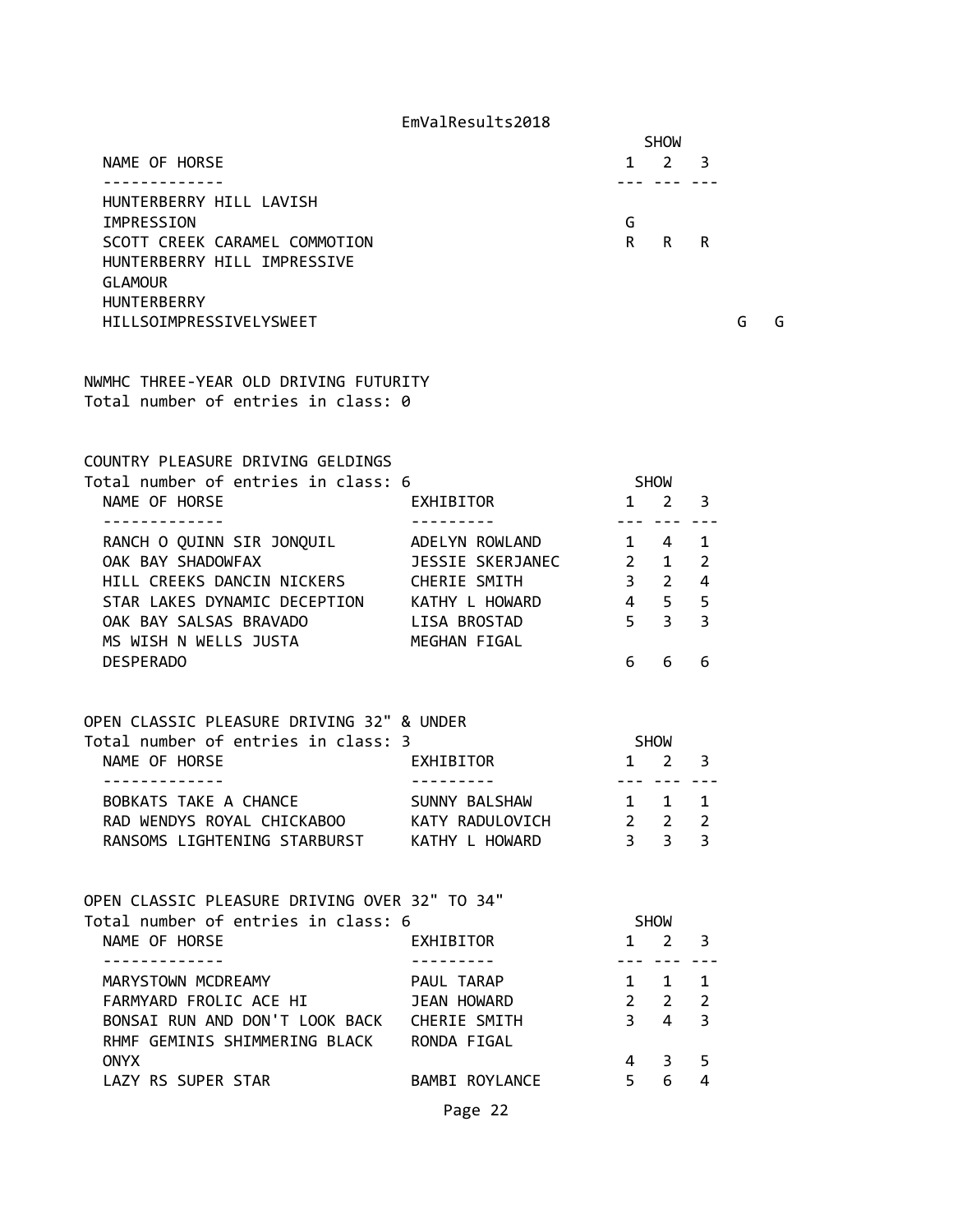| NAME OF HORSE | SHOW 1 | SHOW 2 | SHOW 3 | | |
|---|---|---|---|---|---|
| HUNTERBERRY HILL LAVISH IMPRESSION | G | | | | |
| SCOTT CREEK CARAMEL COMMOTION | R | R | R | | |
| HUNTERBERRY HILL IMPRESSIVE GLAMOUR | | | | | |
| HUNTERBERRY HILLSOIMPRESSIVELYSWEET | | | | G | G |

NWMHC THREE-YEAR OLD DRIVING FUTURITY
Total number of entries in class: 0

COUNTRY PLEASURE DRIVING GELDINGS
Total number of entries in class: 6

| NAME OF HORSE | EXHIBITOR | SHOW 1 | SHOW 2 | SHOW 3 |
|---|---|---|---|---|
| RANCH O QUINN SIR JONQUIL | ADELYN ROWLAND | 1 | 4 | 1 |
| OAK BAY SHADOWFAX | JESSIE SKERJANEC | 2 | 1 | 2 |
| HILL CREEKS DANCIN NICKERS | CHERIE SMITH | 3 | 2 | 4 |
| STAR LAKES DYNAMIC DECEPTION | KATHY L HOWARD | 4 | 5 | 5 |
| OAK BAY SALSAS BRAVADO | LISA BROSTAD | 5 | 3 | 3 |
| MS WISH N WELLS JUSTA DESPERADO | MEGHAN FIGAL | 6 | 6 | 6 |

OPEN CLASSIC PLEASURE DRIVING 32" & UNDER
Total number of entries in class: 3

| NAME OF HORSE | EXHIBITOR | SHOW 1 | SHOW 2 | SHOW 3 |
|---|---|---|---|---|
| BOBKATS TAKE A CHANCE | SUNNY BALSHAW | 1 | 1 | 1 |
| RAD WENDYS ROYAL CHICKABOO | KATY RADULOVICH | 2 | 2 | 2 |
| RANSOMS LIGHTENING STARBURST | KATHY L HOWARD | 3 | 3 | 3 |

OPEN CLASSIC PLEASURE DRIVING OVER 32" TO 34"
Total number of entries in class: 6

| NAME OF HORSE | EXHIBITOR | SHOW 1 | SHOW 2 | SHOW 3 |
|---|---|---|---|---|
| MARYSTOWN MCDREAMY | PAUL TARAP | 1 | 1 | 1 |
| FARMYARD FROLIC ACE HI | JEAN HOWARD | 2 | 2 | 2 |
| BONSAI RUN AND DON'T LOOK BACK | CHERIE SMITH | 3 | 4 | 3 |
| RHMF GEMINIS SHIMMERING BLACK ONYX | RONDA FIGAL | 4 | 3 | 5 |
| LAZY RS SUPER STAR | BAMBI ROYLANCE | 5 | 6 | 4 |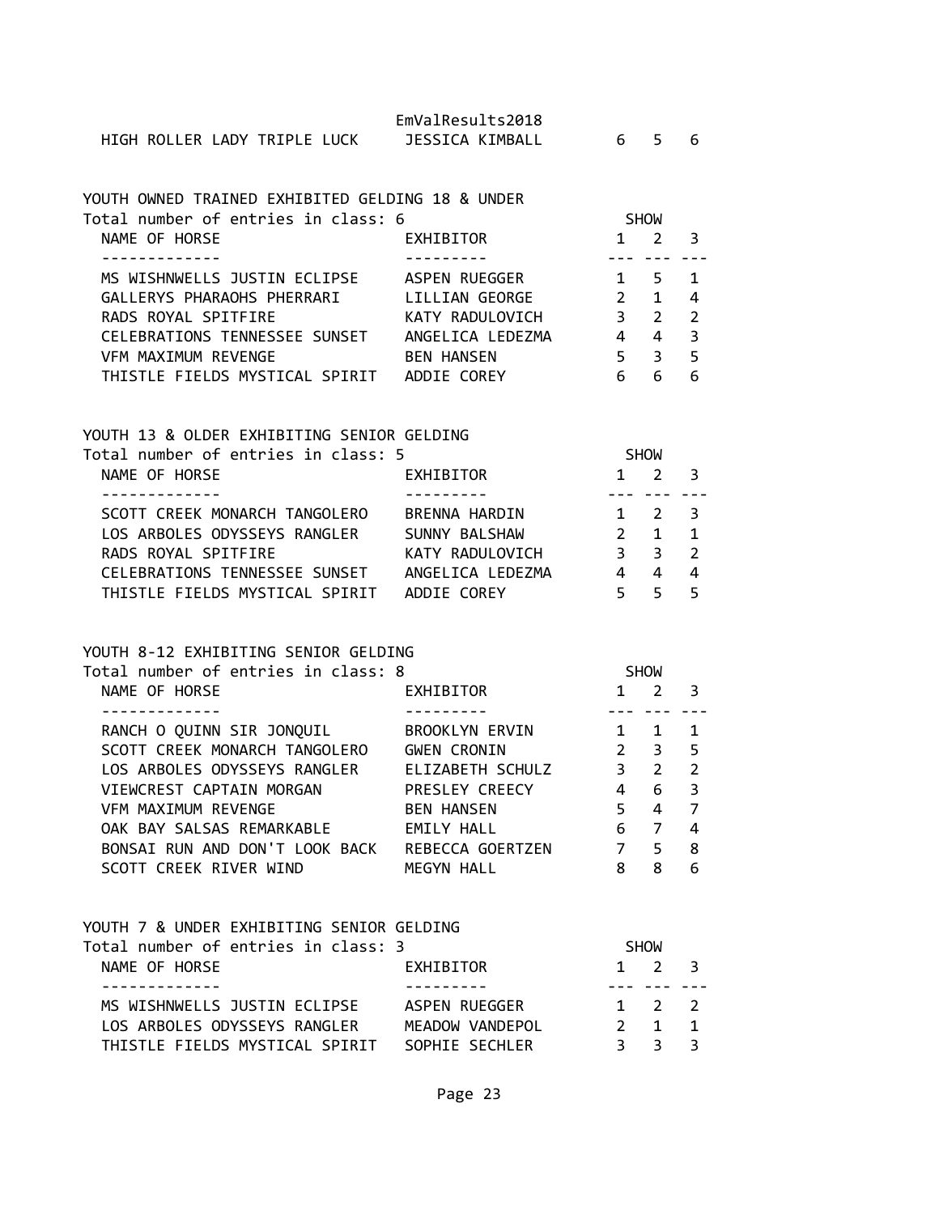| NAME OF HORSE | EXHIBITOR | 1 | 2 | 3 |
|---|---|---|---|---|
| HIGH ROLLER LADY TRIPLE LUCK | JESSICA KIMBALL | 6 | 5 | 6 |

## YOUTH OWNED TRAINED EXHIBITED GELDING 18 & UNDER

Total number of entries in class: 6

| NAME OF HORSE | EXHIBITOR | SHOW 1 | 2 | 3 |
|---|---|---|---|---|
| MS WISHNWELLS JUSTIN ECLIPSE | ASPEN RUEGGER | 1 | 5 | 1 |
| GALLERYS PHARAOHS PHERRARI | LILLIAN GEORGE | 2 | 1 | 4 |
| RADS ROYAL SPITFIRE | KATY RADULOVICH | 3 | 2 | 2 |
| CELEBRATIONS TENNESSEE SUNSET | ANGELICA LEDEZMA | 4 | 4 | 3 |
| VFM MAXIMUM REVENGE | BEN HANSEN | 5 | 3 | 5 |
| THISTLE FIELDS MYSTICAL SPIRIT | ADDIE COREY | 6 | 6 | 6 |

## YOUTH 13 & OLDER EXHIBITING SENIOR GELDING

Total number of entries in class: 5

| NAME OF HORSE | EXHIBITOR | SHOW 1 | 2 | 3 |
|---|---|---|---|---|
| SCOTT CREEK MONARCH TANGOLERO | BRENNA HARDIN | 1 | 2 | 3 |
| LOS ARBOLES ODYSSEYS RANGLER | SUNNY BALSHAW | 2 | 1 | 1 |
| RADS ROYAL SPITFIRE | KATY RADULOVICH | 3 | 3 | 2 |
| CELEBRATIONS TENNESSEE SUNSET | ANGELICA LEDEZMA | 4 | 4 | 4 |
| THISTLE FIELDS MYSTICAL SPIRIT | ADDIE COREY | 5 | 5 | 5 |

## YOUTH 8-12 EXHIBITING SENIOR GELDING

Total number of entries in class: 8

| NAME OF HORSE | EXHIBITOR | SHOW 1 | 2 | 3 |
|---|---|---|---|---|
| RANCH O QUINN SIR JONQUIL | BROOKLYN ERVIN | 1 | 1 | 1 |
| SCOTT CREEK MONARCH TANGOLERO | GWEN CRONIN | 2 | 3 | 5 |
| LOS ARBOLES ODYSSEYS RANGLER | ELIZABETH SCHULZ | 3 | 2 | 2 |
| VIEWCREST CAPTAIN MORGAN | PRESLEY CREECY | 4 | 6 | 3 |
| VFM MAXIMUM REVENGE | BEN HANSEN | 5 | 4 | 7 |
| OAK BAY SALSAS REMARKABLE | EMILY HALL | 6 | 7 | 4 |
| BONSAI RUN AND DON'T LOOK BACK | REBECCA GOERTZEN | 7 | 5 | 8 |
| SCOTT CREEK RIVER WIND | MEGYN HALL | 8 | 8 | 6 |

## YOUTH 7 & UNDER EXHIBITING SENIOR GELDING

Total number of entries in class: 3

| NAME OF HORSE | EXHIBITOR | SHOW 1 | 2 | 3 |
|---|---|---|---|---|
| MS WISHNWELLS JUSTIN ECLIPSE | ASPEN RUEGGER | 1 | 2 | 2 |
| LOS ARBOLES ODYSSEYS RANGLER | MEADOW VANDEPOL | 2 | 1 | 1 |
| THISTLE FIELDS MYSTICAL SPIRIT | SOPHIE SECHLER | 3 | 3 | 3 |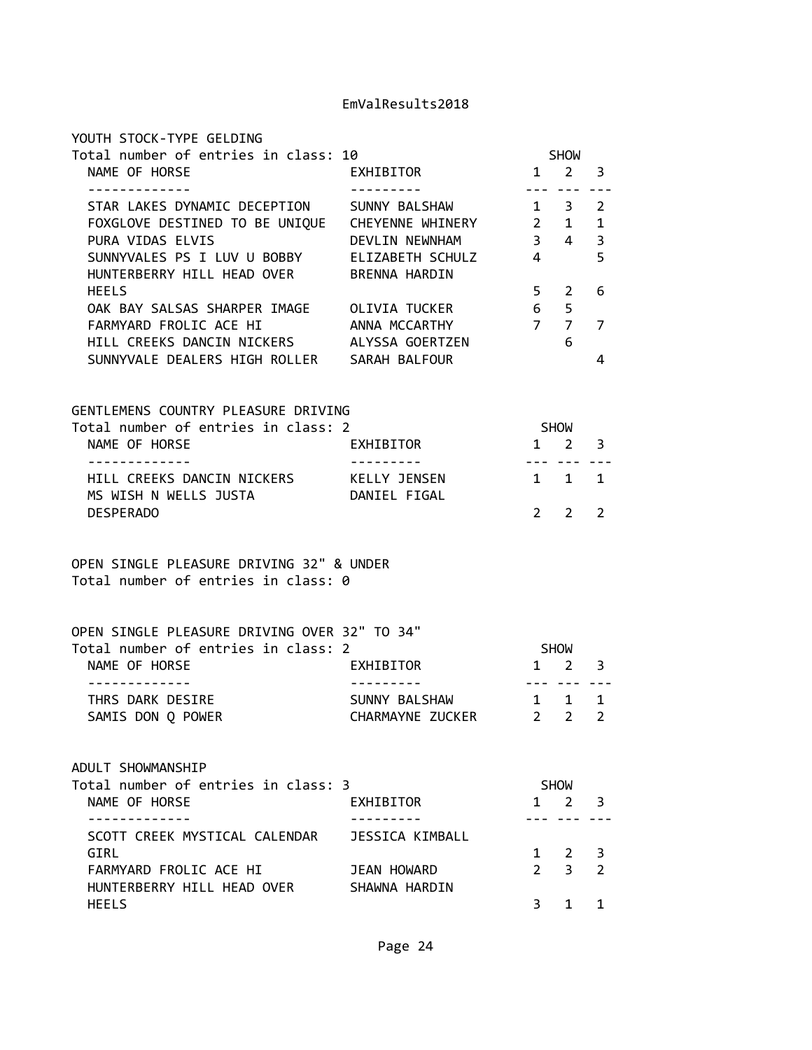## YOUTH STOCK-TYPE GELDING

Total number of entries in class: 10

| NAME OF HORSE | EXHIBITOR | SHOW 1 | SHOW 2 | SHOW 3 |
|---|---|---|---|---|
| STAR LAKES DYNAMIC DECEPTION | SUNNY BALSHAW | 1 | 3 | 2 |
| FOXGLOVE DESTINED TO BE UNIQUE | CHEYENNE WHINERY | 2 | 1 | 1 |
| PURA VIDAS ELVIS | DEVLIN NEWNHAM | 3 | 4 | 3 |
| SUNNYVALES PS I LUV U BOBBY | ELIZABETH SCHULZ | 4 | | 5 |
| HUNTERBERRY HILL HEAD OVER HEELS | BRENNA HARDIN | 5 | 2 | 6 |
| OAK BAY SALSAS SHARPER IMAGE | OLIVIA TUCKER | 6 | 5 | |
| FARMYARD FROLIC ACE HI | ANNA MCCARTHY | 7 | 7 | 7 |
| HILL CREEKS DANCIN NICKERS | ALYSSA GOERTZEN | | 6 | |
| SUNNYVALE DEALERS HIGH ROLLER | SARAH BALFOUR | | | 4 |

## GENTLEMENS COUNTRY PLEASURE DRIVING

Total number of entries in class: 2

| NAME OF HORSE | EXHIBITOR | SHOW 1 | SHOW 2 | SHOW 3 |
|---|---|---|---|---|
| HILL CREEKS DANCIN NICKERS | KELLY JENSEN | 1 | 1 | 1 |
| MS WISH N WELLS JUSTA DESPERADO | DANIEL FIGAL | 2 | 2 | 2 |

## OPEN SINGLE PLEASURE DRIVING 32" & UNDER

Total number of entries in class: 0

## OPEN SINGLE PLEASURE DRIVING OVER 32" TO 34"

Total number of entries in class: 2

| NAME OF HORSE | EXHIBITOR | SHOW 1 | SHOW 2 | SHOW 3 |
|---|---|---|---|---|
| THRS DARK DESIRE | SUNNY BALSHAW | 1 | 1 | 1 |
| SAMIS DON Q POWER | CHARMAYNE ZUCKER | 2 | 2 | 2 |

## ADULT SHOWMANSHIP

Total number of entries in class: 3

| NAME OF HORSE | EXHIBITOR | SHOW 1 | SHOW 2 | SHOW 3 |
|---|---|---|---|---|
| SCOTT CREEK MYSTICAL CALENDAR GIRL | JESSICA KIMBALL | 1 | 2 | 3 |
| FARMYARD FROLIC ACE HI | JEAN HOWARD | 2 | 3 | 2 |
| HUNTERBERRY HILL HEAD OVER HEELS | SHAWNA HARDIN | 3 | 1 | 1 |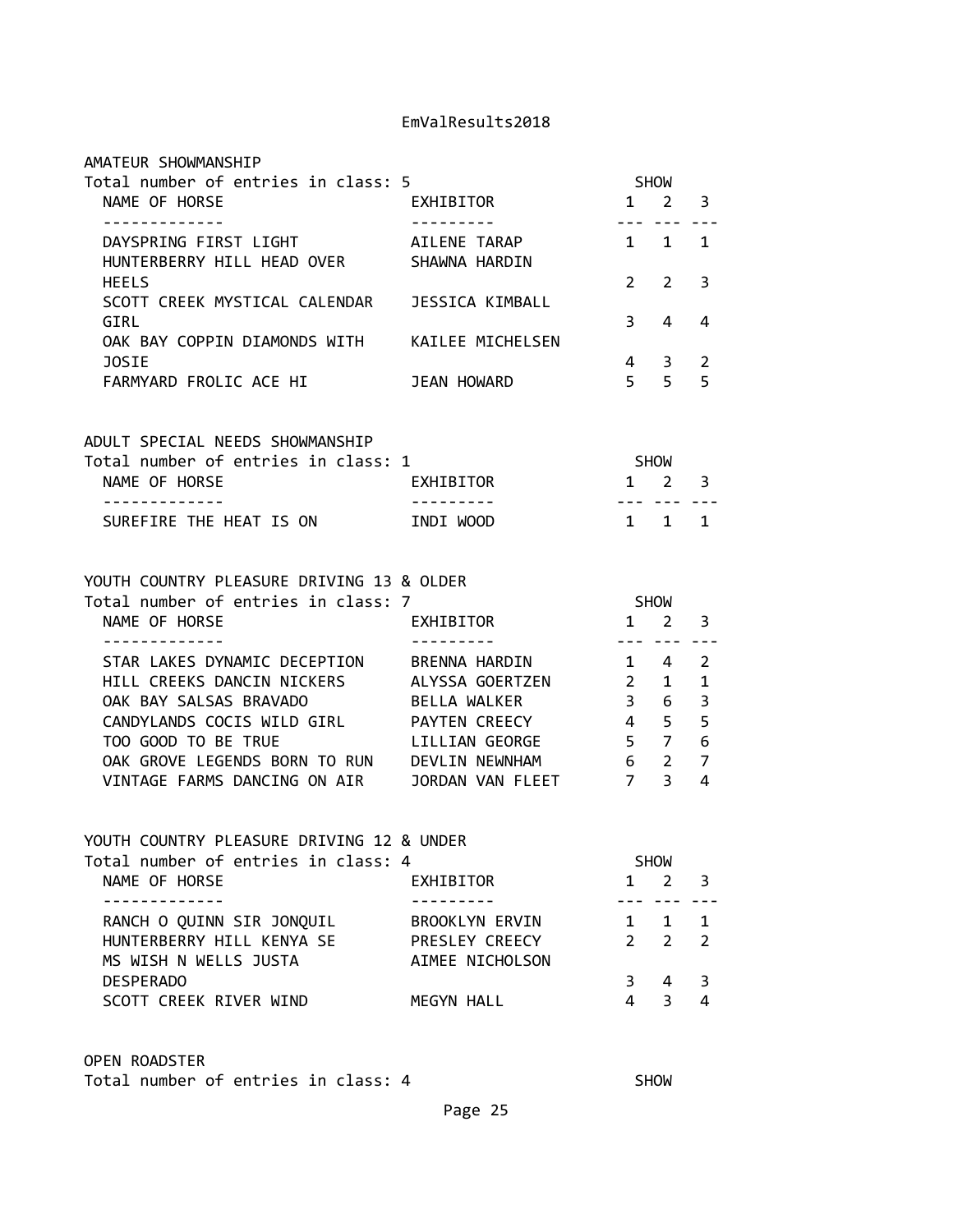### AMATEUR SHOWMANSHIP

Total number of entries in class: 5

| NAME OF HORSE | EXHIBITOR | SHOW 1 | SHOW 2 | SHOW 3 |
|---|---|---|---|---|
| DAYSPRING FIRST LIGHT | AILENE TARAP | 1 | 1 | 1 |
| HUNTERBERRY HILL HEAD OVER HEELS | SHAWNA HARDIN | 2 | 2 | 3 |
| SCOTT CREEK MYSTICAL CALENDAR GIRL | JESSICA KIMBALL | 3 | 4 | 4 |
| OAK BAY COPPIN DIAMONDS WITH JOSIE | KAILEE MICHELSEN | 4 | 3 | 2 |
| FARMYARD FROLIC ACE HI | JEAN HOWARD | 5 | 5 | 5 |

### ADULT SPECIAL NEEDS SHOWMANSHIP

Total number of entries in class: 1

| NAME OF HORSE | EXHIBITOR | SHOW 1 | SHOW 2 | SHOW 3 |
|---|---|---|---|---|
| SUREFIRE THE HEAT IS ON | INDI WOOD | 1 | 1 | 1 |

### YOUTH COUNTRY PLEASURE DRIVING 13 & OLDER

Total number of entries in class: 7

| NAME OF HORSE | EXHIBITOR | SHOW 1 | SHOW 2 | SHOW 3 |
|---|---|---|---|---|
| STAR LAKES DYNAMIC DECEPTION | BRENNA HARDIN | 1 | 4 | 2 |
| HILL CREEKS DANCIN NICKERS | ALYSSA GOERTZEN | 2 | 1 | 1 |
| OAK BAY SALSAS BRAVADO | BELLA WALKER | 3 | 6 | 3 |
| CANDYLANDS COCIS WILD GIRL | PAYTEN CREECY | 4 | 5 | 5 |
| TOO GOOD TO BE TRUE | LILLIAN GEORGE | 5 | 7 | 6 |
| OAK GROVE LEGENDS BORN TO RUN | DEVLIN NEWNHAM | 6 | 2 | 7 |
| VINTAGE FARMS DANCING ON AIR | JORDAN VAN FLEET | 7 | 3 | 4 |

### YOUTH COUNTRY PLEASURE DRIVING 12 & UNDER

Total number of entries in class: 4

| NAME OF HORSE | EXHIBITOR | SHOW 1 | SHOW 2 | SHOW 3 |
|---|---|---|---|---|
| RANCH O QUINN SIR JONQUIL | BROOKLYN ERVIN | 1 | 1 | 1 |
| HUNTERBERRY HILL KENYA SE | PRESLEY CREECY | 2 | 2 | 2 |
| MS WISH N WELLS JUSTA DESPERADO | AIMEE NICHOLSON | 3 | 4 | 3 |
| SCOTT CREEK RIVER WIND | MEGYN HALL | 4 | 3 | 4 |

### OPEN ROADSTER

Total number of entries in class: 4 SHOW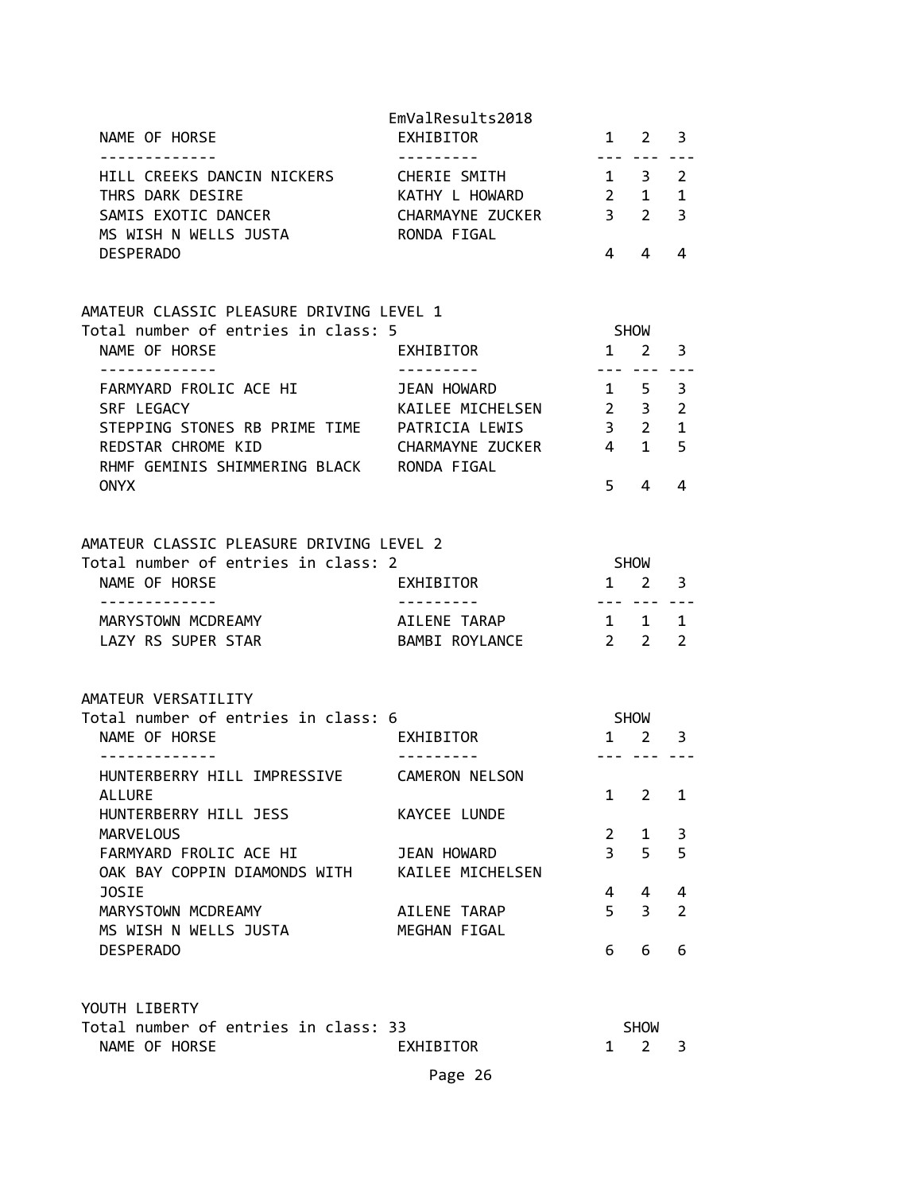| NAME OF HORSE | EXHIBITOR | 1 | 2 | 3 |
| --- | --- | --- | --- | --- |
| HILL CREEKS DANCIN NICKERS | CHERIE SMITH | 1 | 3 | 2 |
| THRS DARK DESIRE | KATHY L HOWARD | 2 | 1 | 1 |
| SAMIS EXOTIC DANCER | CHARMAYNE ZUCKER | 3 | 2 | 3 |
| MS WISH N WELLS JUSTA DESPERADO | RONDA FIGAL | 4 | 4 | 4 |

AMATEUR CLASSIC PLEASURE DRIVING LEVEL 1

Total number of entries in class: 5

| NAME OF HORSE | EXHIBITOR | SHOW 1 | 2 | 3 |
| --- | --- | --- | --- | --- |
| FARMYARD FROLIC ACE HI | JEAN HOWARD | 1 | 5 | 3 |
| SRF LEGACY | KAILEE MICHELSEN | 2 | 3 | 2 |
| STEPPING STONES RB PRIME TIME | PATRICIA LEWIS | 3 | 2 | 1 |
| REDSTAR CHROME KID | CHARMAYNE ZUCKER | 4 | 1 | 5 |
| RHMF GEMINIS SHIMMERING BLACK ONYX | RONDA FIGAL | 5 | 4 | 4 |

AMATEUR CLASSIC PLEASURE DRIVING LEVEL 2

Total number of entries in class: 2

| NAME OF HORSE | EXHIBITOR | SHOW 1 | 2 | 3 |
| --- | --- | --- | --- | --- |
| MARYSTOWN MCDREAMY | AILENE TARAP | 1 | 1 | 1 |
| LAZY RS SUPER STAR | BAMBI ROYLANCE | 2 | 2 | 2 |

AMATEUR VERSATILITY

Total number of entries in class: 6

| NAME OF HORSE | EXHIBITOR | SHOW 1 | 2 | 3 |
| --- | --- | --- | --- | --- |
| HUNTERBERRY HILL IMPRESSIVE ALLURE | CAMERON NELSON | 1 | 2 | 1 |
| HUNTERBERRY HILL JESS MARVELOUS | KAYCEE LUNDE | 2 | 1 | 3 |
| FARMYARD FROLIC ACE HI | JEAN HOWARD | 3 | 5 | 5 |
| OAK BAY COPPIN DIAMONDS WITH JOSIE | KAILEE MICHELSEN | 4 | 4 | 4 |
| MARYSTOWN MCDREAMY | AILENE TARAP | 5 | 3 | 2 |
| MS WISH N WELLS JUSTA DESPERADO | MEGHAN FIGAL | 6 | 6 | 6 |

YOUTH LIBERTY

Total number of entries in class: 33

| NAME OF HORSE | EXHIBITOR | SHOW 1 | 2 | 3 |
| --- | --- | --- | --- | --- |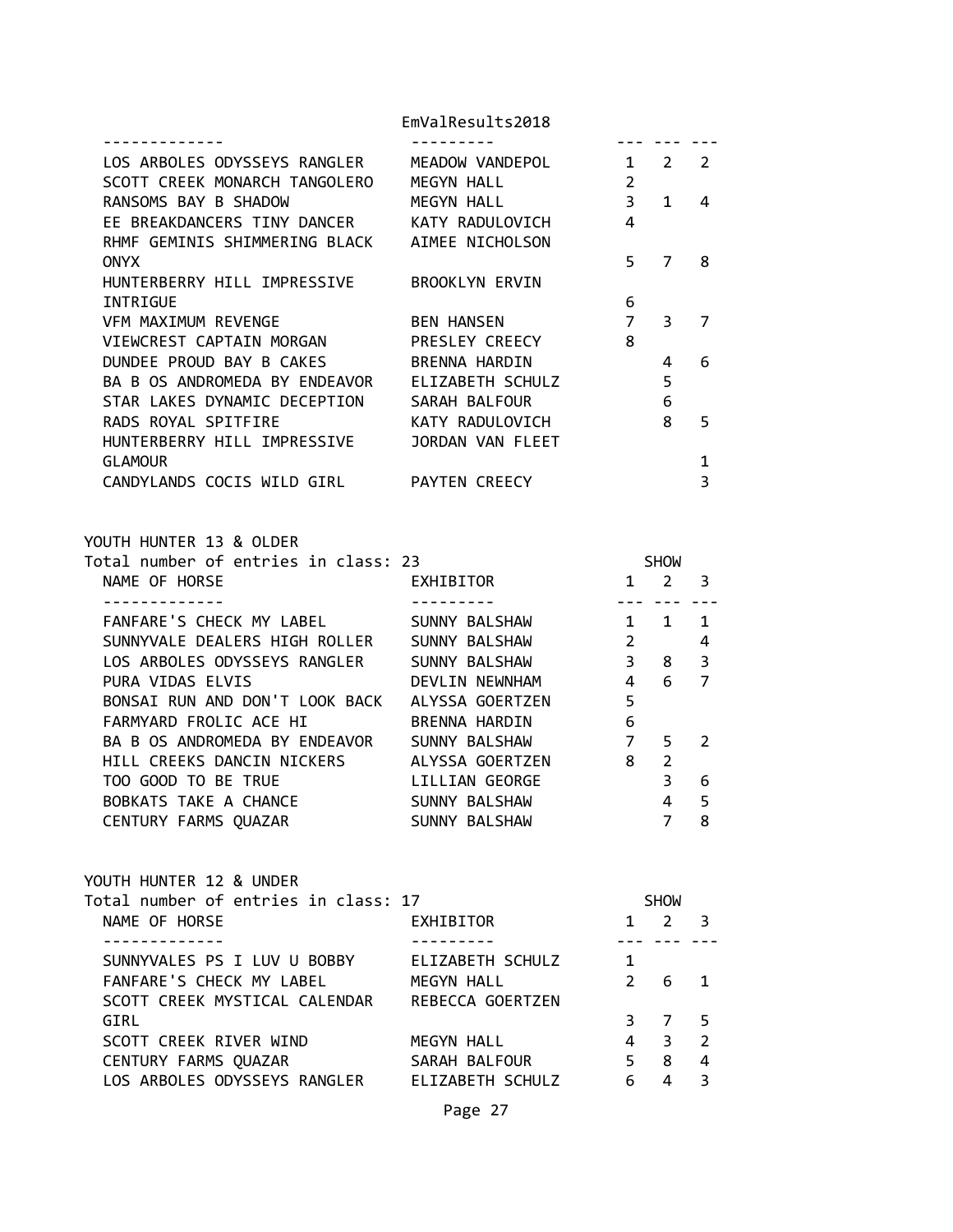| NAME OF HORSE | EXHIBITOR | 1 | 2 | 3 |
|---|---|---|---|---|
| LOS ARBOLES ODYSSEYS RANGLER | MEADOW VANDEPOL | 1 | 2 | 2 |
| SCOTT CREEK MONARCH TANGOLERO | MEGYN HALL | 2 | | |
| RANSOMS BAY B SHADOW | MEGYN HALL | 3 | 1 | 4 |
| EE BREAKDANCERS TINY DANCER | KATY RADULOVICH | 4 | | |
| RHMF GEMINIS SHIMMERING BLACK ONYX | AIMEE NICHOLSON | 5 | 7 | 8 |
| HUNTERBERRY HILL IMPRESSIVE INTRIGUE | BROOKLYN ERVIN | 6 | | |
| VFM MAXIMUM REVENGE | BEN HANSEN | 7 | 3 | 7 |
| VIEWCREST CAPTAIN MORGAN | PRESLEY CREECY | 8 | | |
| DUNDEE PROUD BAY B CAKES | BRENNA HARDIN | | 4 | 6 |
| BA B OS ANDROMEDA BY ENDEAVOR | ELIZABETH SCHULZ | | 5 | |
| STAR LAKES DYNAMIC DECEPTION | SARAH BALFOUR | | 6 | |
| RADS ROYAL SPITFIRE | KATY RADULOVICH | | 8 | 5 |
| HUNTERBERRY HILL IMPRESSIVE GLAMOUR | JORDAN VAN FLEET | | | 1 |
| CANDYLANDS COCIS WILD GIRL | PAYTEN CREECY | | | 3 |

YOUTH HUNTER 13 & OLDER

Total number of entries in class: 23

| NAME OF HORSE | EXHIBITOR | SHOW 1 | 2 | 3 |
|---|---|---|---|---|
| FANFARE'S CHECK MY LABEL | SUNNY BALSHAW | 1 | 1 | 1 |
| SUNNYVALE DEALERS HIGH ROLLER | SUNNY BALSHAW | 2 | | 4 |
| LOS ARBOLES ODYSSEYS RANGLER | SUNNY BALSHAW | 3 | 8 | 3 |
| PURA VIDAS ELVIS | DEVLIN NEWNHAM | 4 | 6 | 7 |
| BONSAI RUN AND DON'T LOOK BACK | ALYSSA GOERTZEN | 5 | | |
| FARMYARD FROLIC ACE HI | BRENNA HARDIN | 6 | | |
| BA B OS ANDROMEDA BY ENDEAVOR | SUNNY BALSHAW | 7 | 5 | 2 |
| HILL CREEKS DANCIN NICKERS | ALYSSA GOERTZEN | 8 | 2 | |
| TOO GOOD TO BE TRUE | LILLIAN GEORGE | | 3 | 6 |
| BOBKATS TAKE A CHANCE | SUNNY BALSHAW | | 4 | 5 |
| CENTURY FARMS QUAZAR | SUNNY BALSHAW | | 7 | 8 |

YOUTH HUNTER 12 & UNDER

Total number of entries in class: 17

| NAME OF HORSE | EXHIBITOR | SHOW 1 | 2 | 3 |
|---|---|---|---|---|
| SUNNYVALES PS I LUV U BOBBY | ELIZABETH SCHULZ | 1 | | |
| FANFARE'S CHECK MY LABEL | MEGYN HALL | 2 | 6 | 1 |
| SCOTT CREEK MYSTICAL CALENDAR GIRL | REBECCA GOERTZEN | 3 | 7 | 5 |
| SCOTT CREEK RIVER WIND | MEGYN HALL | 4 | 3 | 2 |
| CENTURY FARMS QUAZAR | SARAH BALFOUR | 5 | 8 | 4 |
| LOS ARBOLES ODYSSEYS RANGLER | ELIZABETH SCHULZ | 6 | 4 | 3 |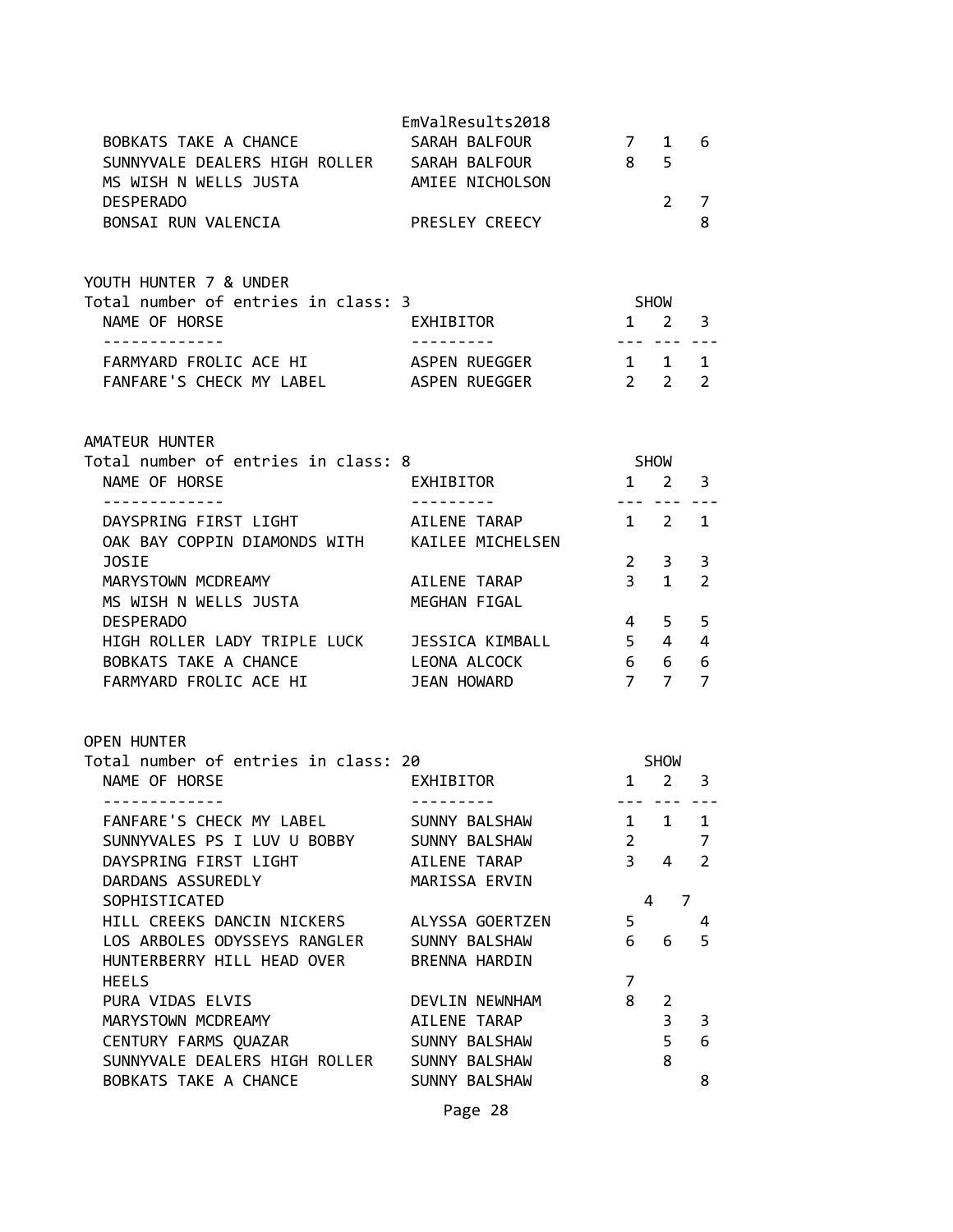| NAME OF HORSE | EXHIBITOR | 1 | 2 | 3 |
|---|---|---|---|---|
| BOBKATS TAKE A CHANCE | SARAH BALFOUR | 7 | 1 | 6 |
| SUNNYVALE DEALERS HIGH ROLLER | SARAH BALFOUR | 8 | 5 | |
| MS WISH N WELLS JUSTA DESPERADO | AMIEE NICHOLSON | | 2 | 7 |
| BONSAI RUN VALENCIA | PRESLEY CREECY | | | 8 |

## YOUTH HUNTER 7 & UNDER

Total number of entries in class: 3

| NAME OF HORSE | EXHIBITOR | SHOW 1 | 2 | 3 |
|---|---|---|---|---|
| FARMYARD FROLIC ACE HI | ASPEN RUEGGER | 1 | 1 | 1 |
| FANFARE'S CHECK MY LABEL | ASPEN RUEGGER | 2 | 2 | 2 |

## AMATEUR HUNTER

Total number of entries in class: 8

| NAME OF HORSE | EXHIBITOR | SHOW 1 | 2 | 3 |
|---|---|---|---|---|
| DAYSPRING FIRST LIGHT | AILENE TARAP | 1 | 2 | 1 |
| OAK BAY COPPIN DIAMONDS WITH JOSIE | KAILEE MICHELSEN | 2 | 3 | 3 |
| MARYSTOWN MCDREAMY | AILENE TARAP | 3 | 1 | 2 |
| MS WISH N WELLS JUSTA DESPERADO | MEGHAN FIGAL | 4 | 5 | 5 |
| HIGH ROLLER LADY TRIPLE LUCK | JESSICA KIMBALL | 5 | 4 | 4 |
| BOBKATS TAKE A CHANCE | LEONA ALCOCK | 6 | 6 | 6 |
| FARMYARD FROLIC ACE HI | JEAN HOWARD | 7 | 7 | 7 |

## OPEN HUNTER

Total number of entries in class: 20

| NAME OF HORSE | EXHIBITOR | SHOW 1 | 2 | 3 |
|---|---|---|---|---|
| FANFARE'S CHECK MY LABEL | SUNNY BALSHAW | 1 | 1 | 1 |
| SUNNYVALES PS I LUV U BOBBY | SUNNY BALSHAW | 2 | | 7 |
| DAYSPRING FIRST LIGHT | AILENE TARAP | 3 | 4 | 2 |
| DARDANS ASSUREDLY SOPHISTICATED | MARISSA ERVIN | 4 | 7 | |
| HILL CREEKS DANCIN NICKERS | ALYSSA GOERTZEN | 5 | | 4 |
| LOS ARBOLES ODYSSEYS RANGLER | SUNNY BALSHAW | 6 | 6 | 5 |
| HUNTERBERRY HILL HEAD OVER HEELS | BRENNA HARDIN | 7 | | |
| PURA VIDAS ELVIS | DEVLIN NEWNHAM | 8 | 2 | |
| MARYSTOWN MCDREAMY | AILENE TARAP | | 3 | 3 |
| CENTURY FARMS QUAZAR | SUNNY BALSHAW | | 5 | 6 |
| SUNNYVALE DEALERS HIGH ROLLER | SUNNY BALSHAW | | 8 | |
| BOBKATS TAKE A CHANCE | SUNNY BALSHAW | | | 8 |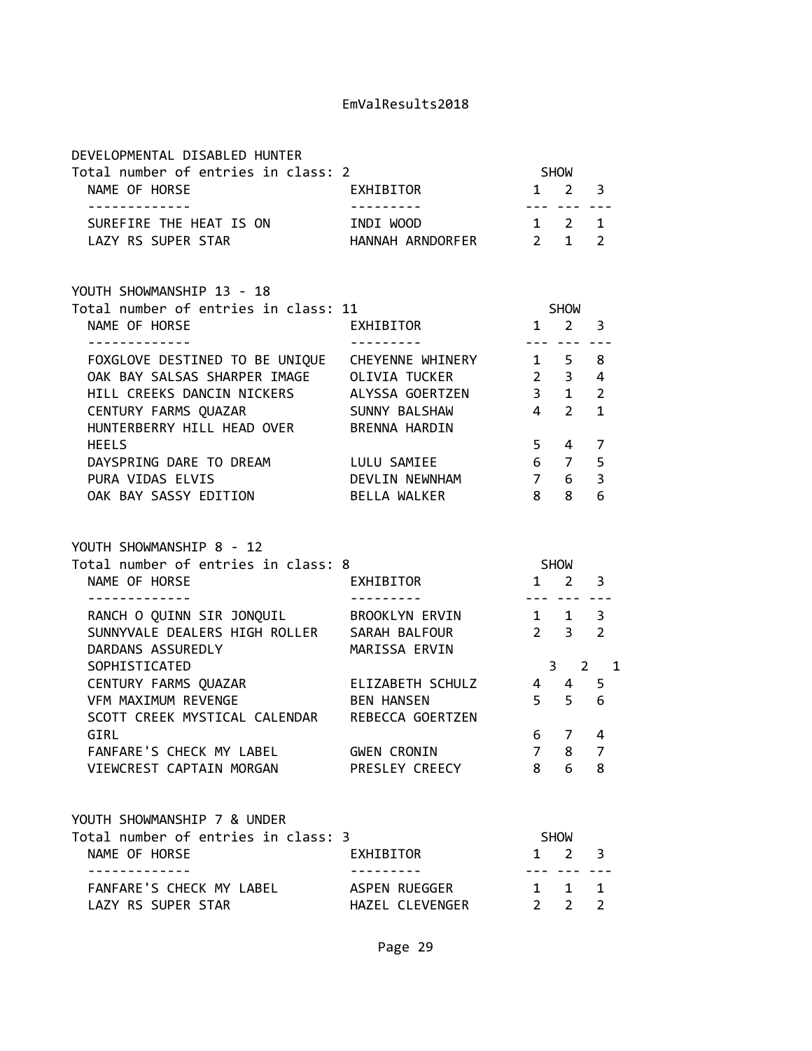## DEVELOPMENTAL DISABLED HUNTER

Total number of entries in class: 2

| NAME OF HORSE | EXHIBITOR | SHOW 1 | SHOW 2 | SHOW 3 |
|---|---|---|---|---|
| SUREFIRE THE HEAT IS ON | INDI WOOD | 1 | 2 | 1 |
| LAZY RS SUPER STAR | HANNAH ARNDORFER | 2 | 1 | 2 |

## YOUTH SHOWMANSHIP 13 - 18

Total number of entries in class: 11

| NAME OF HORSE | EXHIBITOR | SHOW 1 | SHOW 2 | SHOW 3 |
|---|---|---|---|---|
| FOXGLOVE DESTINED TO BE UNIQUE | CHEYENNE WHINERY | 1 | 5 | 8 |
| OAK BAY SALSAS SHARPER IMAGE | OLIVIA TUCKER | 2 | 3 | 4 |
| HILL CREEKS DANCIN NICKERS | ALYSSA GOERTZEN | 3 | 1 | 2 |
| CENTURY FARMS QUAZAR | SUNNY BALSHAW | 4 | 2 | 1 |
| HUNTERBERRY HILL HEAD OVER HEELS | BRENNA HARDIN | 5 | 4 | 7 |
| DAYSPRING DARE TO DREAM | LULU SAMIEE | 6 | 7 | 5 |
| PURA VIDAS ELVIS | DEVLIN NEWNHAM | 7 | 6 | 3 |
| OAK BAY SASSY EDITION | BELLA WALKER | 8 | 8 | 6 |

## YOUTH SHOWMANSHIP 8 - 12

Total number of entries in class: 8

| NAME OF HORSE | EXHIBITOR | SHOW 1 | SHOW 2 | SHOW 3 |
|---|---|---|---|---|
| RANCH O QUINN SIR JONQUIL | BROOKLYN ERVIN | 1 | 1 | 3 |
| SUNNYVALE DEALERS HIGH ROLLER | SARAH BALFOUR | 2 | 3 | 2 |
| DARDANS ASSUREDLY SOPHISTICATED | MARISSA ERVIN | 3 | 2 | 1 |
| CENTURY FARMS QUAZAR | ELIZABETH SCHULZ | 4 | 4 | 5 |
| VFM MAXIMUM REVENGE | BEN HANSEN | 5 | 5 | 6 |
| SCOTT CREEK MYSTICAL CALENDAR GIRL | REBECCA GOERTZEN | 6 | 7 | 4 |
| FANFARE'S CHECK MY LABEL | GWEN CRONIN | 7 | 8 | 7 |
| VIEWCREST CAPTAIN MORGAN | PRESLEY CREECY | 8 | 6 | 8 |

## YOUTH SHOWMANSHIP 7 & UNDER

Total number of entries in class: 3

| NAME OF HORSE | EXHIBITOR | SHOW 1 | SHOW 2 | SHOW 3 |
|---|---|---|---|---|
| FANFARE'S CHECK MY LABEL | ASPEN RUEGGER | 1 | 1 | 1 |
| LAZY RS SUPER STAR | HAZEL CLEVENGER | 2 | 2 | 2 |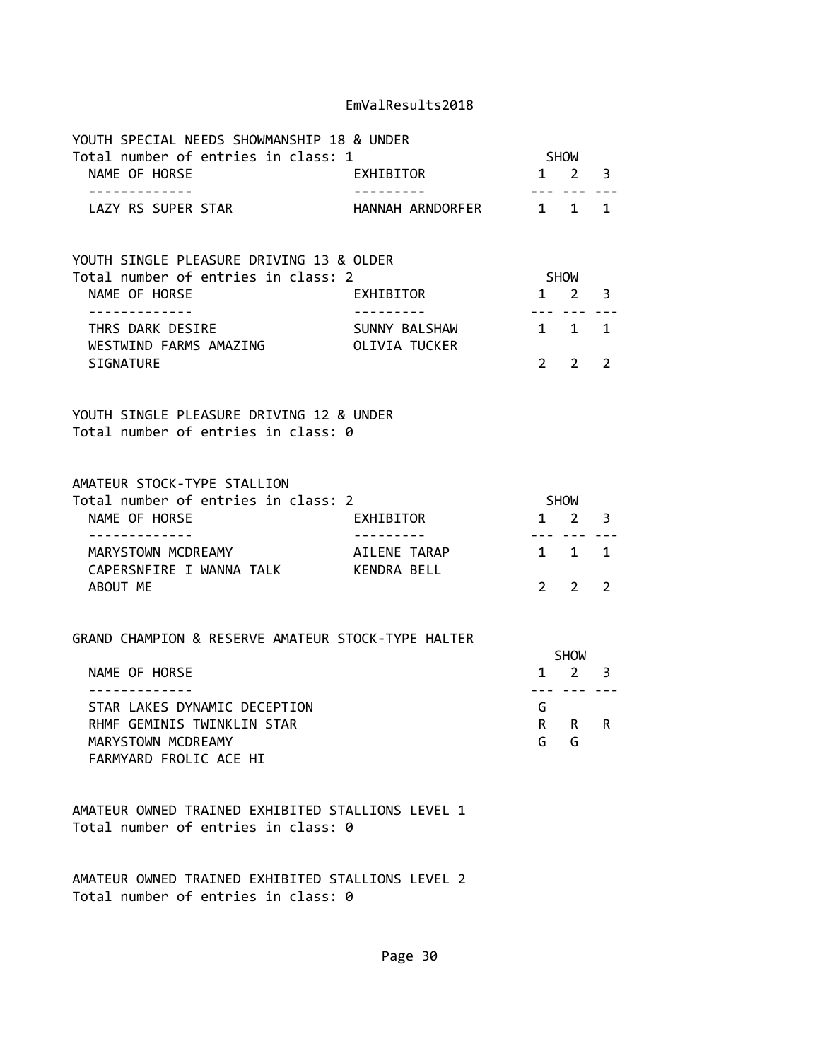## YOUTH SPECIAL NEEDS SHOWMANSHIP 18 & UNDER

Total number of entries in class: 1

| NAME OF HORSE | EXHIBITOR | SHOW 1 | SHOW 2 | SHOW 3 |
|---|---|---|---|---|
| LAZY RS SUPER STAR | HANNAH ARNDORFER | 1 | 1 | 1 |

## YOUTH SINGLE PLEASURE DRIVING 13 & OLDER

Total number of entries in class: 2

| NAME OF HORSE | EXHIBITOR | SHOW 1 | SHOW 2 | SHOW 3 |
|---|---|---|---|---|
| THRS DARK DESIRE | SUNNY BALSHAW | 1 | 1 | 1 |
| WESTWIND FARMS AMAZING SIGNATURE | OLIVIA TUCKER | 2 | 2 | 2 |

## YOUTH SINGLE PLEASURE DRIVING 12 & UNDER

Total number of entries in class: 0

## AMATEUR STOCK-TYPE STALLION

Total number of entries in class: 2

| NAME OF HORSE | EXHIBITOR | SHOW 1 | SHOW 2 | SHOW 3 |
|---|---|---|---|---|
| MARYSTOWN MCDREAMY | AILENE TARAP | 1 | 1 | 1 |
| CAPERSNFIRE I WANNA TALK ABOUT ME | KENDRA BELL | 2 | 2 | 2 |

## GRAND CHAMPION & RESERVE AMATEUR STOCK-TYPE HALTER

| NAME OF HORSE | SHOW 1 | SHOW 2 | SHOW 3 |
|---|---|---|---|
| STAR LAKES DYNAMIC DECEPTION | G | | |
| RHMF GEMINIS TWINKLIN STAR | R | R | R |
| MARYSTOWN MCDREAMY | G | G | |
| FARMYARD FROLIC ACE HI | | | |

## AMATEUR OWNED TRAINED EXHIBITED STALLIONS LEVEL 1

Total number of entries in class: 0

## AMATEUR OWNED TRAINED EXHIBITED STALLIONS LEVEL 2

Total number of entries in class: 0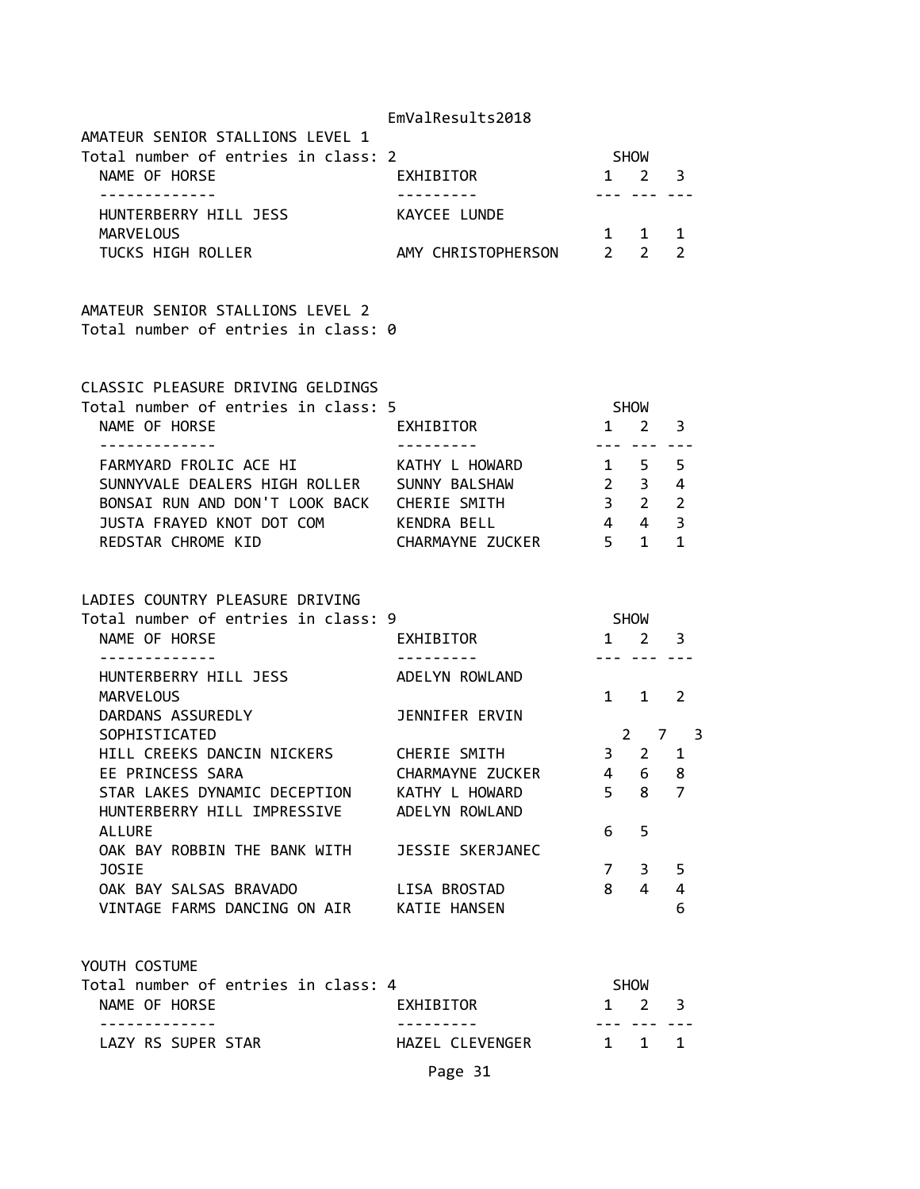## AMATEUR SENIOR STALLIONS LEVEL 1

Total number of entries in class: 2

| NAME OF HORSE | EXHIBITOR | SHOW 1 | 2 | 3 |
|---|---|---|---|---|
| HUNTERBERRY HILL JESS MARVELOUS | KAYCEE LUNDE | 1 | 1 | 1 |
| TUCKS HIGH ROLLER | AMY CHRISTOPHERSON | 2 | 2 | 2 |

## AMATEUR SENIOR STALLIONS LEVEL 2

Total number of entries in class: 0

## CLASSIC PLEASURE DRIVING GELDINGS

Total number of entries in class: 5

| NAME OF HORSE | EXHIBITOR | SHOW 1 | 2 | 3 |
|---|---|---|---|---|
| FARMYARD FROLIC ACE HI | KATHY L HOWARD | 1 | 5 | 5 |
| SUNNYVALE DEALERS HIGH ROLLER | SUNNY BALSHAW | 2 | 3 | 4 |
| BONSAI RUN AND DON'T LOOK BACK | CHERIE SMITH | 3 | 2 | 2 |
| JUSTA FRAYED KNOT DOT COM | KENDRA BELL | 4 | 4 | 3 |
| REDSTAR CHROME KID | CHARMAYNE ZUCKER | 5 | 1 | 1 |

## LADIES COUNTRY PLEASURE DRIVING

Total number of entries in class: 9

| NAME OF HORSE | EXHIBITOR | SHOW 1 | 2 | 3 |
|---|---|---|---|---|
| HUNTERBERRY HILL JESS MARVELOUS | ADELYN ROWLAND | 1 | 1 | 2 |
| DARDANS ASSUREDLY SOPHISTICATED | JENNIFER ERVIN | 2 | 7 | 3 |
| HILL CREEKS DANCIN NICKERS | CHERIE SMITH | 3 | 2 | 1 |
| EE PRINCESS SARA | CHARMAYNE ZUCKER | 4 | 6 | 8 |
| STAR LAKES DYNAMIC DECEPTION | KATHY L HOWARD | 5 | 8 | 7 |
| HUNTERBERRY HILL IMPRESSIVE ALLURE | ADELYN ROWLAND | 6 | 5 | |
| OAK BAY ROBBIN THE BANK WITH JOSIE | JESSIE SKERJANEC | 7 | 3 | 5 |
| OAK BAY SALSAS BRAVADO | LISA BROSTAD | 8 | 4 | 4 |
| VINTAGE FARMS DANCING ON AIR | KATIE HANSEN | | | 6 |

## YOUTH COSTUME

Total number of entries in class: 4

| NAME OF HORSE | EXHIBITOR | SHOW 1 | 2 | 3 |
|---|---|---|---|---|
| LAZY RS SUPER STAR | HAZEL CLEVENGER | 1 | 1 | 1 |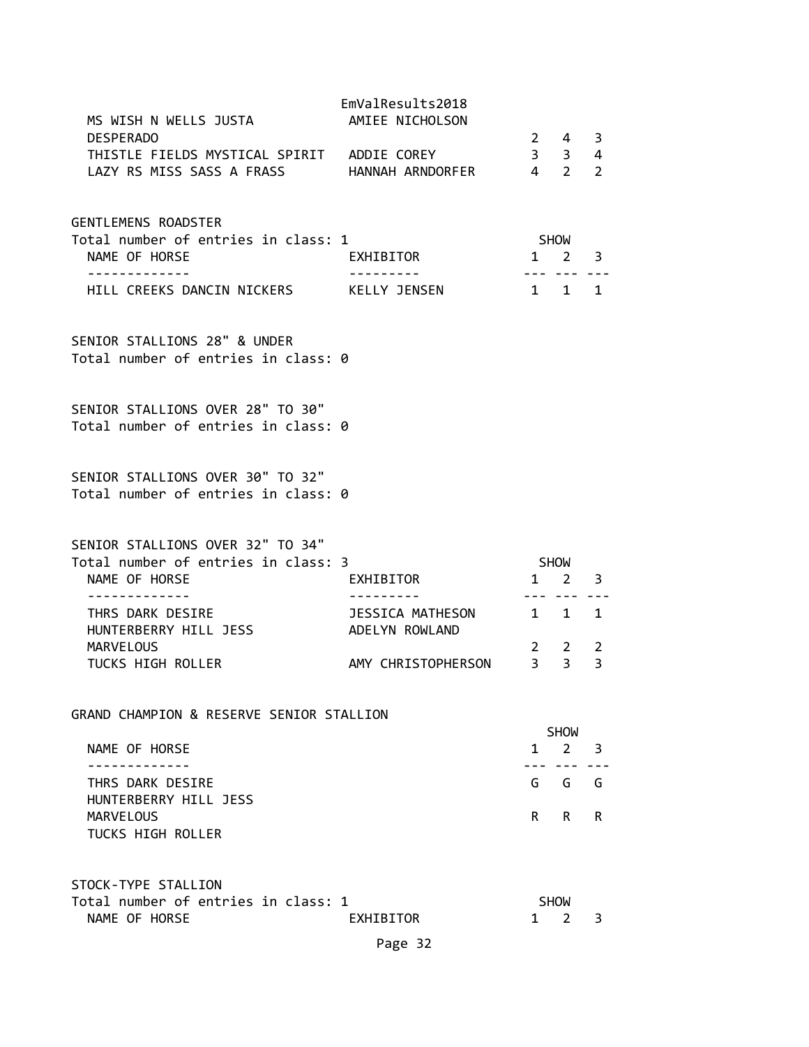| | | | | |
|---|---|---|---|---|
| MS WISH N WELLS JUSTA DESPERADO | AMIEE NICHOLSON | 2 | 4 | 3 |
| THISTLE FIELDS MYSTICAL SPIRIT | ADDIE COREY | 3 | 3 | 4 |
| LAZY RS MISS SASS A FRASS | HANNAH ARNDORFER | 4 | 2 | 2 |

GENTLEMENS ROADSTER

Total number of entries in class: 1

| NAME OF HORSE | EXHIBITOR | SHOW 1 | 2 | 3 |
|---|---|---|---|---|
| HILL CREEKS DANCIN NICKERS | KELLY JENSEN | 1 | 1 | 1 |

SENIOR STALLIONS 28" & UNDER

Total number of entries in class: 0

SENIOR STALLIONS OVER 28" TO 30"

Total number of entries in class: 0

SENIOR STALLIONS OVER 30" TO 32"

Total number of entries in class: 0

SENIOR STALLIONS OVER 32" TO 34"

Total number of entries in class: 3

| NAME OF HORSE | EXHIBITOR | SHOW 1 | 2 | 3 |
|---|---|---|---|---|
| THRS DARK DESIRE | JESSICA MATHESON | 1 | 1 | 1 |
| HUNTERBERRY HILL JESS MARVELOUS | ADELYN ROWLAND | 2 | 2 | 2 |
| TUCKS HIGH ROLLER | AMY CHRISTOPHERSON | 3 | 3 | 3 |

GRAND CHAMPION & RESERVE SENIOR STALLION

| NAME OF HORSE | SHOW 1 | 2 | 3 |
|---|---|---|---|
| THRS DARK DESIRE | G | G | G |
| HUNTERBERRY HILL JESS MARVELOUS | R | R | R |
| TUCKS HIGH ROLLER | | | |

STOCK-TYPE STALLION

Total number of entries in class: 1

| NAME OF HORSE | EXHIBITOR | SHOW 1 | 2 | 3 |
|---|---|---|---|---|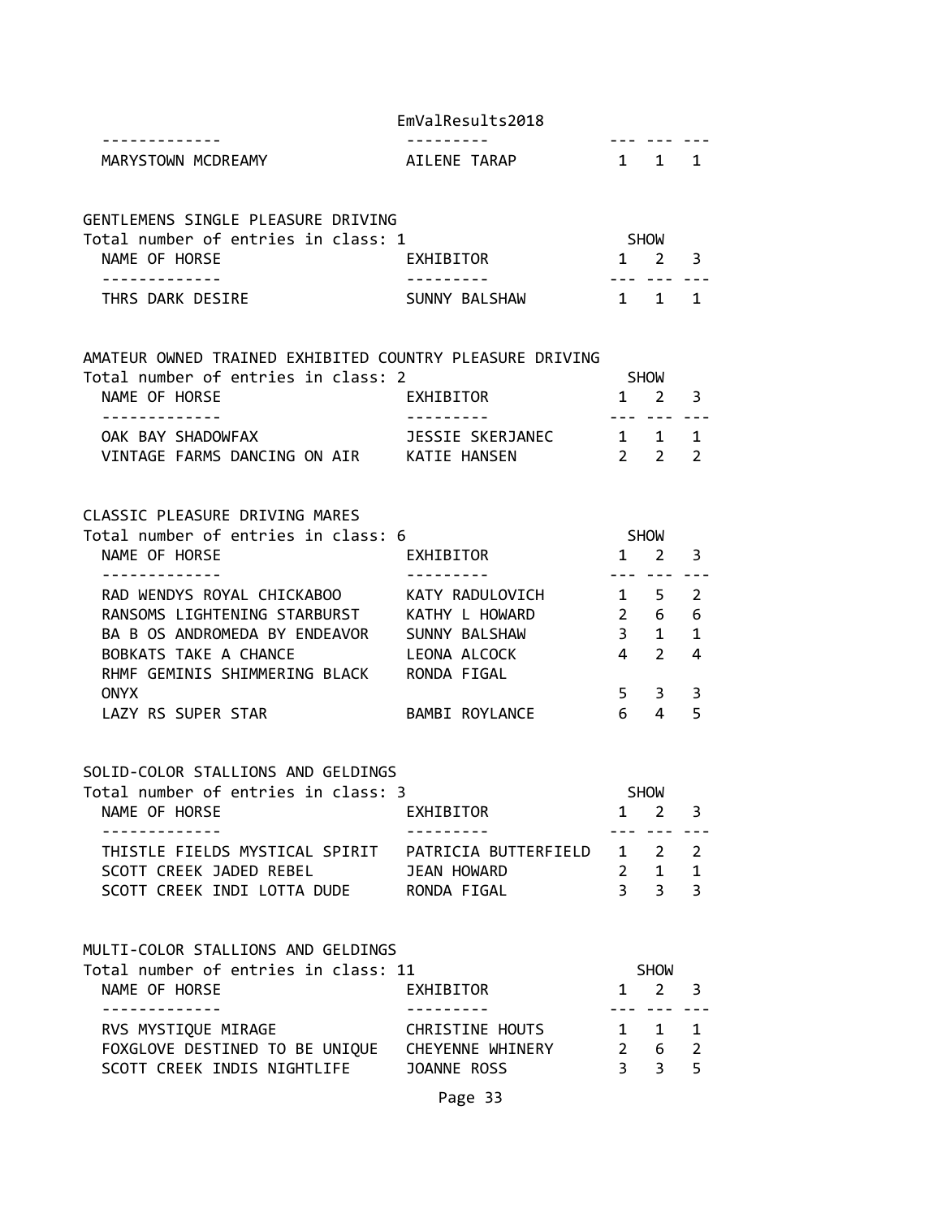| NAME OF HORSE | EXHIBITOR | 1 | 2 | 3 |
|---|---|---|---|---|
| MARYSTOWN MCDREAMY | AILENE TARAP | 1 | 1 | 1 |

GENTLEMENS SINGLE PLEASURE DRIVING
Total number of entries in class: 1

| NAME OF HORSE | EXHIBITOR | SHOW 1 | 2 | 3 |
|---|---|---|---|---|
| THRS DARK DESIRE | SUNNY BALSHAW | 1 | 1 | 1 |

AMATEUR OWNED TRAINED EXHIBITED COUNTRY PLEASURE DRIVING
Total number of entries in class: 2

| NAME OF HORSE | EXHIBITOR | SHOW 1 | 2 | 3 |
|---|---|---|---|---|
| OAK BAY SHADOWFAX | JESSIE SKERJANEC | 1 | 1 | 1 |
| VINTAGE FARMS DANCING ON AIR | KATIE HANSEN | 2 | 2 | 2 |

CLASSIC PLEASURE DRIVING MARES
Total number of entries in class: 6

| NAME OF HORSE | EXHIBITOR | SHOW 1 | 2 | 3 |
|---|---|---|---|---|
| RAD WENDYS ROYAL CHICKABOO | KATY RADULOVICH | 1 | 5 | 2 |
| RANSOMS LIGHTENING STARBURST | KATHY L HOWARD | 2 | 6 | 6 |
| BA B OS ANDROMEDA BY ENDEAVOR | SUNNY BALSHAW | 3 | 1 | 1 |
| BOBKATS TAKE A CHANCE | LEONA ALCOCK | 4 | 2 | 4 |
| RHMF GEMINIS SHIMMERING BLACK ONYX | RONDA FIGAL | 5 | 3 | 3 |
| LAZY RS SUPER STAR | BAMBI ROYLANCE | 6 | 4 | 5 |

SOLID-COLOR STALLIONS AND GELDINGS
Total number of entries in class: 3

| NAME OF HORSE | EXHIBITOR | SHOW 1 | 2 | 3 |
|---|---|---|---|---|
| THISTLE FIELDS MYSTICAL SPIRIT | PATRICIA BUTTERFIELD | 1 | 2 | 2 |
| SCOTT CREEK JADED REBEL | JEAN HOWARD | 2 | 1 | 1 |
| SCOTT CREEK INDI LOTTA DUDE | RONDA FIGAL | 3 | 3 | 3 |

MULTI-COLOR STALLIONS AND GELDINGS
Total number of entries in class: 11

| NAME OF HORSE | EXHIBITOR | SHOW 1 | 2 | 3 |
|---|---|---|---|---|
| RVS MYSTIQUE MIRAGE | CHRISTINE HOUTS | 1 | 1 | 1 |
| FOXGLOVE DESTINED TO BE UNIQUE | CHEYENNE WHINERY | 2 | 6 | 2 |
| SCOTT CREEK INDIS NIGHTLIFE | JOANNE ROSS | 3 | 3 | 5 |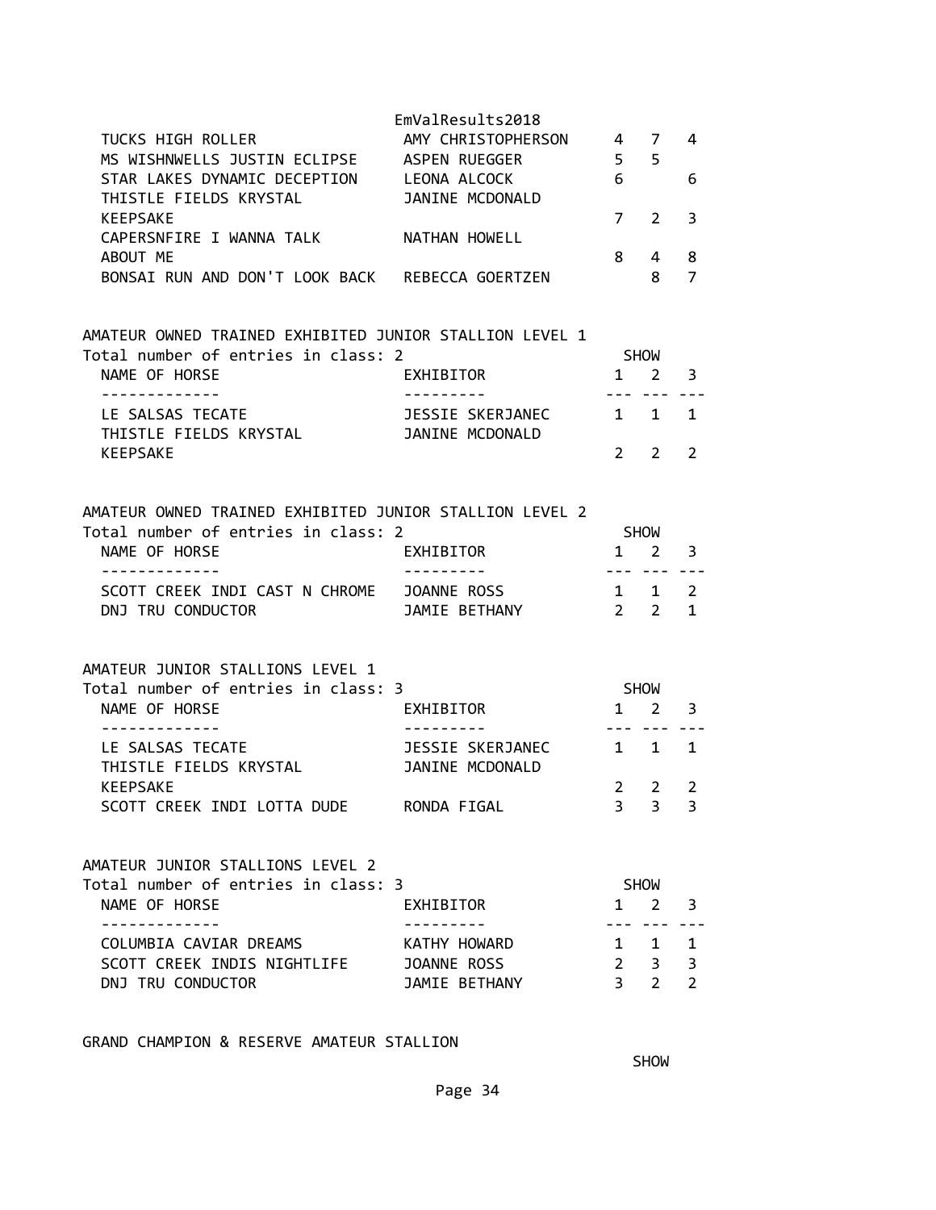| NAME OF HORSE | EXHIBITOR | 1 | 2 | 3 |
|---|---|---|---|---|
| TUCKS HIGH ROLLER | AMY CHRISTOPHERSON | 4 | 7 | 4 |
| MS WISHNWELLS JUSTIN ECLIPSE | ASPEN RUEGGER | 5 | 5 | |
| STAR LAKES DYNAMIC DECEPTION | LEONA ALCOCK | 6 | | 6 |
| THISTLE FIELDS KRYSTAL KEEPSAKE | JANINE MCDONALD | 7 | 2 | 3 |
| CAPERSNFIRE I WANNA TALK ABOUT ME | NATHAN HOWELL | 8 | 4 | 8 |
| BONSAI RUN AND DON'T LOOK BACK | REBECCA GOERTZEN | | 8 | 7 |

AMATEUR OWNED TRAINED EXHIBITED JUNIOR STALLION LEVEL 1

Total number of entries in class: 2

| NAME OF HORSE | EXHIBITOR | SHOW 1 | 2 | 3 |
|---|---|---|---|---|
| LE SALSAS TECATE | JESSIE SKERJANEC | 1 | 1 | 1 |
| THISTLE FIELDS KRYSTAL KEEPSAKE | JANINE MCDONALD | 2 | 2 | 2 |

AMATEUR OWNED TRAINED EXHIBITED JUNIOR STALLION LEVEL 2

Total number of entries in class: 2

| NAME OF HORSE | EXHIBITOR | SHOW 1 | 2 | 3 |
|---|---|---|---|---|
| SCOTT CREEK INDI CAST N CHROME | JOANNE ROSS | 1 | 1 | 2 |
| DNJ TRU CONDUCTOR | JAMIE BETHANY | 2 | 2 | 1 |

AMATEUR JUNIOR STALLIONS LEVEL 1

Total number of entries in class: 3

| NAME OF HORSE | EXHIBITOR | SHOW 1 | 2 | 3 |
|---|---|---|---|---|
| LE SALSAS TECATE | JESSIE SKERJANEC | 1 | 1 | 1 |
| THISTLE FIELDS KRYSTAL KEEPSAKE | JANINE MCDONALD | 2 | 2 | 2 |
| SCOTT CREEK INDI LOTTA DUDE | RONDA FIGAL | 3 | 3 | 3 |

AMATEUR JUNIOR STALLIONS LEVEL 2

Total number of entries in class: 3

| NAME OF HORSE | EXHIBITOR | SHOW 1 | 2 | 3 |
|---|---|---|---|---|
| COLUMBIA CAVIAR DREAMS | KATHY HOWARD | 1 | 1 | 1 |
| SCOTT CREEK INDIS NIGHTLIFE | JOANNE ROSS | 2 | 3 | 3 |
| DNJ TRU CONDUCTOR | JAMIE BETHANY | 3 | 2 | 2 |

GRAND CHAMPION & RESERVE AMATEUR STALLION

SHOW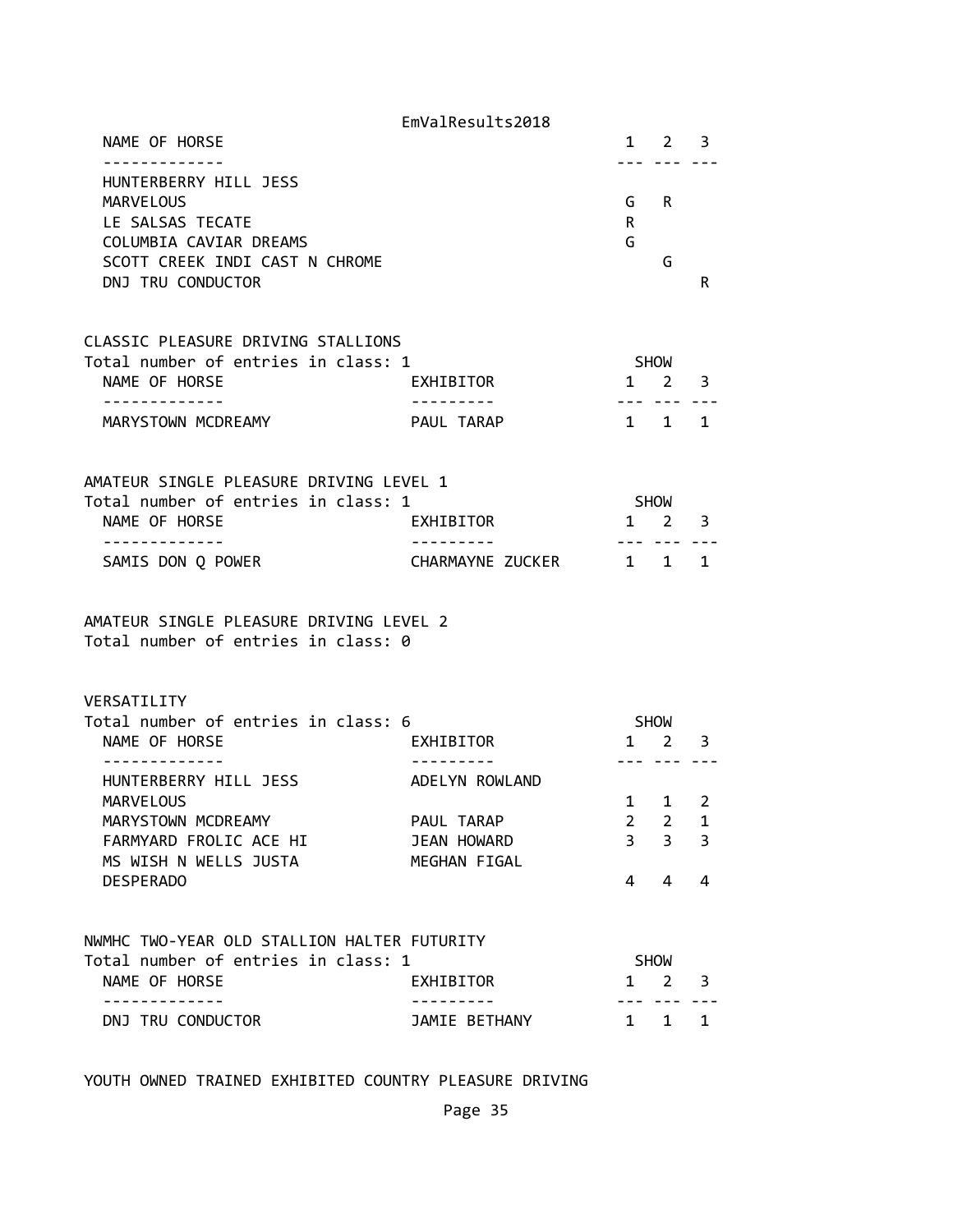| NAME OF HORSE | 1 | 2 | 3 |
|---|---|---|---|
| HUNTERBERRY HILL JESS MARVELOUS | G | R | |
| LE SALSAS TECATE | R | | |
| COLUMBIA CAVIAR DREAMS | G | | |
| SCOTT CREEK INDI CAST N CHROME | | G | |
| DNJ TRU CONDUCTOR | | | R |

CLASSIC PLEASURE DRIVING STALLIONS
Total number of entries in class: 1

| NAME OF HORSE | EXHIBITOR | SHOW 1 | 2 | 3 |
|---|---|---|---|---|
| MARYSTOWN MCDREAMY | PAUL TARAP | 1 | 1 | 1 |

AMATEUR SINGLE PLEASURE DRIVING LEVEL 1
Total number of entries in class: 1

| NAME OF HORSE | EXHIBITOR | SHOW 1 | 2 | 3 |
|---|---|---|---|---|
| SAMIS DON Q POWER | CHARMAYNE ZUCKER | 1 | 1 | 1 |

AMATEUR SINGLE PLEASURE DRIVING LEVEL 2
Total number of entries in class: 0

VERSATILITY
Total number of entries in class: 6

| NAME OF HORSE | EXHIBITOR | SHOW 1 | 2 | 3 |
|---|---|---|---|---|
| HUNTERBERRY HILL JESS MARVELOUS | ADELYN ROWLAND | 1 | 1 | 2 |
| MARYSTOWN MCDREAMY | PAUL TARAP | 2 | 2 | 1 |
| FARMYARD FROLIC ACE HI | JEAN HOWARD | 3 | 3 | 3 |
| MS WISH N WELLS JUSTA DESPERADO | MEGHAN FIGAL | 4 | 4 | 4 |

NWMHC TWO-YEAR OLD STALLION HALTER FUTURITY
Total number of entries in class: 1

| NAME OF HORSE | EXHIBITOR | SHOW 1 | 2 | 3 |
|---|---|---|---|---|
| DNJ TRU CONDUCTOR | JAMIE BETHANY | 1 | 1 | 1 |

YOUTH OWNED TRAINED EXHIBITED COUNTRY PLEASURE DRIVING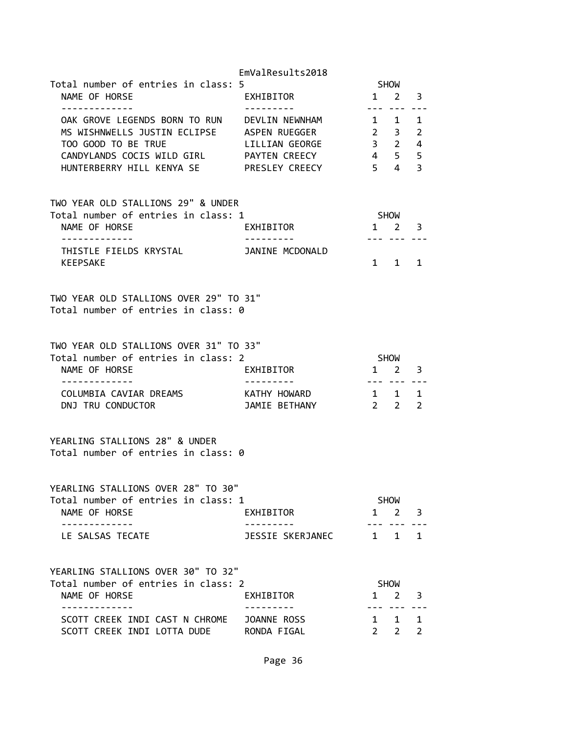Total number of entries in class: 5

| NAME OF HORSE | EXHIBITOR | SHOW 1 | SHOW 2 | SHOW 3 |
| --- | --- | --- | --- | --- |
| OAK GROVE LEGENDS BORN TO RUN | DEVLIN NEWNHAM | 1 | 1 | 1 |
| MS WISHNWELLS JUSTIN ECLIPSE | ASPEN RUEGGER | 2 | 3 | 2 |
| TOO GOOD TO BE TRUE | LILLIAN GEORGE | 3 | 2 | 4 |
| CANDYLANDS COCIS WILD GIRL | PAYTEN CREECY | 4 | 5 | 5 |
| HUNTERBERRY HILL KENYA SE | PRESLEY CREECY | 5 | 4 | 3 |

## TWO YEAR OLD STALLIONS 29" & UNDER

Total number of entries in class: 1

| NAME OF HORSE | EXHIBITOR | SHOW 1 | SHOW 2 | SHOW 3 |
| --- | --- | --- | --- | --- |
| THISTLE FIELDS KRYSTAL KEEPSAKE | JANINE MCDONALD | 1 | 1 | 1 |

## TWO YEAR OLD STALLIONS OVER 29" TO 31"

Total number of entries in class: 0

## TWO YEAR OLD STALLIONS OVER 31" TO 33"

Total number of entries in class: 2

| NAME OF HORSE | EXHIBITOR | SHOW 1 | SHOW 2 | SHOW 3 |
| --- | --- | --- | --- | --- |
| COLUMBIA CAVIAR DREAMS | KATHY HOWARD | 1 | 1 | 1 |
| DNJ TRU CONDUCTOR | JAMIE BETHANY | 2 | 2 | 2 |

## YEARLING STALLIONS 28" & UNDER

Total number of entries in class: 0

## YEARLING STALLIONS OVER 28" TO 30"

Total number of entries in class: 1

| NAME OF HORSE | EXHIBITOR | SHOW 1 | SHOW 2 | SHOW 3 |
| --- | --- | --- | --- | --- |
| LE SALSAS TECATE | JESSIE SKERJANEC | 1 | 1 | 1 |

## YEARLING STALLIONS OVER 30" TO 32"

Total number of entries in class: 2

| NAME OF HORSE | EXHIBITOR | SHOW 1 | SHOW 2 | SHOW 3 |
| --- | --- | --- | --- | --- |
| SCOTT CREEK INDI CAST N CHROME | JOANNE ROSS | 1 | 1 | 1 |
| SCOTT CREEK INDI LOTTA DUDE | RONDA FIGAL | 2 | 2 | 2 |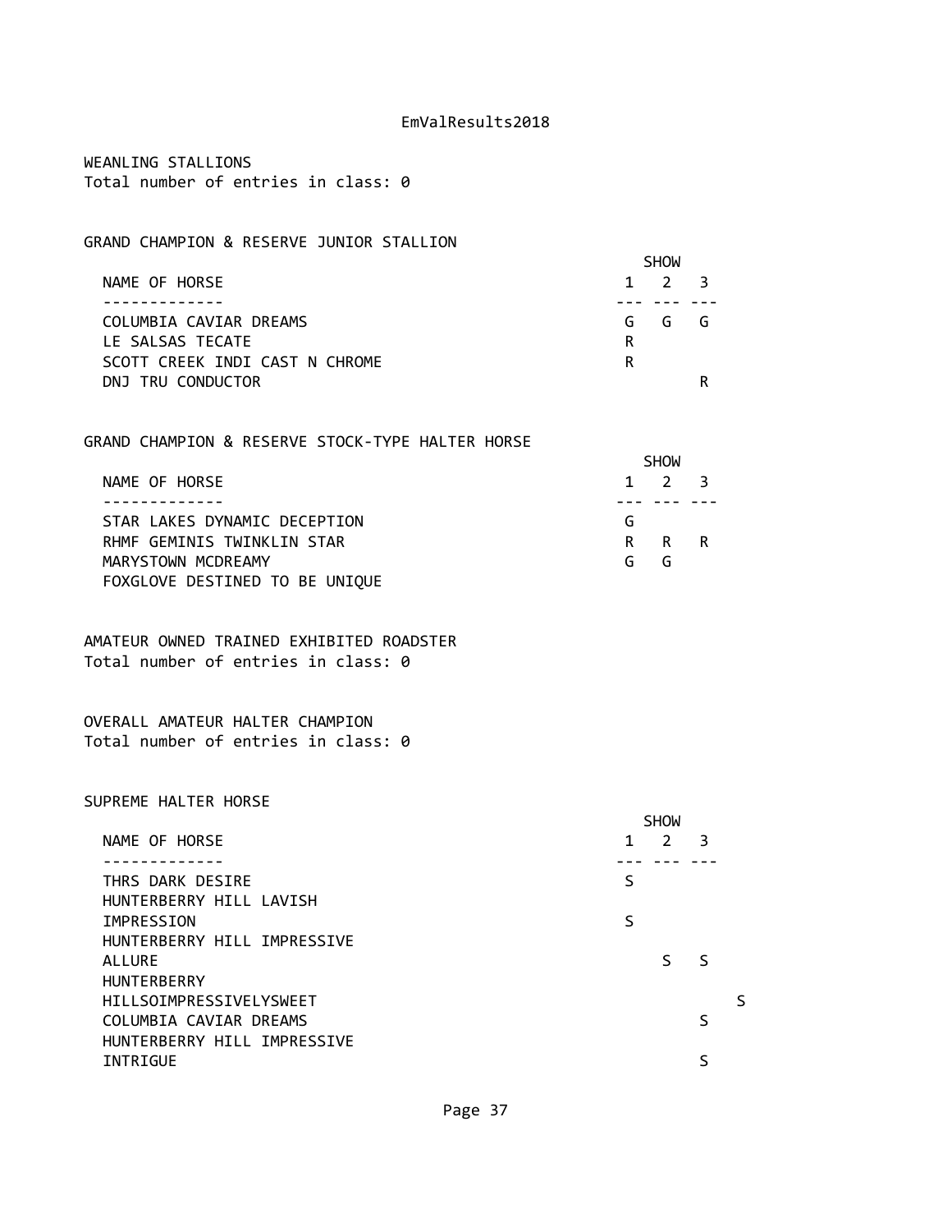WEANLING STALLIONS
Total number of entries in class: 0

GRAND CHAMPION & RESERVE JUNIOR STALLION

| NAME OF HORSE | SHOW 1 | SHOW 2 | SHOW 3 |
|---|---|---|---|
| COLUMBIA CAVIAR DREAMS | G | G | G |
| LE SALSAS TECATE | R | | |
| SCOTT CREEK INDI CAST N CHROME | R | | |
| DNJ TRU CONDUCTOR | | | R |

GRAND CHAMPION & RESERVE STOCK-TYPE HALTER HORSE

| NAME OF HORSE | SHOW 1 | SHOW 2 | SHOW 3 |
|---|---|---|---|
| STAR LAKES DYNAMIC DECEPTION | G | | |
| RHMF GEMINIS TWINKLIN STAR | R | R | R |
| MARYSTOWN MCDREAMY | G | G | |
| FOXGLOVE DESTINED TO BE UNIQUE | | | |

AMATEUR OWNED TRAINED EXHIBITED ROADSTER
Total number of entries in class: 0

OVERALL AMATEUR HALTER CHAMPION
Total number of entries in class: 0

SUPREME HALTER HORSE

| NAME OF HORSE | SHOW 1 | SHOW 2 | SHOW 3 | |
|---|---|---|---|---|
| THRS DARK DESIRE | S | | | |
| HUNTERBERRY HILL LAVISH IMPRESSION | S | | | |
| HUNTERBERRY HILL IMPRESSIVE ALLURE | | S | S | |
| HUNTERBERRY HILLSOIMPRESSIVELYSWEET | | | | S |
| COLUMBIA CAVIAR DREAMS | | | S | |
| HUNTERBERRY HILL IMPRESSIVE INTRIGUE | | | S | |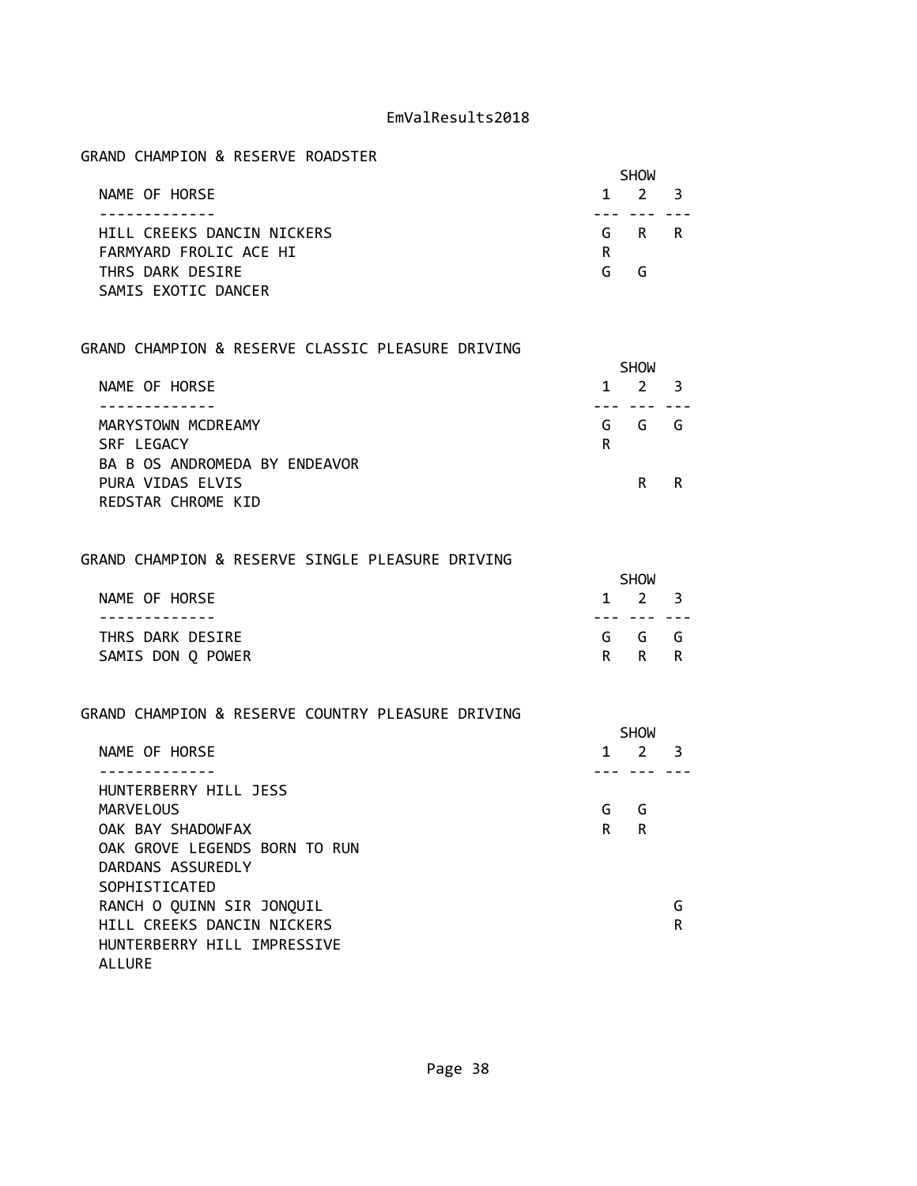## GRAND CHAMPION & RESERVE ROADSTER

| NAME OF HORSE | SHOW 1 | SHOW 2 | SHOW 3 |
| --- | --- | --- | --- |
| HILL CREEKS DANCIN NICKERS | G | R | R |
| FARMYARD FROLIC ACE HI | R | | |
| THRS DARK DESIRE | G | G | |
| SAMIS EXOTIC DANCER | | | |

## GRAND CHAMPION & RESERVE CLASSIC PLEASURE DRIVING

| NAME OF HORSE | SHOW 1 | SHOW 2 | SHOW 3 |
| --- | --- | --- | --- |
| MARYSTOWN MCDREAMY | G | G | G |
| SRF LEGACY | R | | |
| BA B OS ANDROMEDA BY ENDEAVOR | | | |
| PURA VIDAS ELVIS | | R | R |
| REDSTAR CHROME KID | | | |

## GRAND CHAMPION & RESERVE SINGLE PLEASURE DRIVING

| NAME OF HORSE | SHOW 1 | SHOW 2 | SHOW 3 |
| --- | --- | --- | --- |
| THRS DARK DESIRE | G | G | G |
| SAMIS DON Q POWER | R | R | R |

## GRAND CHAMPION & RESERVE COUNTRY PLEASURE DRIVING

| NAME OF HORSE | SHOW 1 | SHOW 2 | SHOW 3 |
| --- | --- | --- | --- |
| HUNTERBERRY HILL JESS MARVELOUS | G | G | |
| OAK BAY SHADOWFAX | R | R | |
| OAK GROVE LEGENDS BORN TO RUN | | | |
| DARDANS ASSUREDLY SOPHISTICATED | | | |
| RANCH O QUINN SIR JONQUIL | | | G |
| HILL CREEKS DANCIN NICKERS | | | R |
| HUNTERBERRY HILL IMPRESSIVE ALLURE | | | |